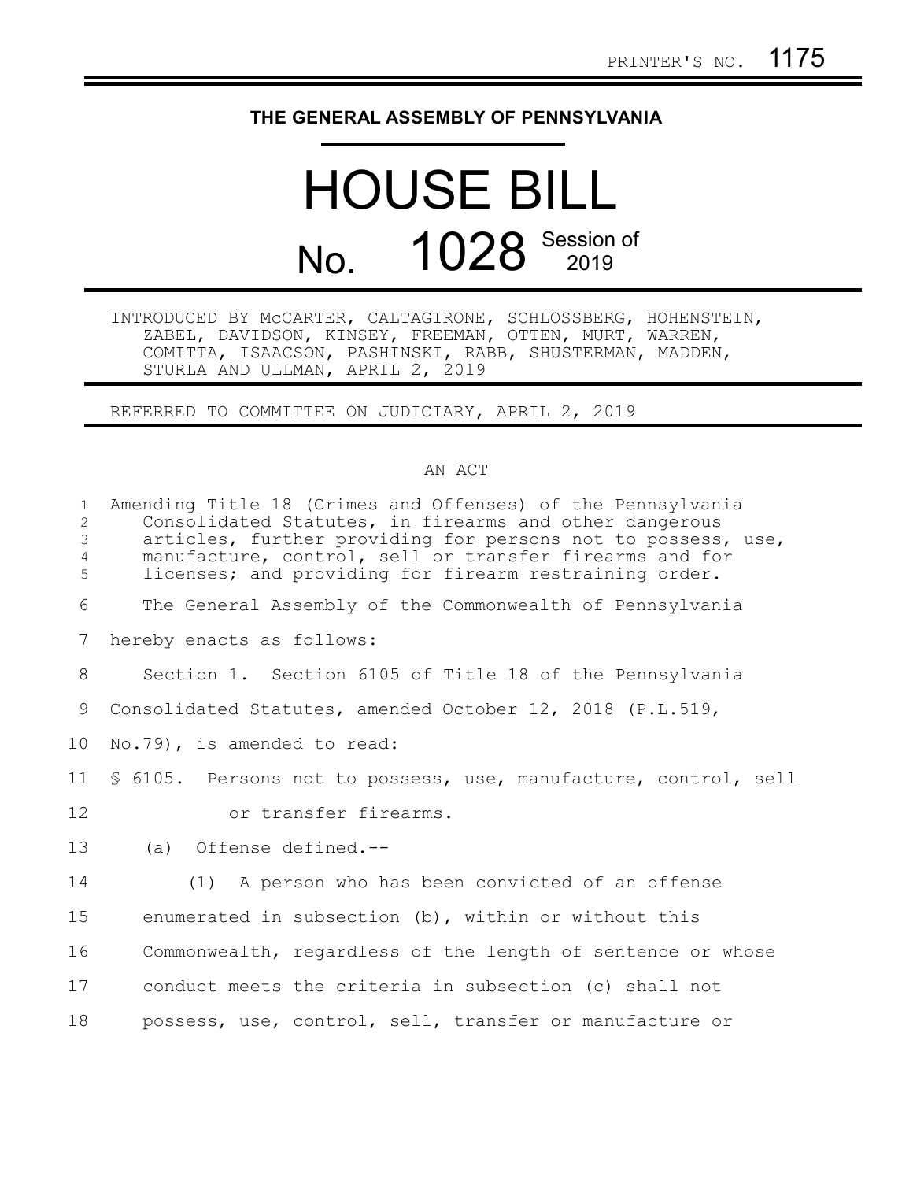PRINTER'S NO. 1175

# THE GENERAL ASSEMBLY OF PENNSYLVANIA

# HOUSE BILL

## No. 1028 Session of 2019

INTRODUCED BY McCARTER, CALTAGIRONE, SCHLOSSBERG, HOHENSTEIN, ZABEL, DAVIDSON, KINSEY, FREEMAN, OTTEN, MURT, WARREN, COMITTA, ISAACSON, PASHINSKI, RABB, SHUSTERMAN, MADDEN, STURLA AND ULLMAN, APRIL 2, 2019

REFERRED TO COMMITTEE ON JUDICIARY, APRIL 2, 2019

AN ACT

Amending Title 18 (Crimes and Offenses) of the Pennsylvania Consolidated Statutes, in firearms and other dangerous articles, further providing for persons not to possess, use, manufacture, control, sell or transfer firearms and for licenses; and providing for firearm restraining order.

The General Assembly of the Commonwealth of Pennsylvania hereby enacts as follows:

Section 1. Section 6105 of Title 18 of the Pennsylvania Consolidated Statutes, amended October 12, 2018 (P.L.519, No.79), is amended to read:

§ 6105. Persons not to possess, use, manufacture, control, sell or transfer firearms.

(a) Offense defined.--

(1) A person who has been convicted of an offense enumerated in subsection (b), within or without this Commonwealth, regardless of the length of sentence or whose conduct meets the criteria in subsection (c) shall not possess, use, control, sell, transfer or manufacture or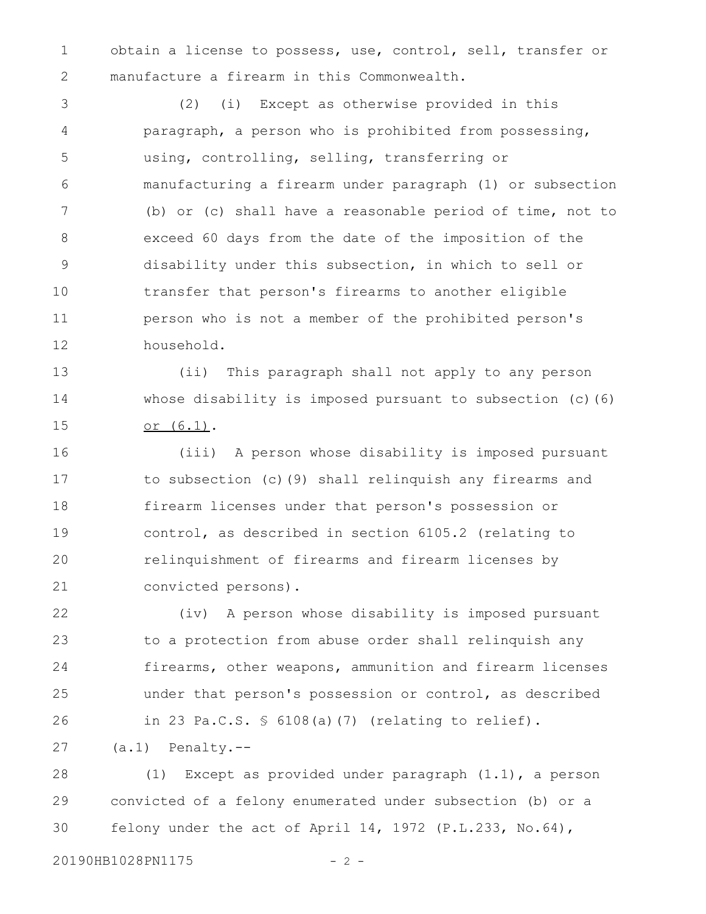obtain a license to possess, use, control, sell, transfer or manufacture a firearm in this Commonwealth.

(2) (i) Except as otherwise provided in this paragraph, a person who is prohibited from possessing, using, controlling, selling, transferring or manufacturing a firearm under paragraph (1) or subsection (b) or (c) shall have a reasonable period of time, not to exceed 60 days from the date of the imposition of the disability under this subsection, in which to sell or transfer that person's firearms to another eligible person who is not a member of the prohibited person's household.

(ii) This paragraph shall not apply to any person whose disability is imposed pursuant to subsection (c)(6) <u>or (6.1)</u>.

(iii) A person whose disability is imposed pursuant to subsection (c)(9) shall relinquish any firearms and firearm licenses under that person's possession or control, as described in section 6105.2 (relating to relinquishment of firearms and firearm licenses by convicted persons).

(iv) A person whose disability is imposed pursuant to a protection from abuse order shall relinquish any firearms, other weapons, ammunition and firearm licenses under that person's possession or control, as described in 23 Pa.C.S. § 6108(a)(7) (relating to relief).

(a.1) Penalty.--

(1) Except as provided under paragraph (1.1), a person convicted of a felony enumerated under subsection (b) or a felony under the act of April 14, 1972 (P.L.233, No.64),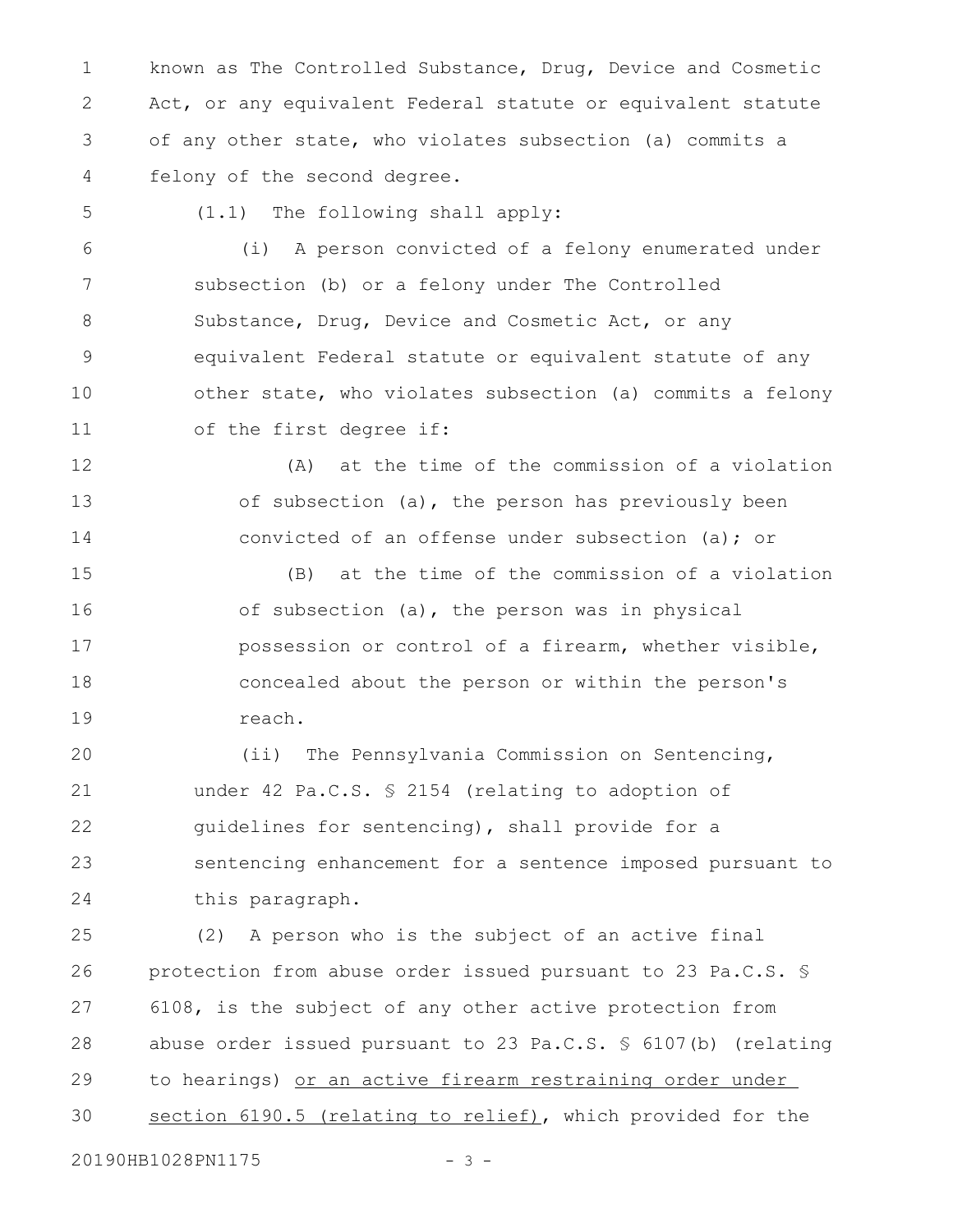known as The Controlled Substance, Drug, Device and Cosmetic Act, or any equivalent Federal statute or equivalent statute of any other state, who violates subsection (a) commits a felony of the second degree.

(1.1) The following shall apply:

(i) A person convicted of a felony enumerated under subsection (b) or a felony under The Controlled Substance, Drug, Device and Cosmetic Act, or any equivalent Federal statute or equivalent statute of any other state, who violates subsection (a) commits a felony of the first degree if:

(A) at the time of the commission of a violation of subsection (a), the person has previously been convicted of an offense under subsection (a); or

(B) at the time of the commission of a violation of subsection (a), the person was in physical possession or control of a firearm, whether visible, concealed about the person or within the person's reach.

(ii) The Pennsylvania Commission on Sentencing, under 42 Pa.C.S. § 2154 (relating to adoption of guidelines for sentencing), shall provide for a sentencing enhancement for a sentence imposed pursuant to this paragraph.

(2) A person who is the subject of an active final protection from abuse order issued pursuant to 23 Pa.C.S. § 6108, is the subject of any other active protection from abuse order issued pursuant to 23 Pa.C.S. § 6107(b) (relating to hearings) <u>or an active firearm restraining order under section 6190.5 (relating to relief)</u>, which provided for the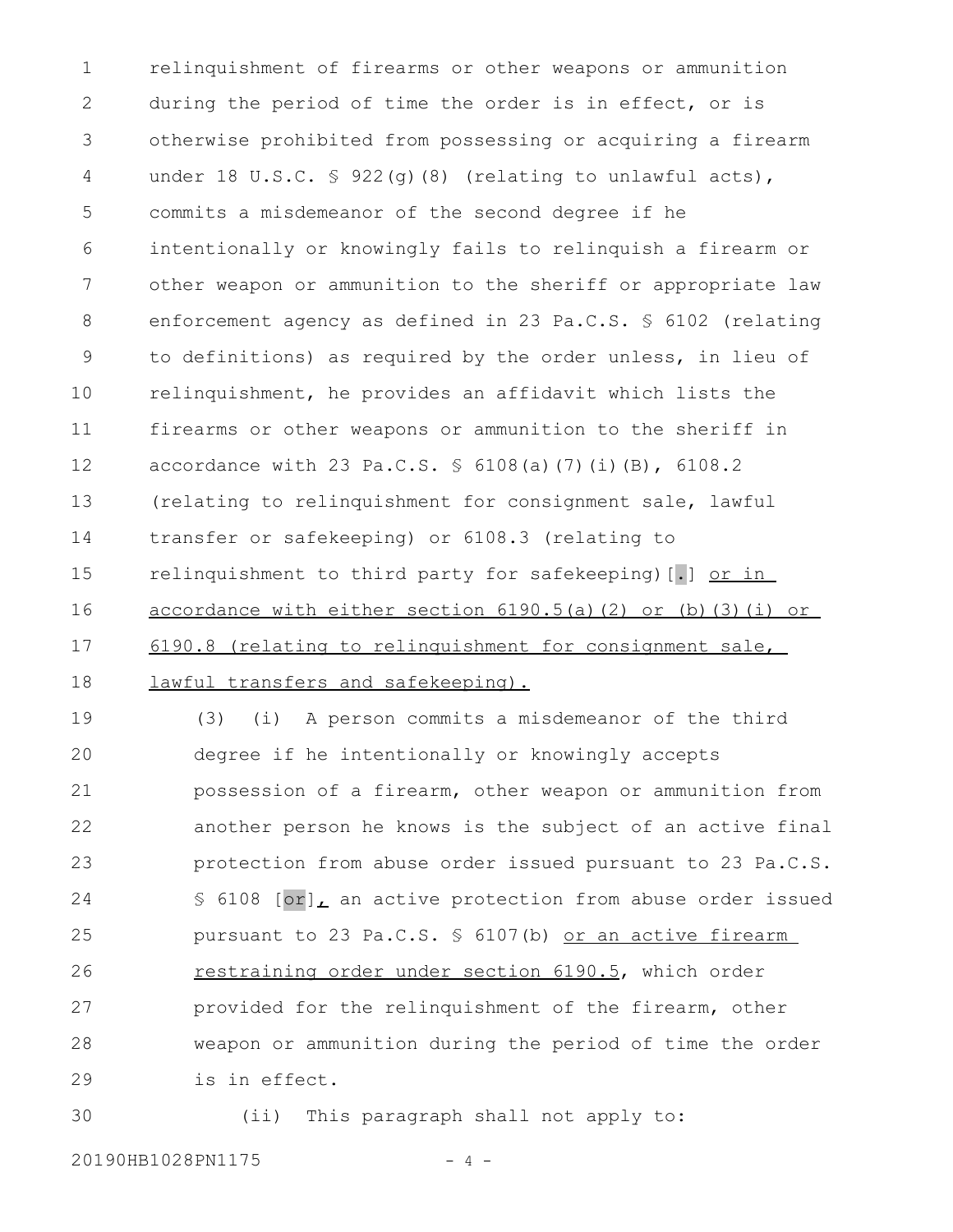relinquishment of firearms or other weapons or ammunition during the period of time the order is in effect, or is otherwise prohibited from possessing or acquiring a firearm under 18 U.S.C. § 922(g)(8) (relating to unlawful acts), commits a misdemeanor of the second degree if he intentionally or knowingly fails to relinquish a firearm or other weapon or ammunition to the sheriff or appropriate law enforcement agency as defined in 23 Pa.C.S. § 6102 (relating to definitions) as required by the order unless, in lieu of relinquishment, he provides an affidavit which lists the firearms or other weapons or ammunition to the sheriff in accordance with 23 Pa.C.S. § 6108(a)(7)(i)(B), 6108.2 (relating to relinquishment for consignment sale, lawful transfer or safekeeping) or 6108.3 (relating to relinquishment to third party for safekeeping)[.] <u>or in accordance with either section 6190.5(a)(2) or (b)(3)(i) or 6190.8 (relating to relinquishment for consignment sale, lawful transfers and safekeeping).</u>

(3) (i) A person commits a misdemeanor of the third degree if he intentionally or knowingly accepts possession of a firearm, other weapon or ammunition from another person he knows is the subject of an active final protection from abuse order issued pursuant to 23 Pa.C.S. § 6108 [or]<u>,</u> an active protection from abuse order issued pursuant to 23 Pa.C.S. § 6107(b) <u>or an active firearm restraining order under section 6190.5</u>, which order provided for the relinquishment of the firearm, other weapon or ammunition during the period of time the order is in effect.

(ii) This paragraph shall not apply to: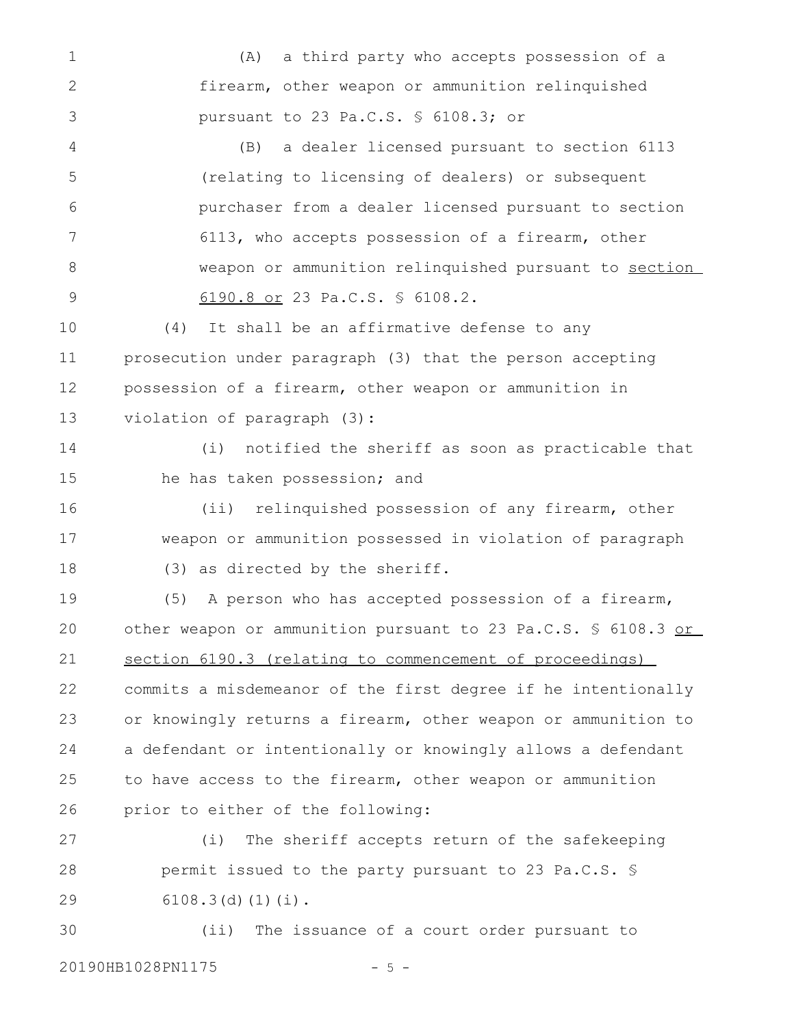(A) a third party who accepts possession of a firearm, other weapon or ammunition relinquished pursuant to 23 Pa.C.S. § 6108.3; or

(B) a dealer licensed pursuant to section 6113 (relating to licensing of dealers) or subsequent purchaser from a dealer licensed pursuant to section 6113, who accepts possession of a firearm, other weapon or ammunition relinquished pursuant to <u>section 6190.8 or</u> 23 Pa.C.S. § 6108.2.

(4) It shall be an affirmative defense to any prosecution under paragraph (3) that the person accepting possession of a firearm, other weapon or ammunition in violation of paragraph (3):

(i) notified the sheriff as soon as practicable that he has taken possession; and

(ii) relinquished possession of any firearm, other weapon or ammunition possessed in violation of paragraph (3) as directed by the sheriff.

(5) A person who has accepted possession of a firearm, other weapon or ammunition pursuant to 23 Pa.C.S. § 6108.3 <u>or section 6190.3 (relating to commencement of proceedings)</u> commits a misdemeanor of the first degree if he intentionally or knowingly returns a firearm, other weapon or ammunition to a defendant or intentionally or knowingly allows a defendant to have access to the firearm, other weapon or ammunition prior to either of the following:

(i) The sheriff accepts return of the safekeeping permit issued to the party pursuant to 23 Pa.C.S. § 6108.3(d)(1)(i).

(ii) The issuance of a court order pursuant to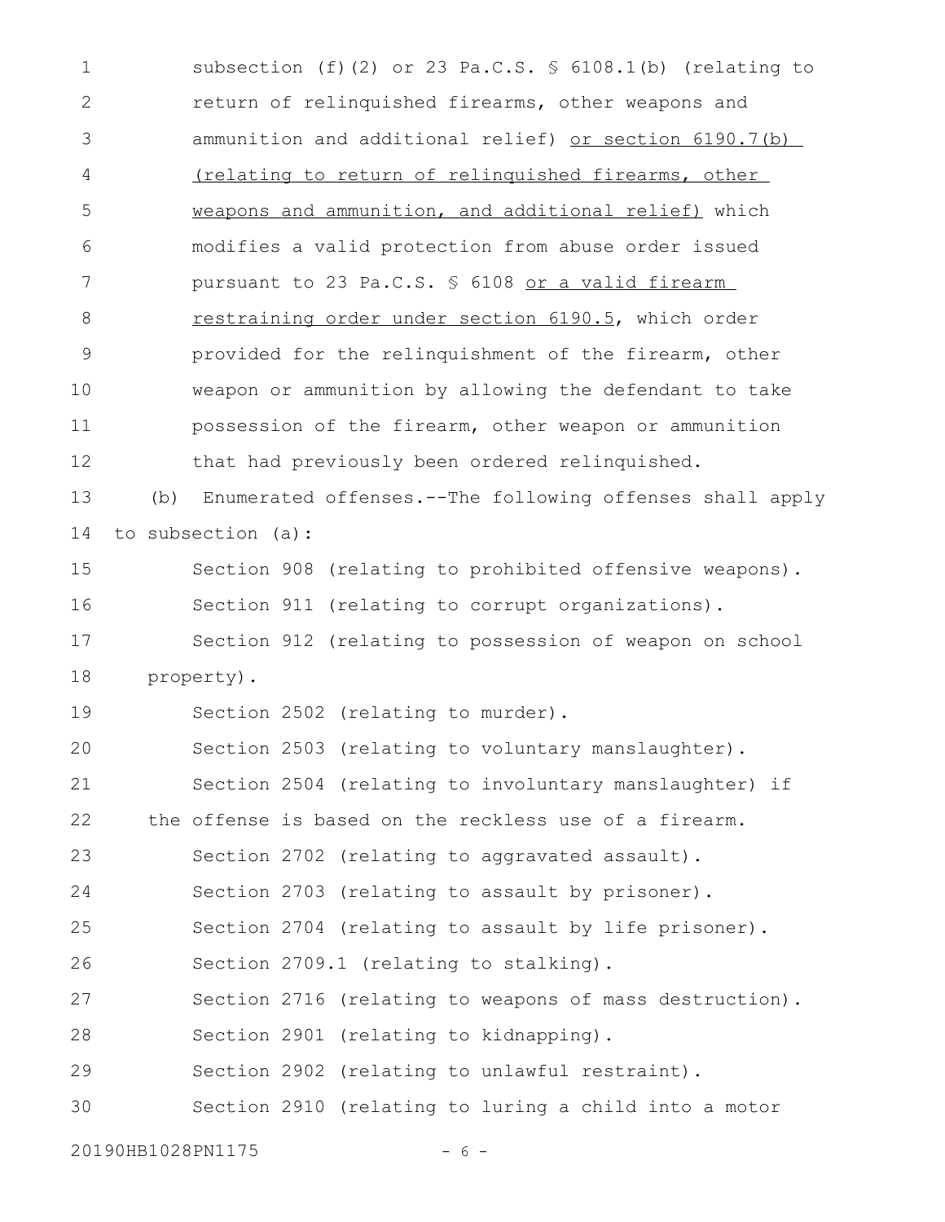subsection (f)(2) or 23 Pa.C.S. § 6108.1(b) (relating to return of relinquished firearms, other weapons and ammunition and additional relief) <u>or section 6190.7(b) (relating to return of relinquished firearms, other weapons and ammunition, and additional relief)</u> which modifies a valid protection from abuse order issued pursuant to 23 Pa.C.S. § 6108 <u>or a valid firearm restraining order under section 6190.5</u>, which order provided for the relinquishment of the firearm, other weapon or ammunition by allowing the defendant to take possession of the firearm, other weapon or ammunition that had previously been ordered relinquished.

(b) Enumerated offenses.--The following offenses shall apply to subsection (a):

Section 908 (relating to prohibited offensive weapons).

Section 911 (relating to corrupt organizations).

Section 912 (relating to possession of weapon on school property).

Section 2502 (relating to murder).

Section 2503 (relating to voluntary manslaughter).

Section 2504 (relating to involuntary manslaughter) if the offense is based on the reckless use of a firearm.

Section 2702 (relating to aggravated assault).

Section 2703 (relating to assault by prisoner).

Section 2704 (relating to assault by life prisoner).

Section 2709.1 (relating to stalking).

Section 2716 (relating to weapons of mass destruction).

Section 2901 (relating to kidnapping).

Section 2902 (relating to unlawful restraint).

Section 2910 (relating to luring a child into a motor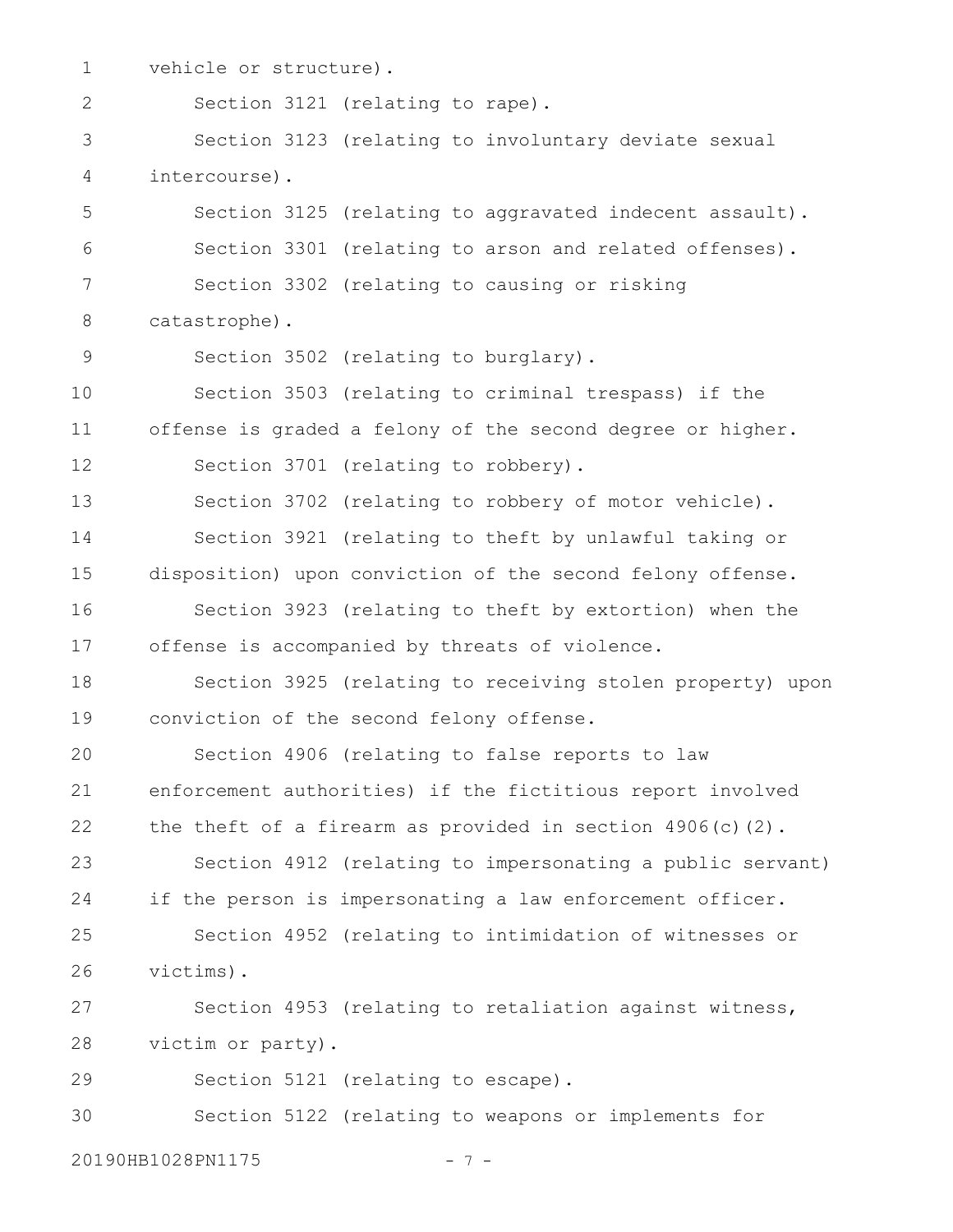vehicle or structure).

Section 3121 (relating to rape).

Section 3123 (relating to involuntary deviate sexual intercourse).

Section 3125 (relating to aggravated indecent assault).

Section 3301 (relating to arson and related offenses).

Section 3302 (relating to causing or risking catastrophe).

Section 3502 (relating to burglary).

Section 3503 (relating to criminal trespass) if the offense is graded a felony of the second degree or higher.

Section 3701 (relating to robbery).

Section 3702 (relating to robbery of motor vehicle).

Section 3921 (relating to theft by unlawful taking or disposition) upon conviction of the second felony offense.

Section 3923 (relating to theft by extortion) when the offense is accompanied by threats of violence.

Section 3925 (relating to receiving stolen property) upon conviction of the second felony offense.

Section 4906 (relating to false reports to law enforcement authorities) if the fictitious report involved the theft of a firearm as provided in section 4906(c)(2).

Section 4912 (relating to impersonating a public servant) if the person is impersonating a law enforcement officer.

Section 4952 (relating to intimidation of witnesses or victims).

Section 4953 (relating to retaliation against witness, victim or party).

Section 5121 (relating to escape).

Section 5122 (relating to weapons or implements for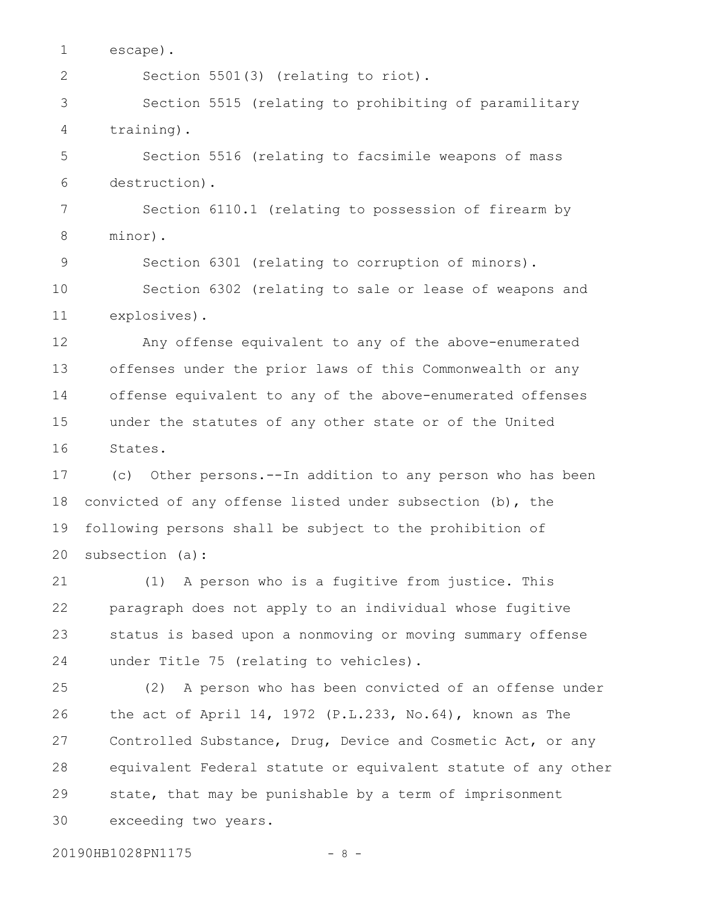escape).

Section 5501(3) (relating to riot).

Section 5515 (relating to prohibiting of paramilitary training).

Section 5516 (relating to facsimile weapons of mass destruction).

Section 6110.1 (relating to possession of firearm by minor).

Section 6301 (relating to corruption of minors).

Section 6302 (relating to sale or lease of weapons and explosives).

Any offense equivalent to any of the above-enumerated offenses under the prior laws of this Commonwealth or any offense equivalent to any of the above-enumerated offenses under the statutes of any other state or of the United States.

(c) Other persons.--In addition to any person who has been convicted of any offense listed under subsection (b), the following persons shall be subject to the prohibition of subsection (a):

(1) A person who is a fugitive from justice. This paragraph does not apply to an individual whose fugitive status is based upon a nonmoving or moving summary offense under Title 75 (relating to vehicles).

(2) A person who has been convicted of an offense under the act of April 14, 1972 (P.L.233, No.64), known as The Controlled Substance, Drug, Device and Cosmetic Act, or any equivalent Federal statute or equivalent statute of any other state, that may be punishable by a term of imprisonment exceeding two years.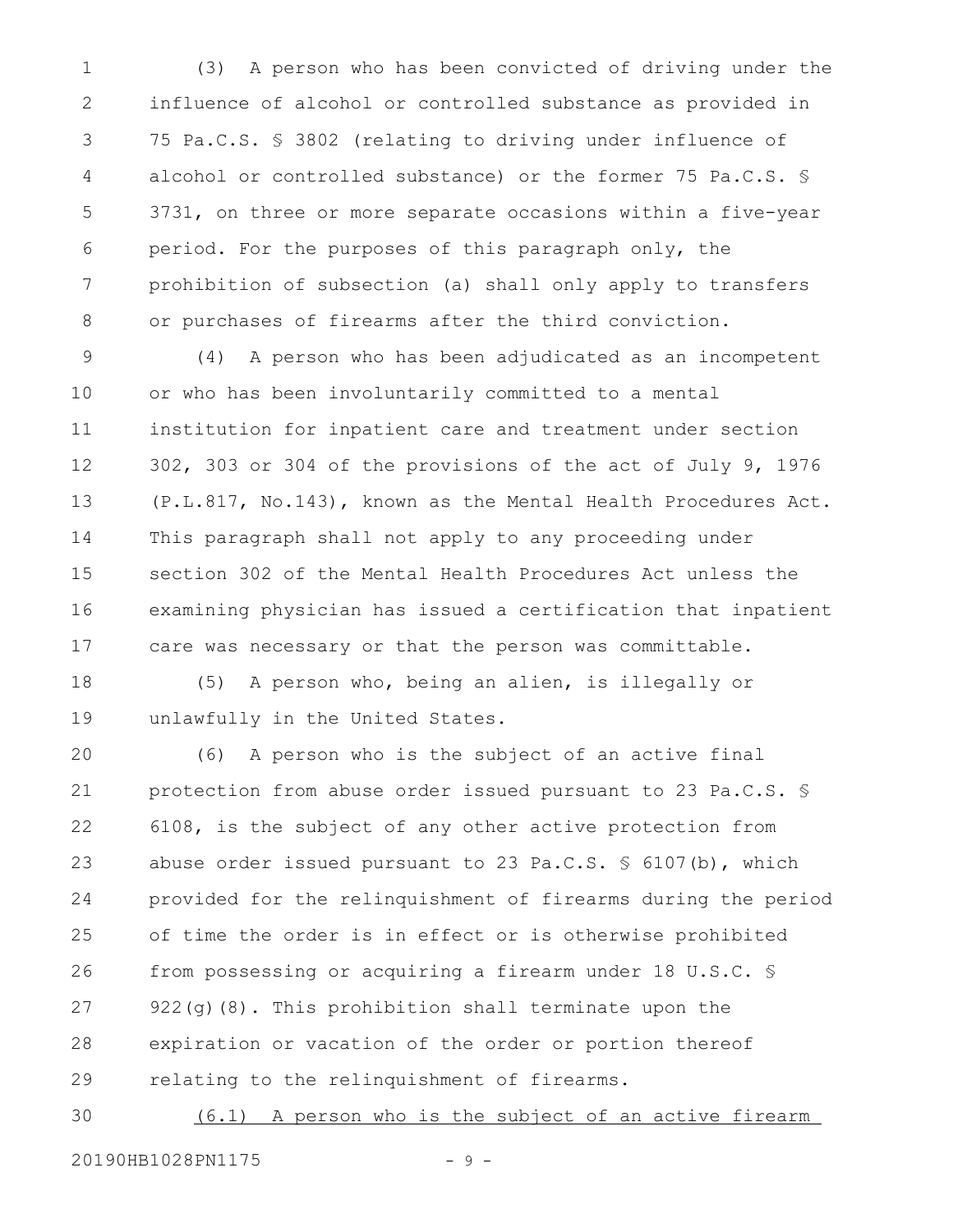(3) A person who has been convicted of driving under the influence of alcohol or controlled substance as provided in 75 Pa.C.S. § 3802 (relating to driving under influence of alcohol or controlled substance) or the former 75 Pa.C.S. § 3731, on three or more separate occasions within a five-year period. For the purposes of this paragraph only, the prohibition of subsection (a) shall only apply to transfers or purchases of firearms after the third conviction.

(4) A person who has been adjudicated as an incompetent or who has been involuntarily committed to a mental institution for inpatient care and treatment under section 302, 303 or 304 of the provisions of the act of July 9, 1976 (P.L.817, No.143), known as the Mental Health Procedures Act. This paragraph shall not apply to any proceeding under section 302 of the Mental Health Procedures Act unless the examining physician has issued a certification that inpatient care was necessary or that the person was committable.

(5) A person who, being an alien, is illegally or unlawfully in the United States.

(6) A person who is the subject of an active final protection from abuse order issued pursuant to 23 Pa.C.S. § 6108, is the subject of any other active protection from abuse order issued pursuant to 23 Pa.C.S. § 6107(b), which provided for the relinquishment of firearms during the period of time the order is in effect or is otherwise prohibited from possessing or acquiring a firearm under 18 U.S.C. § 922(g)(8). This prohibition shall terminate upon the expiration or vacation of the order or portion thereof relating to the relinquishment of firearms.

<u>(6.1) A person who is the subject of an active firearm</u>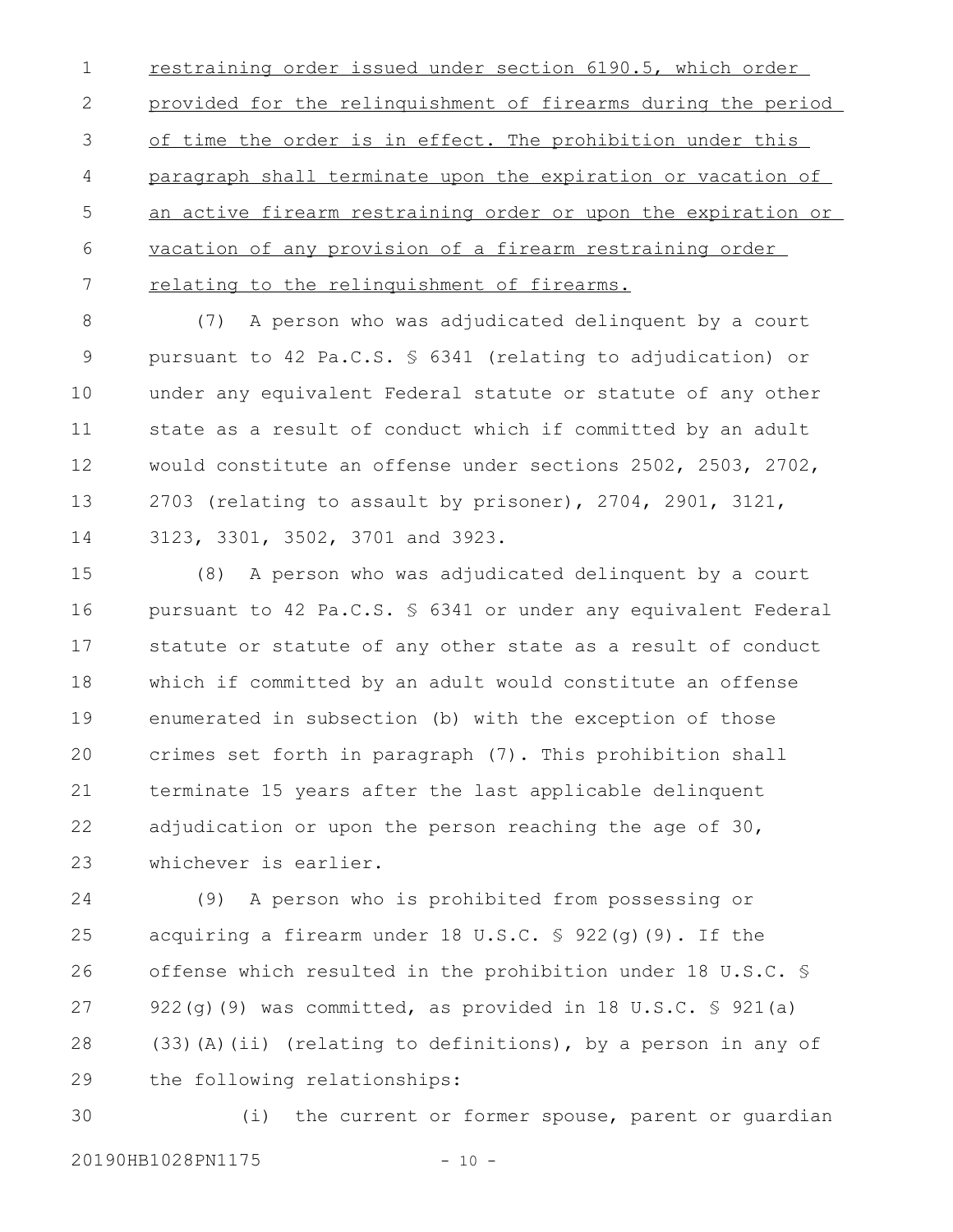restraining order issued under section 6190.5, which order provided for the relinquishment of firearms during the period of time the order is in effect. The prohibition under this paragraph shall terminate upon the expiration or vacation of an active firearm restraining order or upon the expiration or vacation of any provision of a firearm restraining order relating to the relinquishment of firearms.

(7) A person who was adjudicated delinquent by a court pursuant to 42 Pa.C.S. § 6341 (relating to adjudication) or under any equivalent Federal statute or statute of any other state as a result of conduct which if committed by an adult would constitute an offense under sections 2502, 2503, 2702, 2703 (relating to assault by prisoner), 2704, 2901, 3121, 3123, 3301, 3502, 3701 and 3923.

(8) A person who was adjudicated delinquent by a court pursuant to 42 Pa.C.S. § 6341 or under any equivalent Federal statute or statute of any other state as a result of conduct which if committed by an adult would constitute an offense enumerated in subsection (b) with the exception of those crimes set forth in paragraph (7). This prohibition shall terminate 15 years after the last applicable delinquent adjudication or upon the person reaching the age of 30, whichever is earlier.

(9) A person who is prohibited from possessing or acquiring a firearm under 18 U.S.C. § 922(g)(9). If the offense which resulted in the prohibition under 18 U.S.C. § 922(g)(9) was committed, as provided in 18 U.S.C. § 921(a)(33)(A)(ii) (relating to definitions), by a person in any of the following relationships:

(i) the current or former spouse, parent or guardian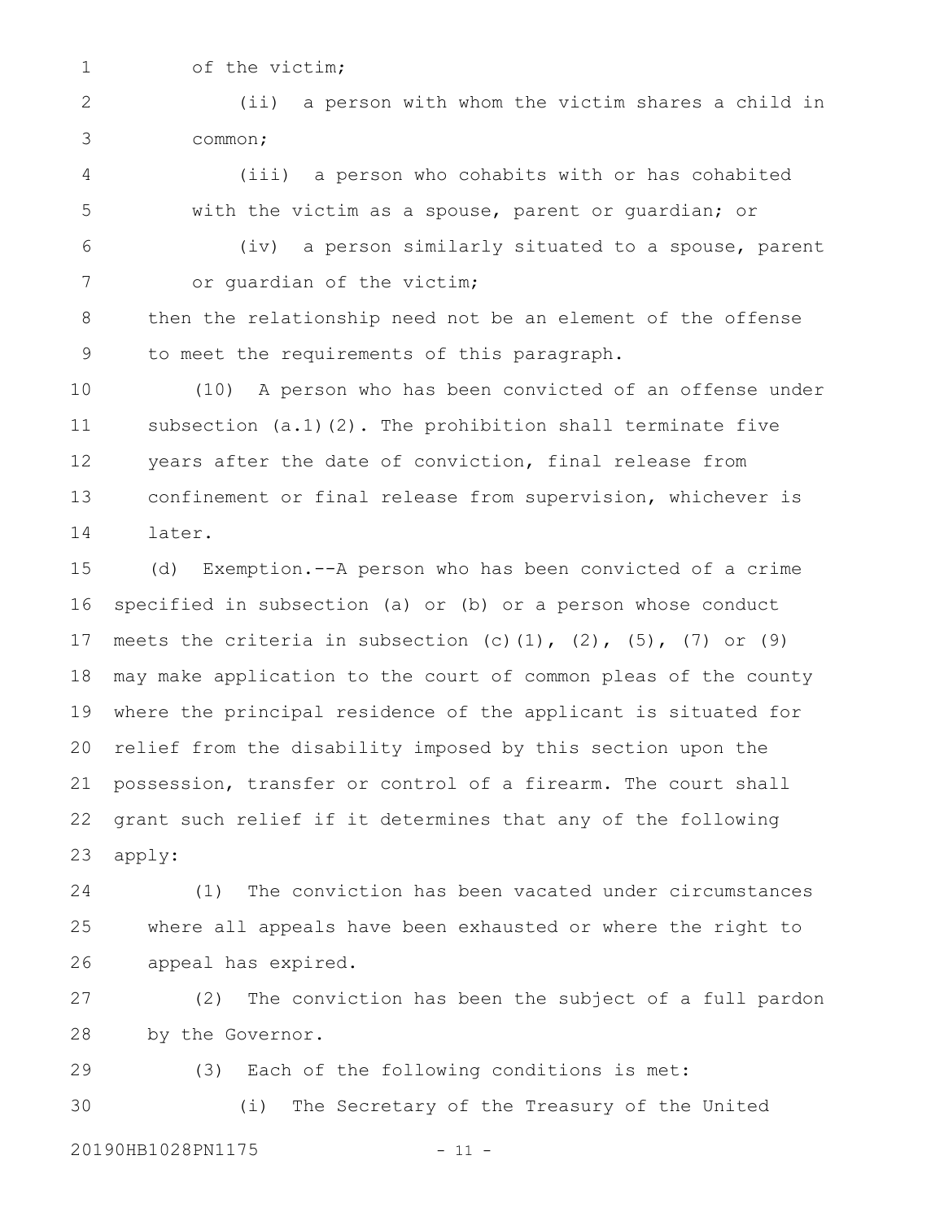of the victim;

(ii) a person with whom the victim shares a child in common;

(iii) a person who cohabits with or has cohabited with the victim as a spouse, parent or guardian; or

(iv) a person similarly situated to a spouse, parent or guardian of the victim;

then the relationship need not be an element of the offense to meet the requirements of this paragraph.

(10) A person who has been convicted of an offense under subsection (a.1)(2). The prohibition shall terminate five years after the date of conviction, final release from confinement or final release from supervision, whichever is later.

(d) Exemption.--A person who has been convicted of a crime specified in subsection (a) or (b) or a person whose conduct meets the criteria in subsection (c)(1), (2), (5), (7) or (9) may make application to the court of common pleas of the county where the principal residence of the applicant is situated for relief from the disability imposed by this section upon the possession, transfer or control of a firearm. The court shall grant such relief if it determines that any of the following apply:

(1) The conviction has been vacated under circumstances where all appeals have been exhausted or where the right to appeal has expired.

(2) The conviction has been the subject of a full pardon by the Governor.

(3) Each of the following conditions is met:

(i) The Secretary of the Treasury of the United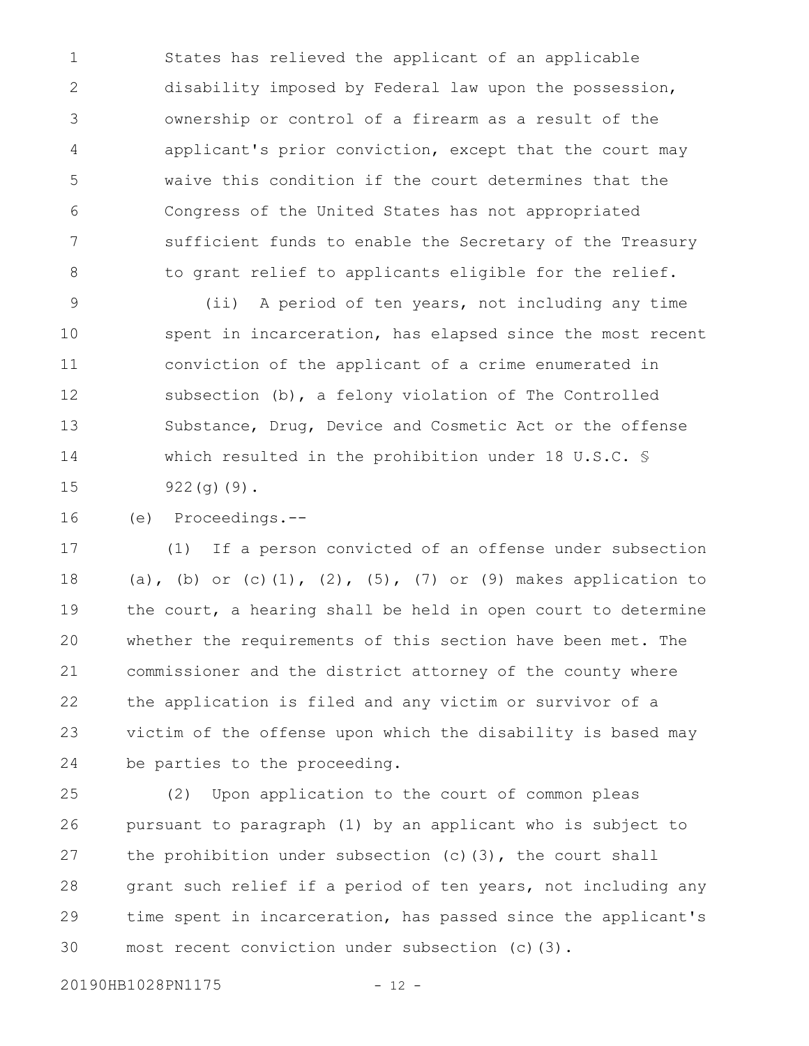States has relieved the applicant of an applicable disability imposed by Federal law upon the possession, ownership or control of a firearm as a result of the applicant's prior conviction, except that the court may waive this condition if the court determines that the Congress of the United States has not appropriated sufficient funds to enable the Secretary of the Treasury to grant relief to applicants eligible for the relief.

(ii) A period of ten years, not including any time spent in incarceration, has elapsed since the most recent conviction of the applicant of a crime enumerated in subsection (b), a felony violation of The Controlled Substance, Drug, Device and Cosmetic Act or the offense which resulted in the prohibition under 18 U.S.C. § 922(g)(9).

(e) Proceedings.--

(1) If a person convicted of an offense under subsection (a), (b) or (c)(1), (2), (5), (7) or (9) makes application to the court, a hearing shall be held in open court to determine whether the requirements of this section have been met. The commissioner and the district attorney of the county where the application is filed and any victim or survivor of a victim of the offense upon which the disability is based may be parties to the proceeding.

(2) Upon application to the court of common pleas pursuant to paragraph (1) by an applicant who is subject to the prohibition under subsection (c)(3), the court shall grant such relief if a period of ten years, not including any time spent in incarceration, has passed since the applicant's most recent conviction under subsection (c)(3).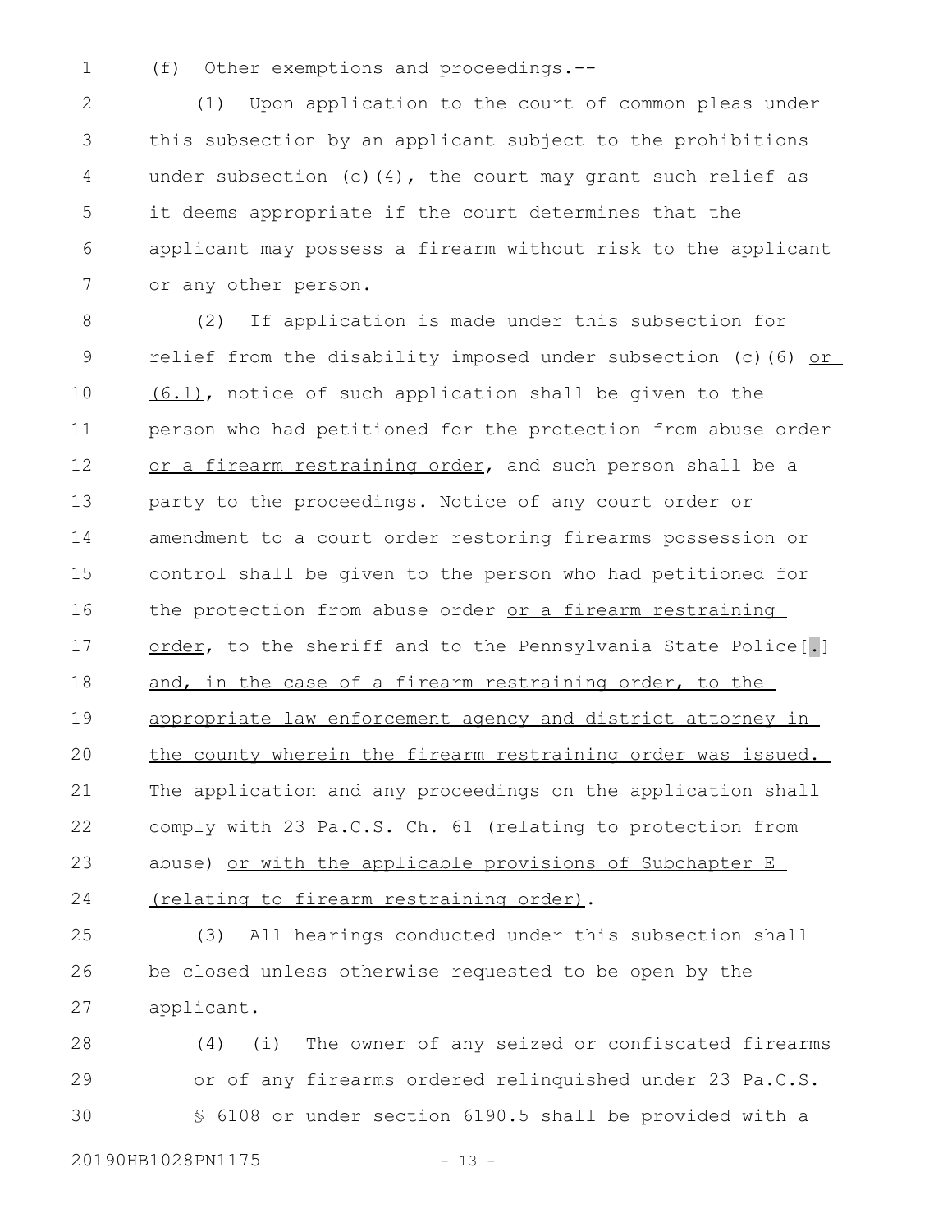(f) Other exemptions and proceedings.--

(1) Upon application to the court of common pleas under this subsection by an applicant subject to the prohibitions under subsection (c)(4), the court may grant such relief as it deems appropriate if the court determines that the applicant may possess a firearm without risk to the applicant or any other person.

(2) If application is made under this subsection for relief from the disability imposed under subsection (c)(6) or (6.1), notice of such application shall be given to the person who had petitioned for the protection from abuse order or a firearm restraining order, and such person shall be a party to the proceedings. Notice of any court order or amendment to a court order restoring firearms possession or control shall be given to the person who had petitioned for the protection from abuse order or a firearm restraining order, to the sheriff and to the Pennsylvania State Police[.] and, in the case of a firearm restraining order, to the appropriate law enforcement agency and district attorney in the county wherein the firearm restraining order was issued. The application and any proceedings on the application shall comply with 23 Pa.C.S. Ch. 61 (relating to protection from abuse) or with the applicable provisions of Subchapter E (relating to firearm restraining order).

(3) All hearings conducted under this subsection shall be closed unless otherwise requested to be open by the applicant.

(4) (i) The owner of any seized or confiscated firearms or of any firearms ordered relinquished under 23 Pa.C.S. § 6108 or under section 6190.5 shall be provided with a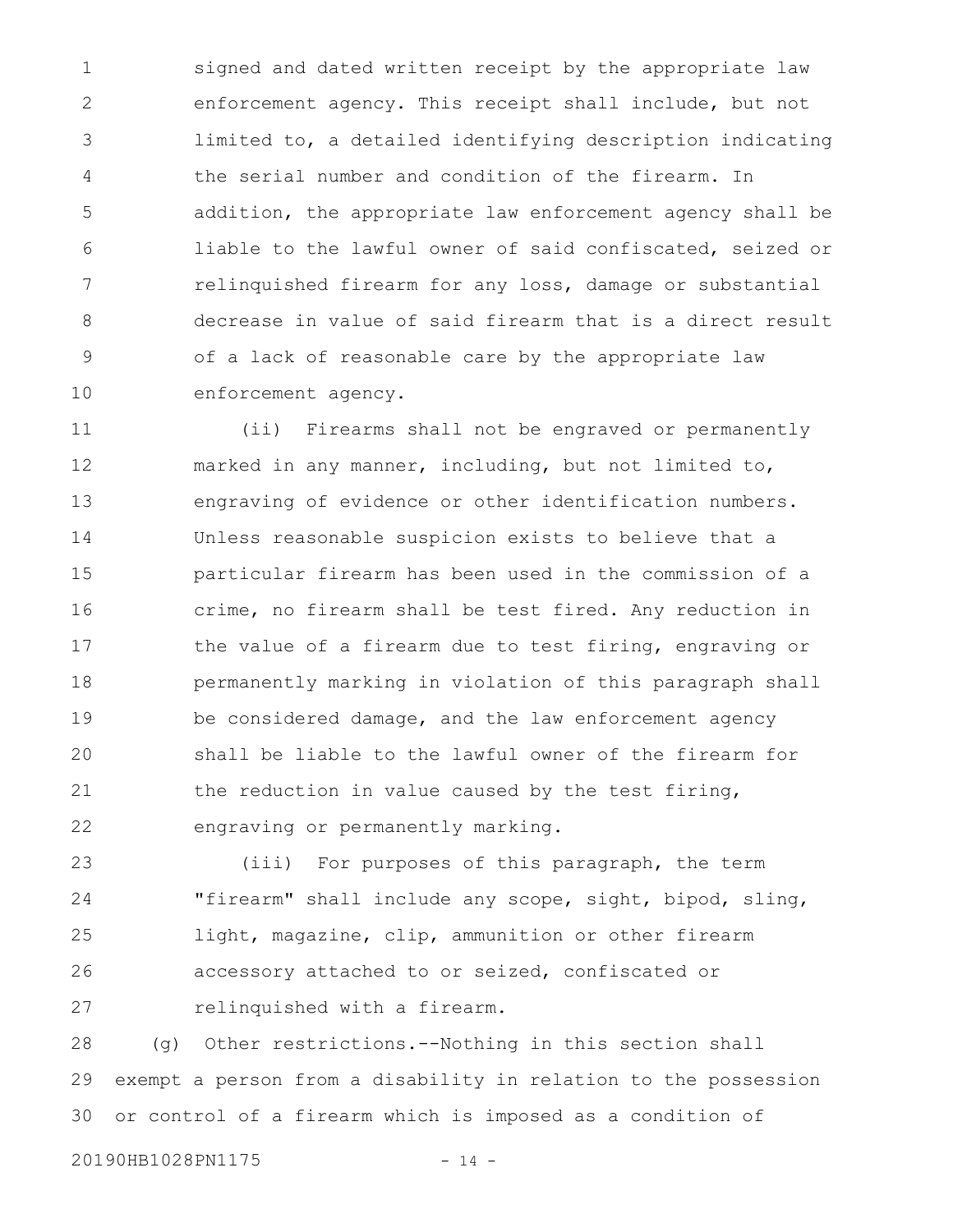signed and dated written receipt by the appropriate law enforcement agency. This receipt shall include, but not limited to, a detailed identifying description indicating the serial number and condition of the firearm. In addition, the appropriate law enforcement agency shall be liable to the lawful owner of said confiscated, seized or relinquished firearm for any loss, damage or substantial decrease in value of said firearm that is a direct result of a lack of reasonable care by the appropriate law enforcement agency.

(ii) Firearms shall not be engraved or permanently marked in any manner, including, but not limited to, engraving of evidence or other identification numbers. Unless reasonable suspicion exists to believe that a particular firearm has been used in the commission of a crime, no firearm shall be test fired. Any reduction in the value of a firearm due to test firing, engraving or permanently marking in violation of this paragraph shall be considered damage, and the law enforcement agency shall be liable to the lawful owner of the firearm for the reduction in value caused by the test firing, engraving or permanently marking.

(iii) For purposes of this paragraph, the term "firearm" shall include any scope, sight, bipod, sling, light, magazine, clip, ammunition or other firearm accessory attached to or seized, confiscated or relinquished with a firearm.

(g) Other restrictions.--Nothing in this section shall exempt a person from a disability in relation to the possession or control of a firearm which is imposed as a condition of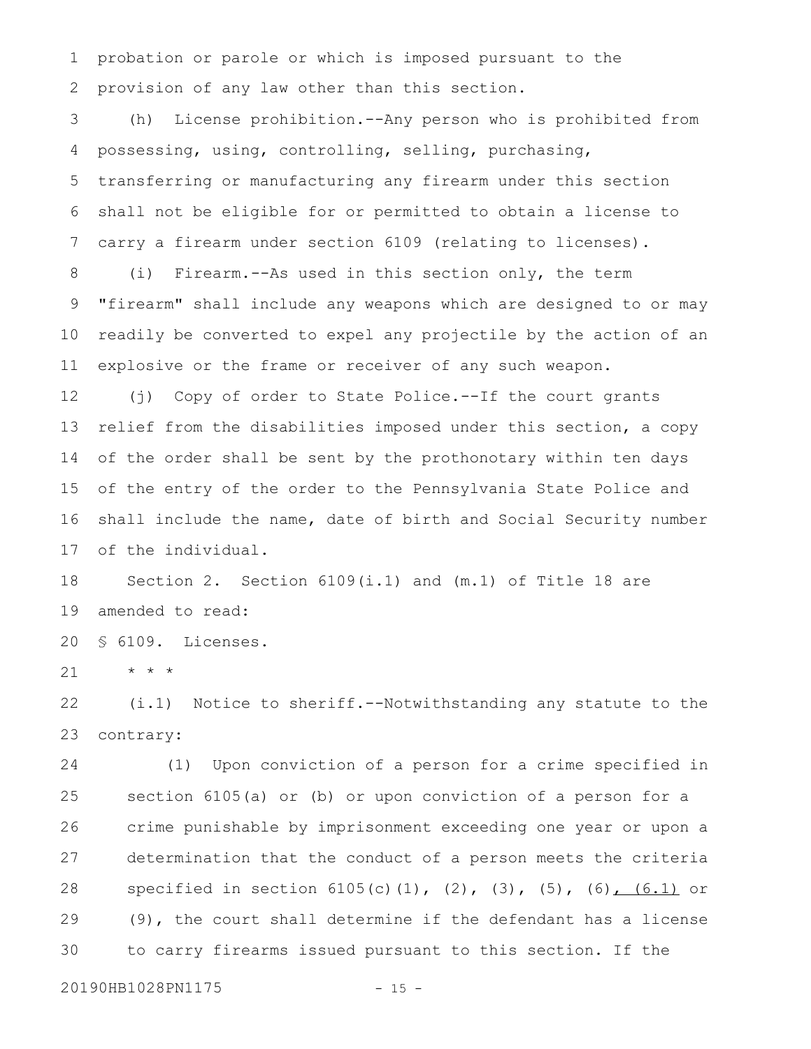probation or parole or which is imposed pursuant to the provision of any law other than this section.

(h) License prohibition.--Any person who is prohibited from possessing, using, controlling, selling, purchasing, transferring or manufacturing any firearm under this section shall not be eligible for or permitted to obtain a license to carry a firearm under section 6109 (relating to licenses).

(i) Firearm.--As used in this section only, the term "firearm" shall include any weapons which are designed to or may readily be converted to expel any projectile by the action of an explosive or the frame or receiver of any such weapon.

(j) Copy of order to State Police.--If the court grants relief from the disabilities imposed under this section, a copy of the order shall be sent by the prothonotary within ten days of the entry of the order to the Pennsylvania State Police and shall include the name, date of birth and Social Security number of the individual.

Section 2. Section 6109(i.1) and (m.1) of Title 18 are amended to read:

§ 6109. Licenses.

* * *

(i.1) Notice to sheriff.--Notwithstanding any statute to the contrary:

(1) Upon conviction of a person for a crime specified in section 6105(a) or (b) or upon conviction of a person for a crime punishable by imprisonment exceeding one year or upon a determination that the conduct of a person meets the criteria specified in section 6105(c)(1), (2), (3), (5), (6)<u>, (6.1)</u> or (9), the court shall determine if the defendant has a license to carry firearms issued pursuant to this section. If the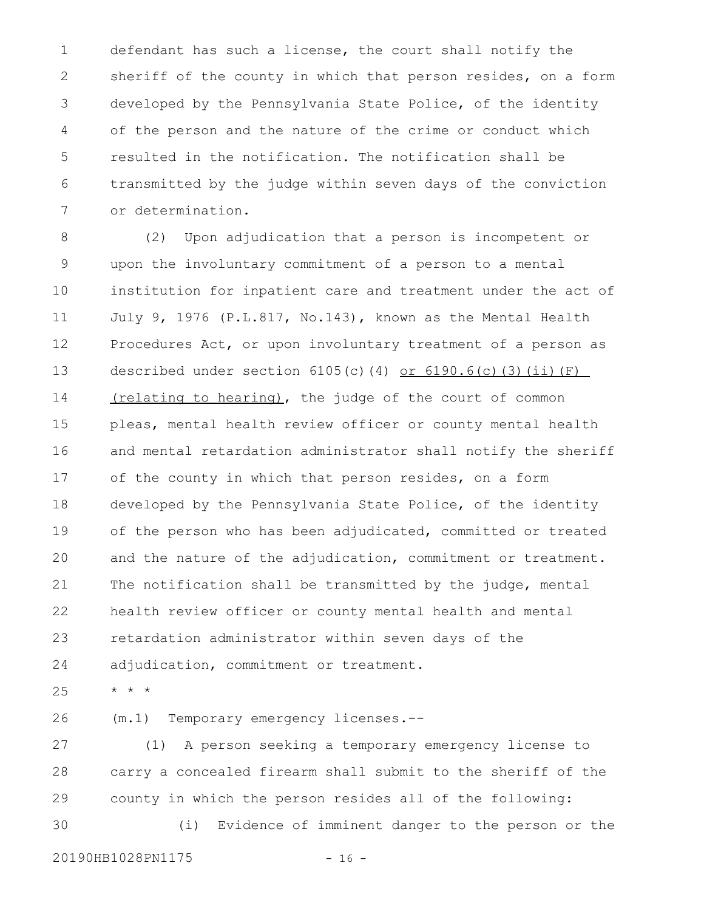defendant has such a license, the court shall notify the sheriff of the county in which that person resides, on a form developed by the Pennsylvania State Police, of the identity of the person and the nature of the crime or conduct which resulted in the notification. The notification shall be transmitted by the judge within seven days of the conviction or determination.

(2) Upon adjudication that a person is incompetent or upon the involuntary commitment of a person to a mental institution for inpatient care and treatment under the act of July 9, 1976 (P.L.817, No.143), known as the Mental Health Procedures Act, or upon involuntary treatment of a person as described under section 6105(c)(4) or 6190.6(c)(3)(ii)(F) (relating to hearing), the judge of the court of common pleas, mental health review officer or county mental health and mental retardation administrator shall notify the sheriff of the county in which that person resides, on a form developed by the Pennsylvania State Police, of the identity of the person who has been adjudicated, committed or treated and the nature of the adjudication, commitment or treatment. The notification shall be transmitted by the judge, mental health review officer or county mental health and mental retardation administrator within seven days of the adjudication, commitment or treatment.

* * *

(m.1) Temporary emergency licenses.--

(1) A person seeking a temporary emergency license to carry a concealed firearm shall submit to the sheriff of the county in which the person resides all of the following:

(i) Evidence of imminent danger to the person or the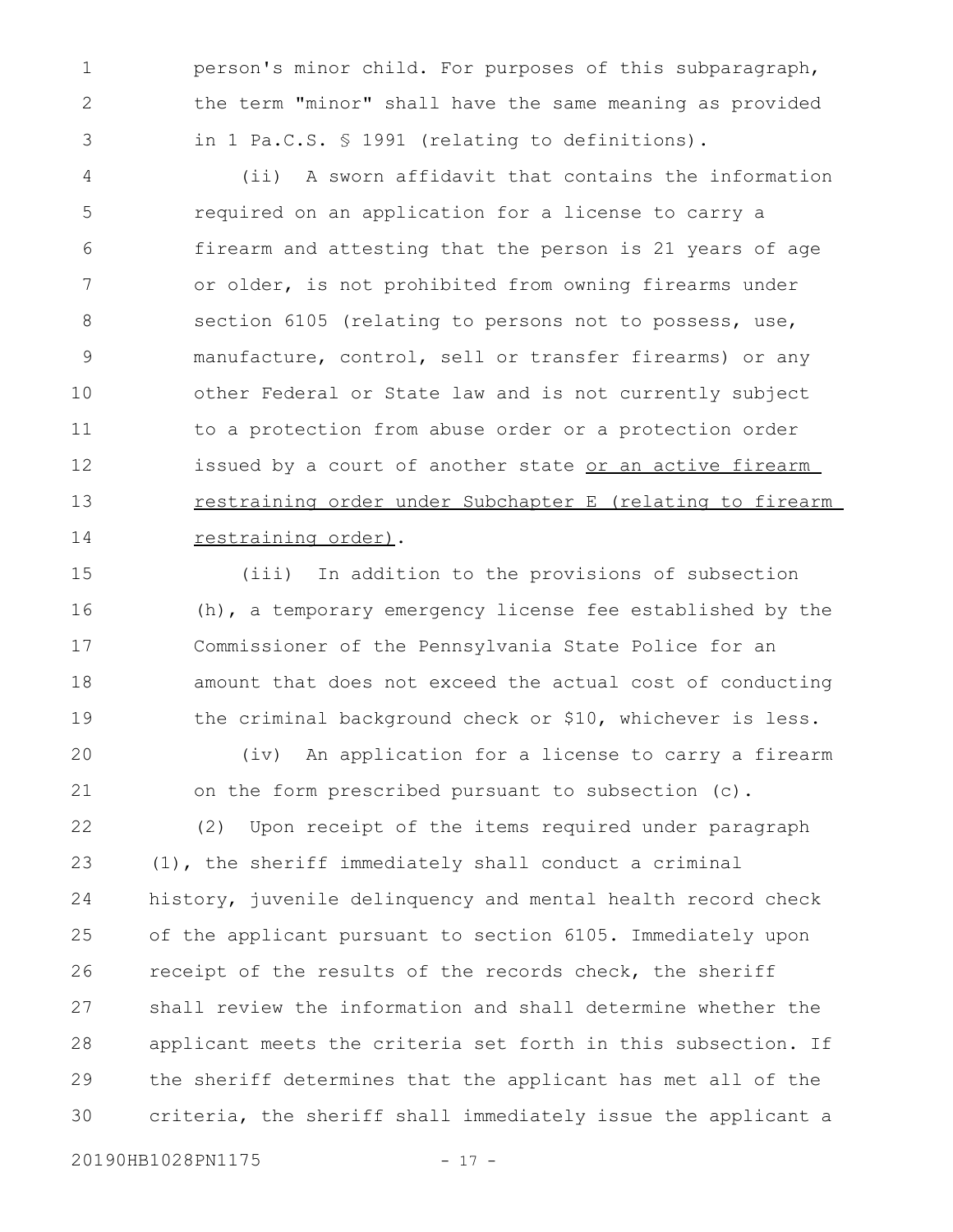person's minor child. For purposes of this subparagraph, the term "minor" shall have the same meaning as provided in 1 Pa.C.S. § 1991 (relating to definitions).

(ii) A sworn affidavit that contains the information required on an application for a license to carry a firearm and attesting that the person is 21 years of age or older, is not prohibited from owning firearms under section 6105 (relating to persons not to possess, use, manufacture, control, sell or transfer firearms) or any other Federal or State law and is not currently subject to a protection from abuse order or a protection order issued by a court of another state <u>or an active firearm restraining order under Subchapter E (relating to firearm restraining order)</u>.

(iii) In addition to the provisions of subsection (h), a temporary emergency license fee established by the Commissioner of the Pennsylvania State Police for an amount that does not exceed the actual cost of conducting the criminal background check or $10, whichever is less.

(iv) An application for a license to carry a firearm on the form prescribed pursuant to subsection (c).

(2) Upon receipt of the items required under paragraph (1), the sheriff immediately shall conduct a criminal history, juvenile delinquency and mental health record check of the applicant pursuant to section 6105. Immediately upon receipt of the results of the records check, the sheriff shall review the information and shall determine whether the applicant meets the criteria set forth in this subsection. If the sheriff determines that the applicant has met all of the criteria, the sheriff shall immediately issue the applicant a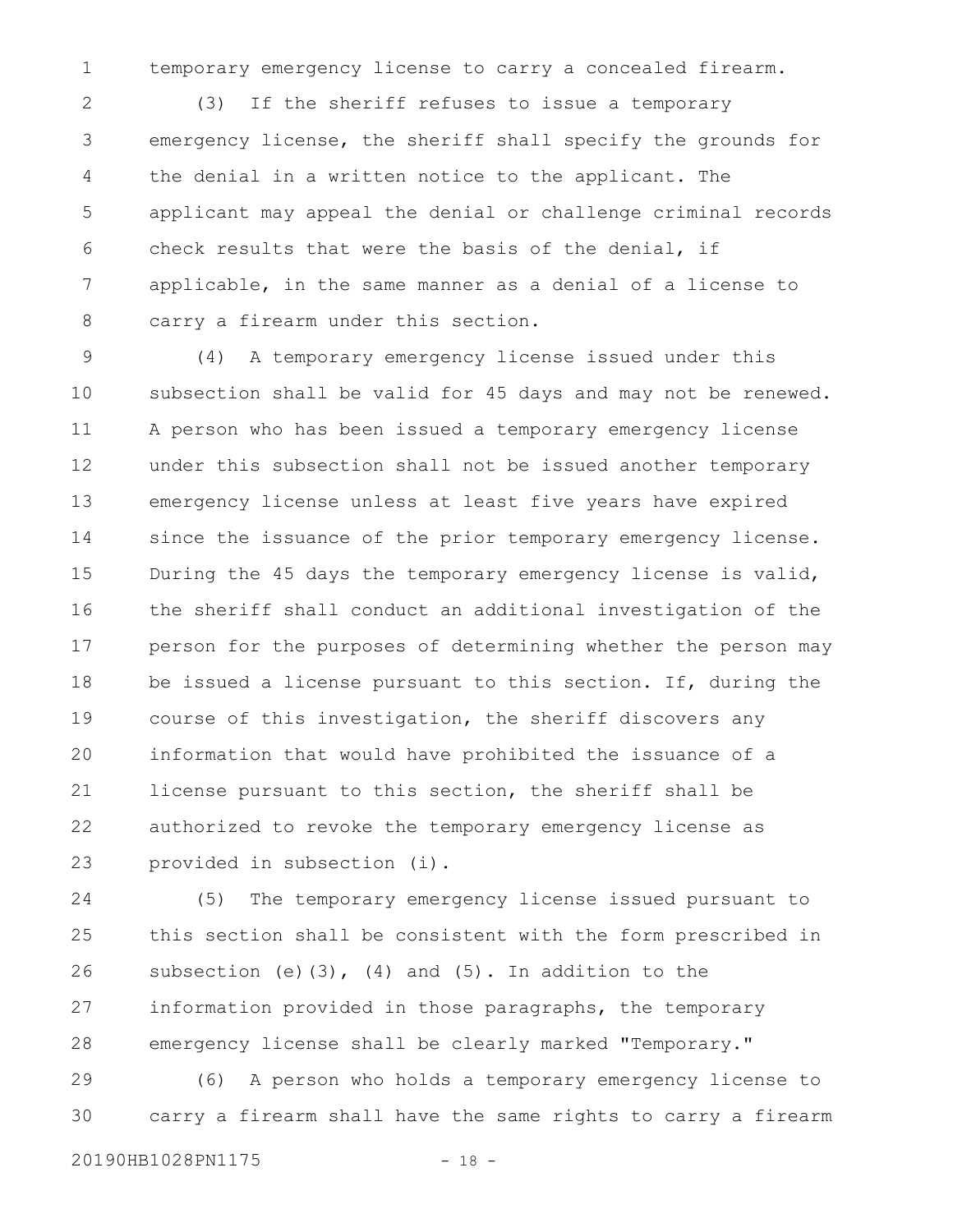temporary emergency license to carry a concealed firearm.

(3) If the sheriff refuses to issue a temporary emergency license, the sheriff shall specify the grounds for the denial in a written notice to the applicant. The applicant may appeal the denial or challenge criminal records check results that were the basis of the denial, if applicable, in the same manner as a denial of a license to carry a firearm under this section.

(4) A temporary emergency license issued under this subsection shall be valid for 45 days and may not be renewed. A person who has been issued a temporary emergency license under this subsection shall not be issued another temporary emergency license unless at least five years have expired since the issuance of the prior temporary emergency license. During the 45 days the temporary emergency license is valid, the sheriff shall conduct an additional investigation of the person for the purposes of determining whether the person may be issued a license pursuant to this section. If, during the course of this investigation, the sheriff discovers any information that would have prohibited the issuance of a license pursuant to this section, the sheriff shall be authorized to revoke the temporary emergency license as provided in subsection (i).

(5) The temporary emergency license issued pursuant to this section shall be consistent with the form prescribed in subsection (e)(3), (4) and (5). In addition to the information provided in those paragraphs, the temporary emergency license shall be clearly marked "Temporary."

(6) A person who holds a temporary emergency license to carry a firearm shall have the same rights to carry a firearm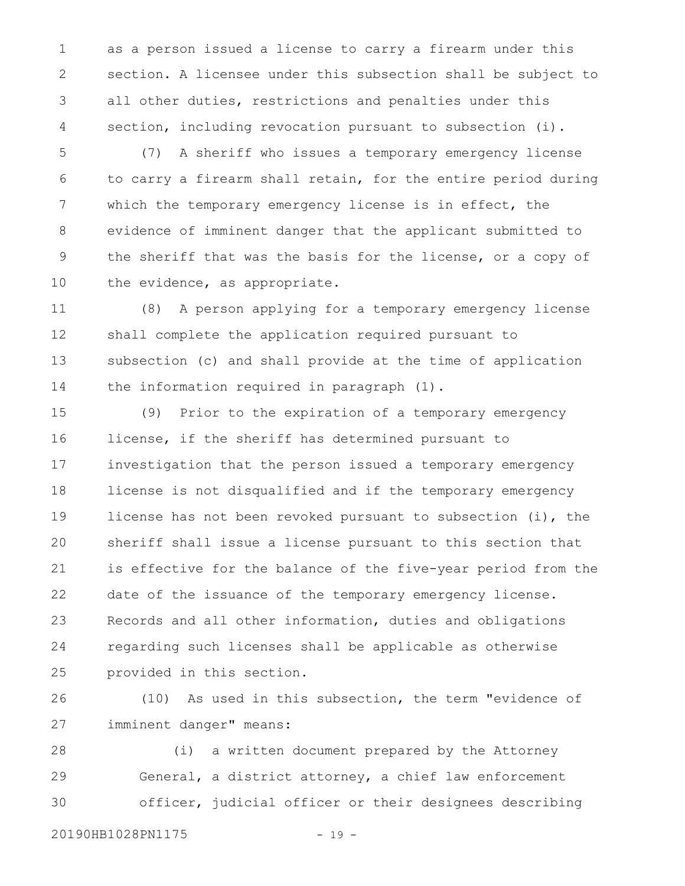as a person issued a license to carry a firearm under this section. A licensee under this subsection shall be subject to all other duties, restrictions and penalties under this section, including revocation pursuant to subsection (i).

(7) A sheriff who issues a temporary emergency license to carry a firearm shall retain, for the entire period during which the temporary emergency license is in effect, the evidence of imminent danger that the applicant submitted to the sheriff that was the basis for the license, or a copy of the evidence, as appropriate.

(8) A person applying for a temporary emergency license shall complete the application required pursuant to subsection (c) and shall provide at the time of application the information required in paragraph (1).

(9) Prior to the expiration of a temporary emergency license, if the sheriff has determined pursuant to investigation that the person issued a temporary emergency license is not disqualified and if the temporary emergency license has not been revoked pursuant to subsection (i), the sheriff shall issue a license pursuant to this section that is effective for the balance of the five-year period from the date of the issuance of the temporary emergency license. Records and all other information, duties and obligations regarding such licenses shall be applicable as otherwise provided in this section.

(10) As used in this subsection, the term "evidence of imminent danger" means:

(i) a written document prepared by the Attorney General, a district attorney, a chief law enforcement officer, judicial officer or their designees describing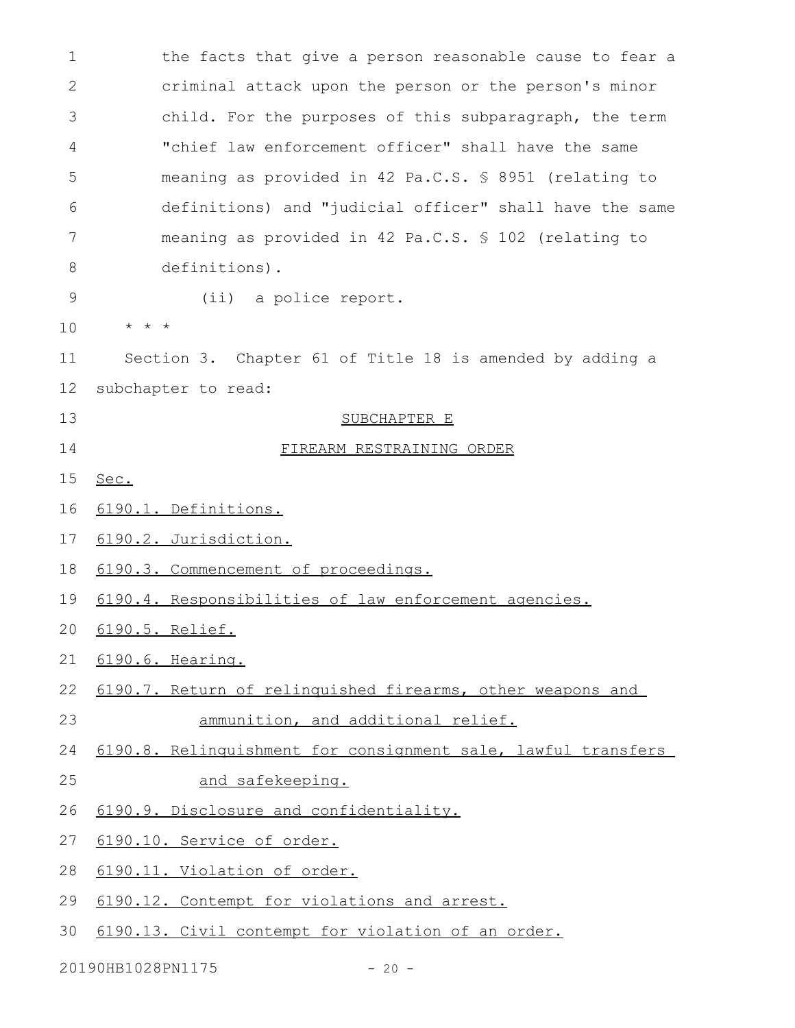the facts that give a person reasonable cause to fear a criminal attack upon the person or the person's minor child. For the purposes of this subparagraph, the term "chief law enforcement officer" shall have the same meaning as provided in 42 Pa.C.S. § 8951 (relating to definitions) and "judicial officer" shall have the same meaning as provided in 42 Pa.C.S. § 102 (relating to definitions).

(ii) a police report.

\* \* \*

Section 3. Chapter 61 of Title 18 is amended by adding a subchapter to read:

SUBCHAPTER E

FIREARM RESTRAINING ORDER

Sec.

6190.1. Definitions.

6190.2. Jurisdiction.

6190.3. Commencement of proceedings.

6190.4. Responsibilities of law enforcement agencies.

6190.5. Relief.

6190.6. Hearing.

6190.7. Return of relinquished firearms, other weapons and ammunition, and additional relief.

6190.8. Relinquishment for consignment sale, lawful transfers and safekeeping.

6190.9. Disclosure and confidentiality.

6190.10. Service of order.

6190.11. Violation of order.

6190.12. Contempt for violations and arrest.

6190.13. Civil contempt for violation of an order.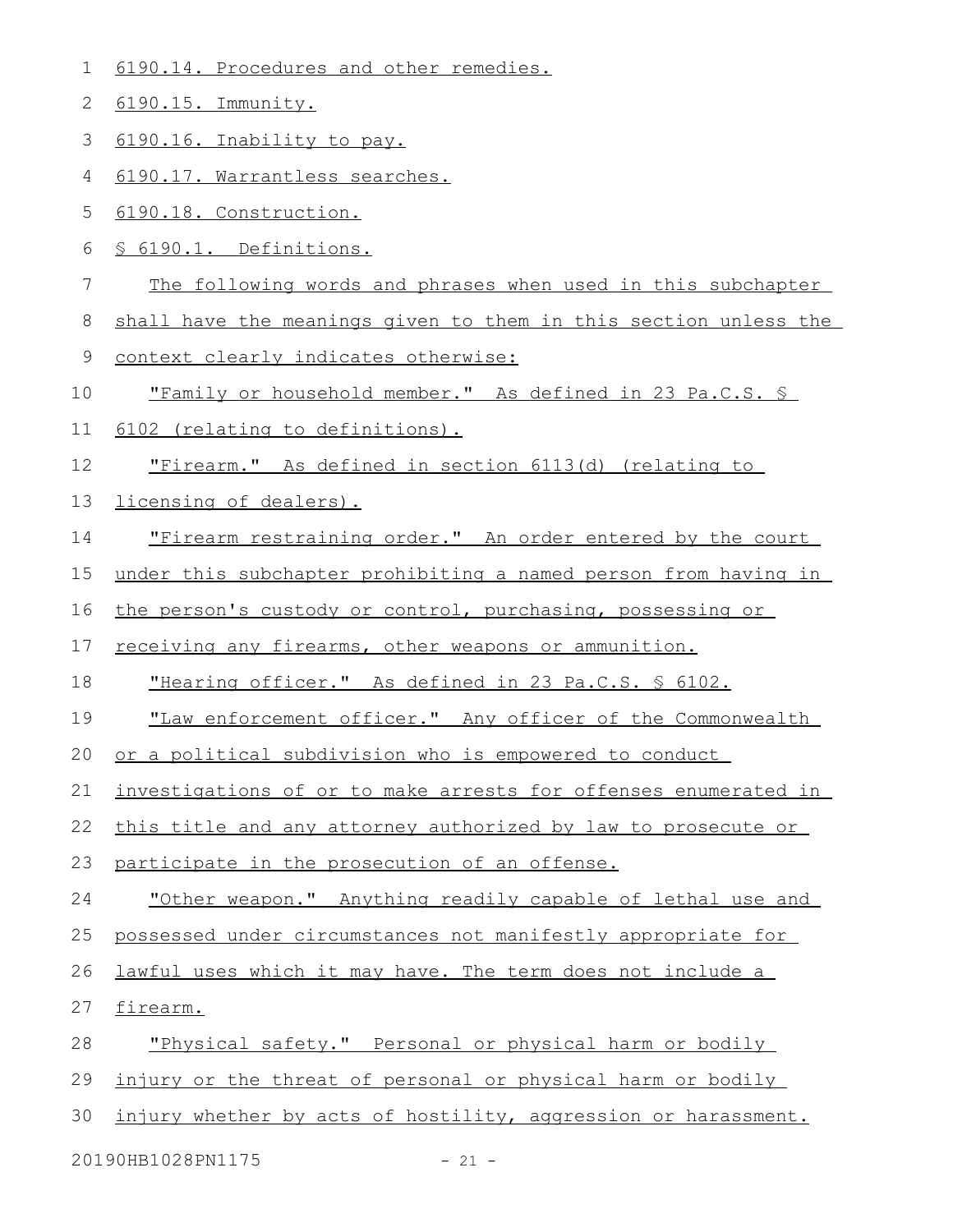6190.14. Procedures and other remedies.

6190.15. Immunity.

6190.16. Inability to pay.

6190.17. Warrantless searches.

6190.18. Construction.

§ 6190.1. Definitions.

The following words and phrases when used in this subchapter shall have the meanings given to them in this section unless the context clearly indicates otherwise:

"Family or household member." As defined in 23 Pa.C.S. § 6102 (relating to definitions).

"Firearm." As defined in section 6113(d) (relating to licensing of dealers).

"Firearm restraining order." An order entered by the court under this subchapter prohibiting a named person from having in the person's custody or control, purchasing, possessing or receiving any firearms, other weapons or ammunition.

"Hearing officer." As defined in 23 Pa.C.S. § 6102.

"Law enforcement officer." Any officer of the Commonwealth or a political subdivision who is empowered to conduct investigations of or to make arrests for offenses enumerated in this title and any attorney authorized by law to prosecute or participate in the prosecution of an offense.

"Other weapon." Anything readily capable of lethal use and possessed under circumstances not manifestly appropriate for lawful uses which it may have. The term does not include a firearm.

"Physical safety." Personal or physical harm or bodily injury or the threat of personal or physical harm or bodily injury whether by acts of hostility, aggression or harassment.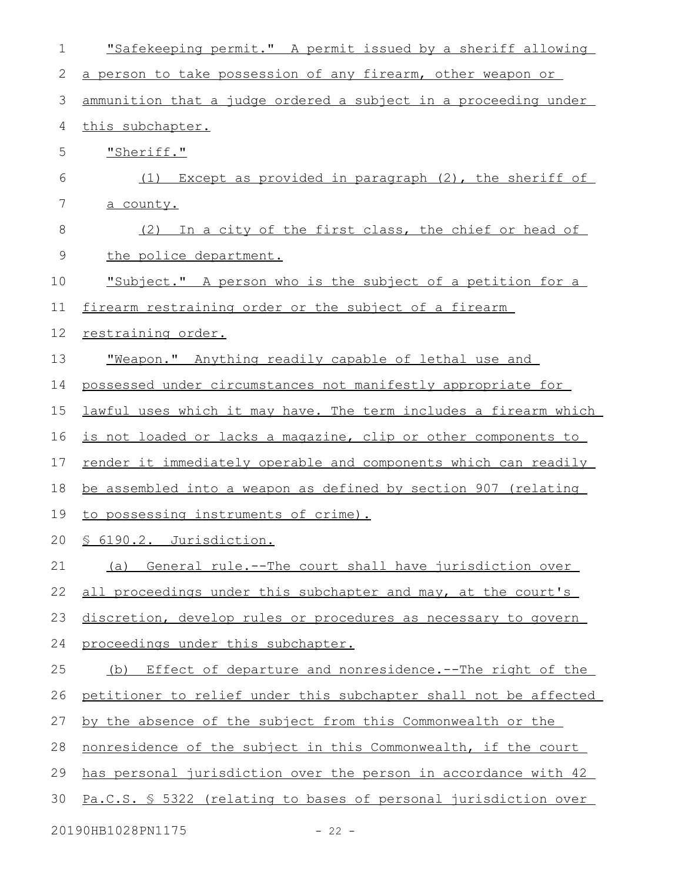"Safekeeping permit." A permit issued by a sheriff allowing a person to take possession of any firearm, other weapon or ammunition that a judge ordered a subject in a proceeding under this subchapter.

"Sheriff."

(1) Except as provided in paragraph (2), the sheriff of a county.

(2) In a city of the first class, the chief or head of the police department.

"Subject." A person who is the subject of a petition for a firearm restraining order or the subject of a firearm restraining order.

"Weapon." Anything readily capable of lethal use and possessed under circumstances not manifestly appropriate for lawful uses which it may have. The term includes a firearm which is not loaded or lacks a magazine, clip or other components to render it immediately operable and components which can readily be assembled into a weapon as defined by section 907 (relating to possessing instruments of crime).

§ 6190.2. Jurisdiction.

(a) General rule.--The court shall have jurisdiction over all proceedings under this subchapter and may, at the court's discretion, develop rules or procedures as necessary to govern proceedings under this subchapter.

(b) Effect of departure and nonresidence.--The right of the petitioner to relief under this subchapter shall not be affected by the absence of the subject from this Commonwealth or the nonresidence of the subject in this Commonwealth, if the court has personal jurisdiction over the person in accordance with 42 Pa.C.S. § 5322 (relating to bases of personal jurisdiction over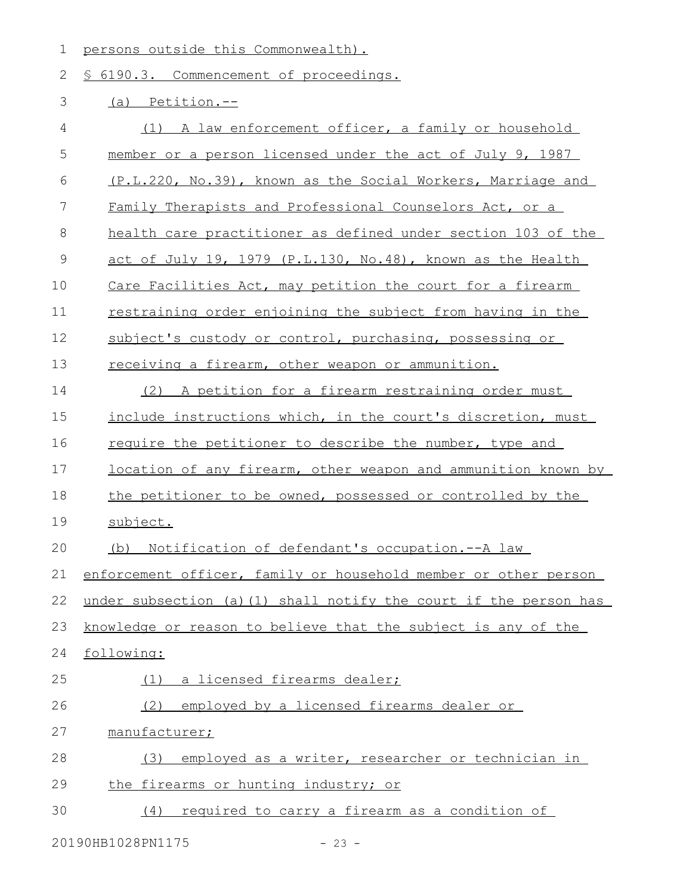persons outside this Commonwealth).

§ 6190.3. Commencement of proceedings.

(a) Petition.--

(1) A law enforcement officer, a family or household member or a person licensed under the act of July 9, 1987 (P.L.220, No.39), known as the Social Workers, Marriage and Family Therapists and Professional Counselors Act, or a health care practitioner as defined under section 103 of the act of July 19, 1979 (P.L.130, No.48), known as the Health Care Facilities Act, may petition the court for a firearm restraining order enjoining the subject from having in the subject's custody or control, purchasing, possessing or receiving a firearm, other weapon or ammunition.

(2) A petition for a firearm restraining order must include instructions which, in the court's discretion, must require the petitioner to describe the number, type and location of any firearm, other weapon and ammunition known by the petitioner to be owned, possessed or controlled by the subject.

(b) Notification of defendant's occupation.--A law enforcement officer, family or household member or other person under subsection (a)(1) shall notify the court if the person has knowledge or reason to believe that the subject is any of the following:

(1) a licensed firearms dealer;

(2) employed by a licensed firearms dealer or manufacturer;

(3) employed as a writer, researcher or technician in the firearms or hunting industry; or

(4) required to carry a firearm as a condition of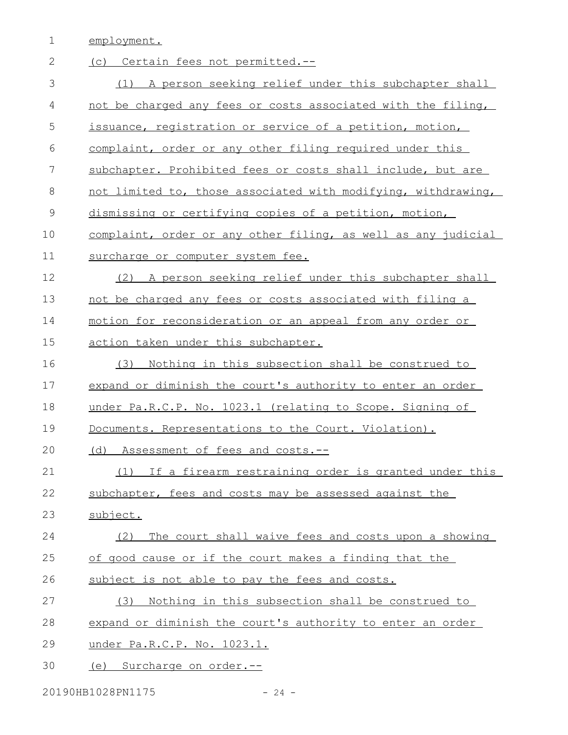employment.

(c) Certain fees not permitted.--

(1) A person seeking relief under this subchapter shall not be charged any fees or costs associated with the filing, issuance, registration or service of a petition, motion, complaint, order or any other filing required under this subchapter. Prohibited fees or costs shall include, but are not limited to, those associated with modifying, withdrawing, dismissing or certifying copies of a petition, motion, complaint, order or any other filing, as well as any judicial surcharge or computer system fee.

(2) A person seeking relief under this subchapter shall not be charged any fees or costs associated with filing a motion for reconsideration or an appeal from any order or action taken under this subchapter.

(3) Nothing in this subsection shall be construed to expand or diminish the court's authority to enter an order under Pa.R.C.P. No. 1023.1 (relating to Scope. Signing of Documents. Representations to the Court. Violation).

(d) Assessment of fees and costs.--

(1) If a firearm restraining order is granted under this subchapter, fees and costs may be assessed against the subject.

(2) The court shall waive fees and costs upon a showing of good cause or if the court makes a finding that the subject is not able to pay the fees and costs.

(3) Nothing in this subsection shall be construed to expand or diminish the court's authority to enter an order under Pa.R.C.P. No. 1023.1.

(e) Surcharge on order.--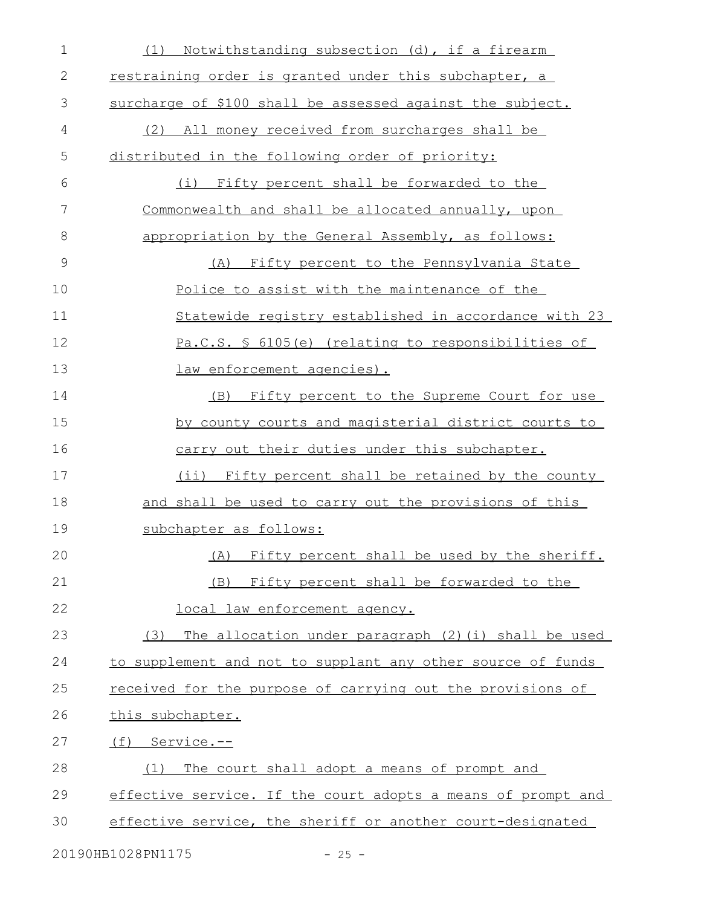(1) Notwithstanding subsection (d), if a firearm restraining order is granted under this subchapter, a surcharge of $100 shall be assessed against the subject.

(2) All money received from surcharges shall be distributed in the following order of priority:

(i) Fifty percent shall be forwarded to the Commonwealth and shall be allocated annually, upon appropriation by the General Assembly, as follows:

(A) Fifty percent to the Pennsylvania State Police to assist with the maintenance of the Statewide registry established in accordance with 23 Pa.C.S. § 6105(e) (relating to responsibilities of law enforcement agencies).

(B) Fifty percent to the Supreme Court for use by county courts and magisterial district courts to carry out their duties under this subchapter.

(ii) Fifty percent shall be retained by the county and shall be used to carry out the provisions of this subchapter as follows:

(A) Fifty percent shall be used by the sheriff.

(B) Fifty percent shall be forwarded to the local law enforcement agency.

(3) The allocation under paragraph (2)(i) shall be used to supplement and not to supplant any other source of funds received for the purpose of carrying out the provisions of this subchapter.

(f) Service.--

(1) The court shall adopt a means of prompt and effective service. If the court adopts a means of prompt and effective service, the sheriff or another court-designated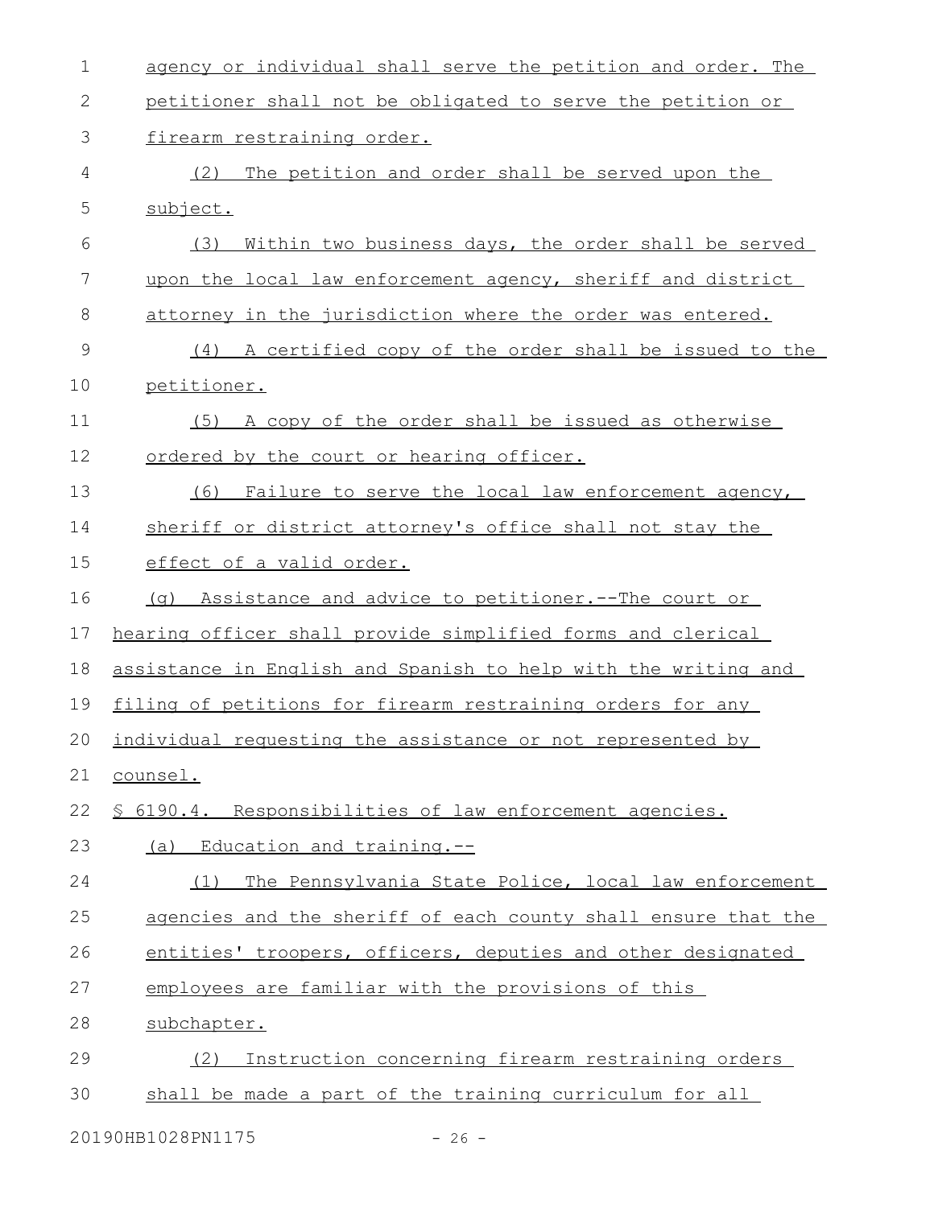agency or individual shall serve the petition and order. The petitioner shall not be obligated to serve the petition or firearm restraining order.

(2) The petition and order shall be served upon the subject.

(3) Within two business days, the order shall be served upon the local law enforcement agency, sheriff and district attorney in the jurisdiction where the order was entered.

(4) A certified copy of the order shall be issued to the petitioner.

(5) A copy of the order shall be issued as otherwise ordered by the court or hearing officer.

(6) Failure to serve the local law enforcement agency, sheriff or district attorney's office shall not stay the effect of a valid order.

(g) Assistance and advice to petitioner.--The court or hearing officer shall provide simplified forms and clerical assistance in English and Spanish to help with the writing and filing of petitions for firearm restraining orders for any individual requesting the assistance or not represented by counsel.

§ 6190.4. Responsibilities of law enforcement agencies.

(a) Education and training.--

(1) The Pennsylvania State Police, local law enforcement agencies and the sheriff of each county shall ensure that the entities' troopers, officers, deputies and other designated employees are familiar with the provisions of this subchapter.

(2) Instruction concerning firearm restraining orders shall be made a part of the training curriculum for all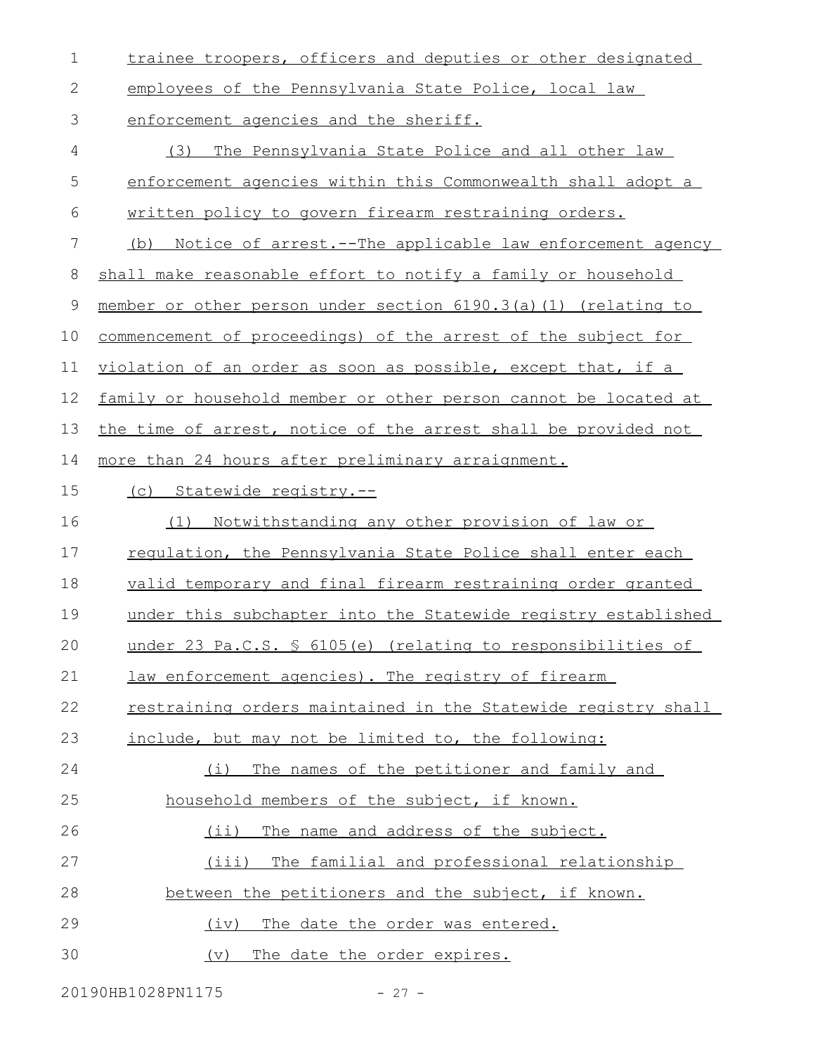trainee troopers, officers and deputies or other designated employees of the Pennsylvania State Police, local law enforcement agencies and the sheriff.

(3) The Pennsylvania State Police and all other law enforcement agencies within this Commonwealth shall adopt a written policy to govern firearm restraining orders.

(b) Notice of arrest.--The applicable law enforcement agency shall make reasonable effort to notify a family or household member or other person under section 6190.3(a)(1) (relating to commencement of proceedings) of the arrest of the subject for violation of an order as soon as possible, except that, if a family or household member or other person cannot be located at the time of arrest, notice of the arrest shall be provided not more than 24 hours after preliminary arraignment.

(c) Statewide registry.--

(1) Notwithstanding any other provision of law or regulation, the Pennsylvania State Police shall enter each valid temporary and final firearm restraining order granted under this subchapter into the Statewide registry established under 23 Pa.C.S. § 6105(e) (relating to responsibilities of law enforcement agencies). The registry of firearm restraining orders maintained in the Statewide registry shall include, but may not be limited to, the following:

(i) The names of the petitioner and family and household members of the subject, if known.

(ii) The name and address of the subject.

(iii) The familial and professional relationship between the petitioners and the subject, if known.

(iv) The date the order was entered.

(v) The date the order expires.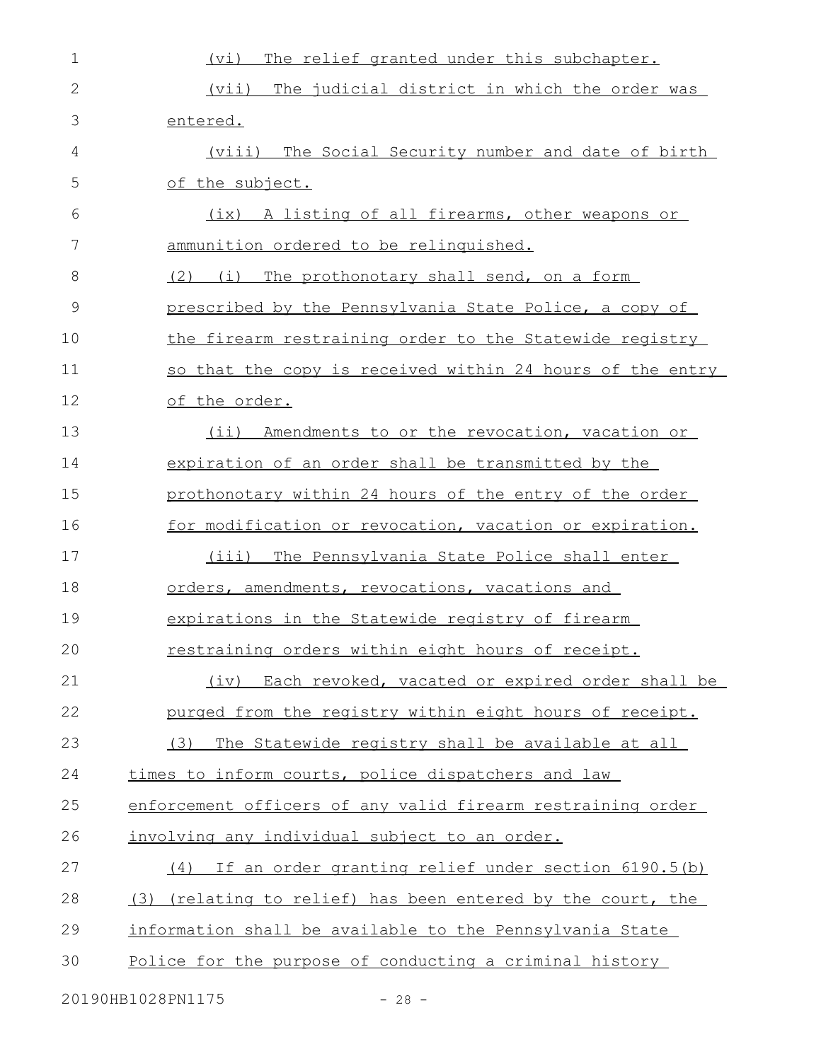(vi) The relief granted under this subchapter.

(vii) The judicial district in which the order was entered.

(viii) The Social Security number and date of birth of the subject.

(ix) A listing of all firearms, other weapons or ammunition ordered to be relinquished.

(2) (i) The prothonotary shall send, on a form prescribed by the Pennsylvania State Police, a copy of the firearm restraining order to the Statewide registry so that the copy is received within 24 hours of the entry of the order.

(ii) Amendments to or the revocation, vacation or expiration of an order shall be transmitted by the prothonotary within 24 hours of the entry of the order for modification or revocation, vacation or expiration.

(iii) The Pennsylvania State Police shall enter orders, amendments, revocations, vacations and expirations in the Statewide registry of firearm restraining orders within eight hours of receipt.

(iv) Each revoked, vacated or expired order shall be purged from the registry within eight hours of receipt.

(3) The Statewide registry shall be available at all times to inform courts, police dispatchers and law enforcement officers of any valid firearm restraining order involving any individual subject to an order.

(4) If an order granting relief under section 6190.5(b)(3) (relating to relief) has been entered by the court, the information shall be available to the Pennsylvania State Police for the purpose of conducting a criminal history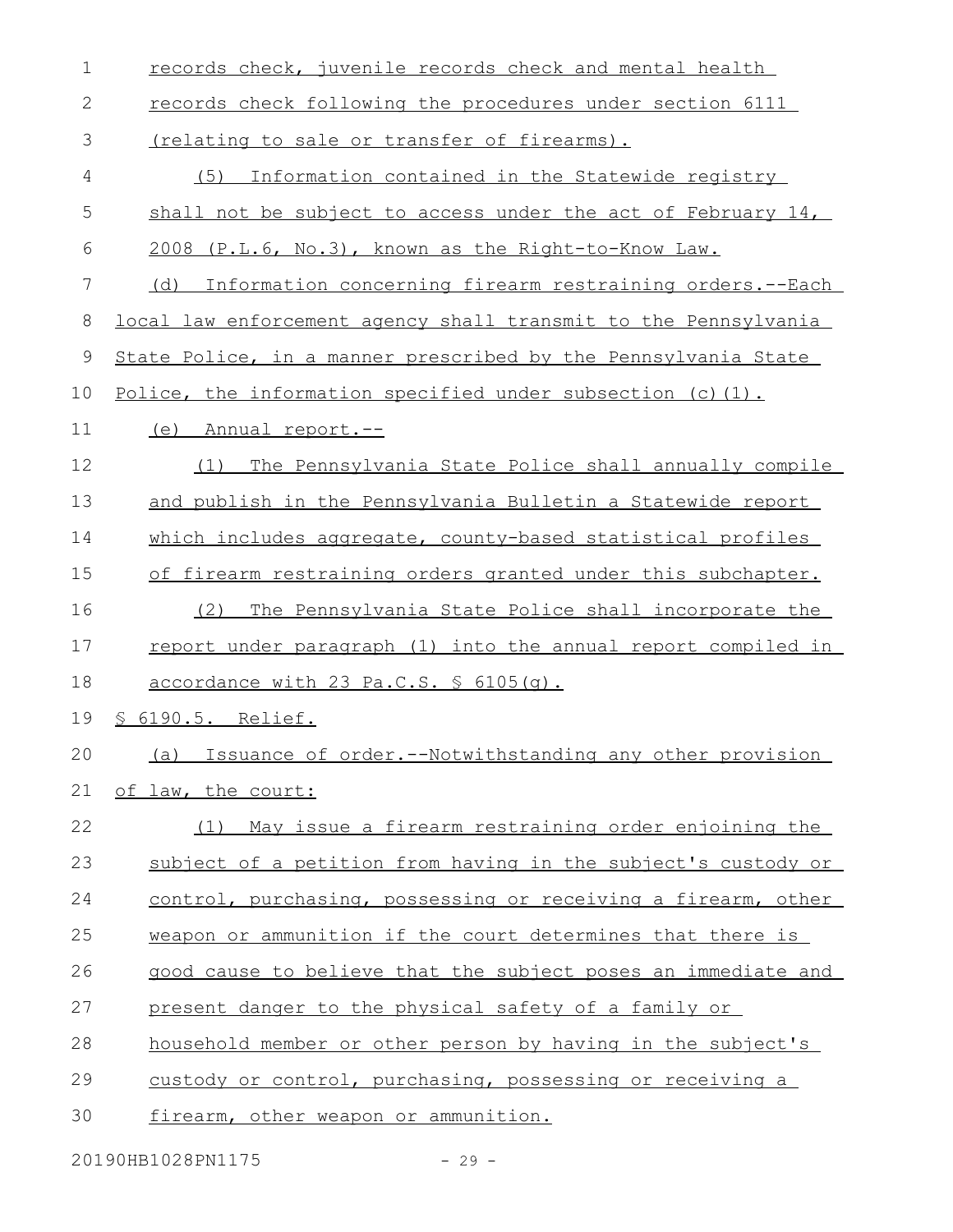records check, juvenile records check and mental health records check following the procedures under section 6111 (relating to sale or transfer of firearms).

(5) Information contained in the Statewide registry shall not be subject to access under the act of February 14, 2008 (P.L.6, No.3), known as the Right-to-Know Law.

(d) Information concerning firearm restraining orders.--Each local law enforcement agency shall transmit to the Pennsylvania State Police, in a manner prescribed by the Pennsylvania State Police, the information specified under subsection (c)(1).

(e) Annual report.--

(1) The Pennsylvania State Police shall annually compile and publish in the Pennsylvania Bulletin a Statewide report which includes aggregate, county-based statistical profiles of firearm restraining orders granted under this subchapter.

(2) The Pennsylvania State Police shall incorporate the report under paragraph (1) into the annual report compiled in accordance with 23 Pa.C.S. § 6105(g).

§ 6190.5. Relief.

(a) Issuance of order.--Notwithstanding any other provision of law, the court:

(1) May issue a firearm restraining order enjoining the subject of a petition from having in the subject's custody or control, purchasing, possessing or receiving a firearm, other weapon or ammunition if the court determines that there is good cause to believe that the subject poses an immediate and present danger to the physical safety of a family or household member or other person by having in the subject's custody or control, purchasing, possessing or receiving a firearm, other weapon or ammunition.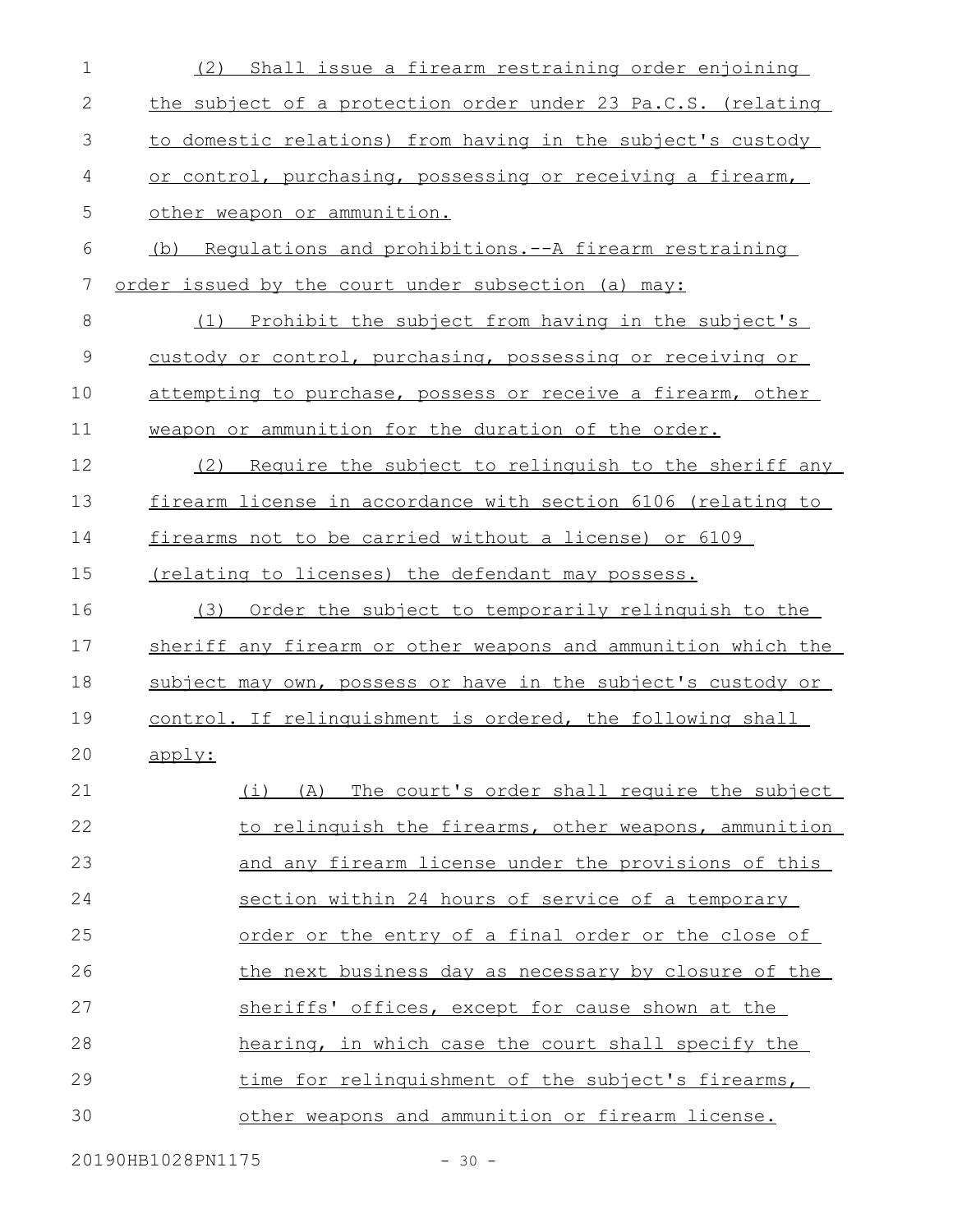(2) Shall issue a firearm restraining order enjoining the subject of a protection order under 23 Pa.C.S. (relating to domestic relations) from having in the subject's custody or control, purchasing, possessing or receiving a firearm, other weapon or ammunition.

(b) Regulations and prohibitions.--A firearm restraining order issued by the court under subsection (a) may:

(1) Prohibit the subject from having in the subject's custody or control, purchasing, possessing or receiving or attempting to purchase, possess or receive a firearm, other weapon or ammunition for the duration of the order.

(2) Require the subject to relinquish to the sheriff any firearm license in accordance with section 6106 (relating to firearms not to be carried without a license) or 6109 (relating to licenses) the defendant may possess.

(3) Order the subject to temporarily relinquish to the sheriff any firearm or other weapons and ammunition which the subject may own, possess or have in the subject's custody or control. If relinquishment is ordered, the following shall apply:

(i) (A) The court's order shall require the subject to relinquish the firearms, other weapons, ammunition and any firearm license under the provisions of this section within 24 hours of service of a temporary order or the entry of a final order or the close of the next business day as necessary by closure of the sheriffs' offices, except for cause shown at the hearing, in which case the court shall specify the time for relinquishment of the subject's firearms, other weapons and ammunition or firearm license.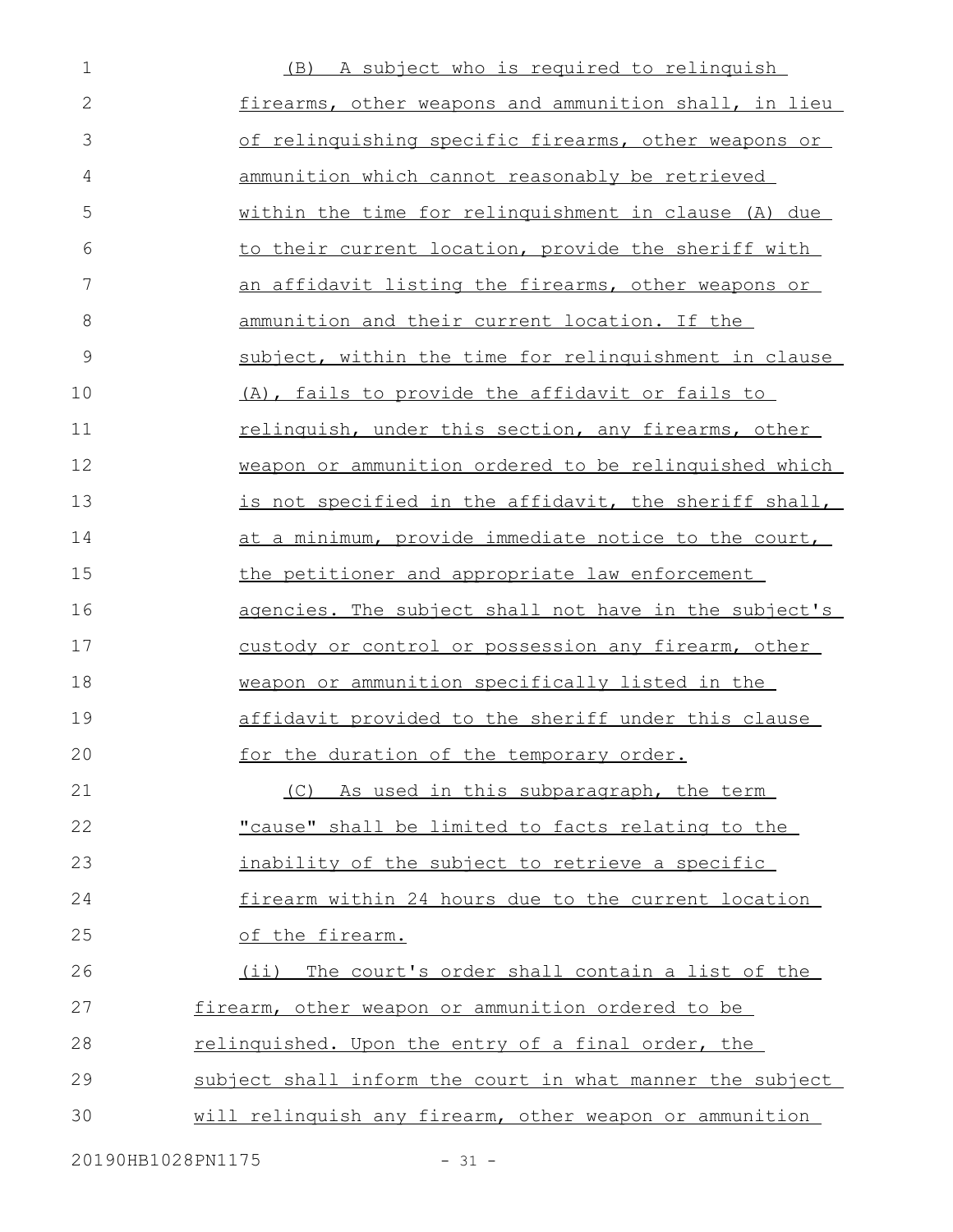(B) A subject who is required to relinquish firearms, other weapons and ammunition shall, in lieu of relinquishing specific firearms, other weapons or ammunition which cannot reasonably be retrieved within the time for relinquishment in clause (A) due to their current location, provide the sheriff with an affidavit listing the firearms, other weapons or ammunition and their current location. If the subject, within the time for relinquishment in clause (A), fails to provide the affidavit or fails to relinquish, under this section, any firearms, other weapon or ammunition ordered to be relinquished which is not specified in the affidavit, the sheriff shall, at a minimum, provide immediate notice to the court, the petitioner and appropriate law enforcement agencies. The subject shall not have in the subject's custody or control or possession any firearm, other weapon or ammunition specifically listed in the affidavit provided to the sheriff under this clause for the duration of the temporary order.

(C) As used in this subparagraph, the term "cause" shall be limited to facts relating to the inability of the subject to retrieve a specific firearm within 24 hours due to the current location of the firearm.

(ii) The court's order shall contain a list of the firearm, other weapon or ammunition ordered to be relinquished. Upon the entry of a final order, the subject shall inform the court in what manner the subject will relinquish any firearm, other weapon or ammunition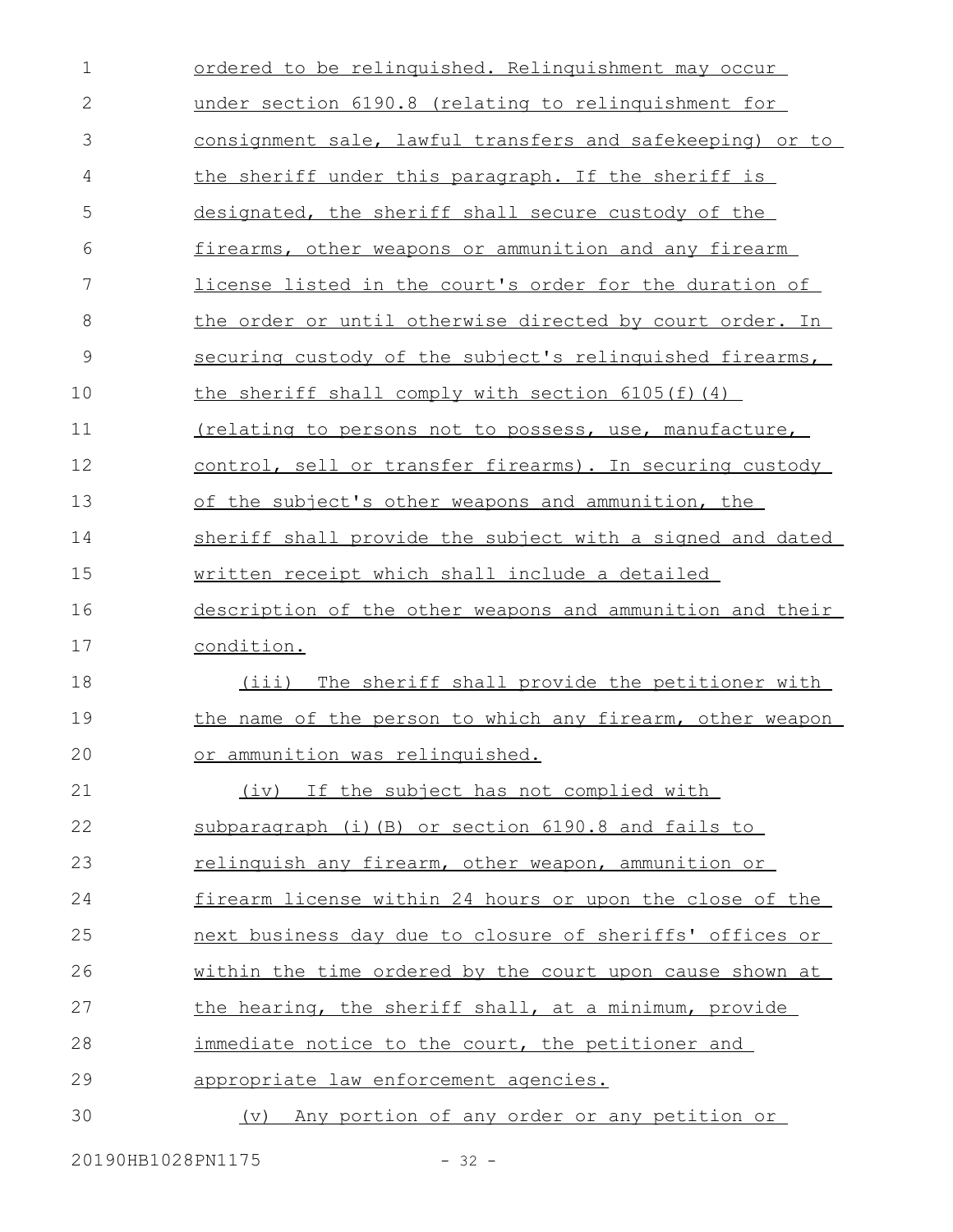ordered to be relinquished. Relinquishment may occur under section 6190.8 (relating to relinquishment for consignment sale, lawful transfers and safekeeping) or to the sheriff under this paragraph. If the sheriff is designated, the sheriff shall secure custody of the firearms, other weapons or ammunition and any firearm license listed in the court's order for the duration of the order or until otherwise directed by court order. In securing custody of the subject's relinquished firearms, the sheriff shall comply with section 6105(f)(4) (relating to persons not to possess, use, manufacture, control, sell or transfer firearms). In securing custody of the subject's other weapons and ammunition, the sheriff shall provide the subject with a signed and dated written receipt which shall include a detailed description of the other weapons and ammunition and their condition.

(iii) The sheriff shall provide the petitioner with the name of the person to which any firearm, other weapon or ammunition was relinquished.

(iv) If the subject has not complied with subparagraph (i)(B) or section 6190.8 and fails to relinquish any firearm, other weapon, ammunition or firearm license within 24 hours or upon the close of the next business day due to closure of sheriffs' offices or within the time ordered by the court upon cause shown at the hearing, the sheriff shall, at a minimum, provide immediate notice to the court, the petitioner and appropriate law enforcement agencies.

(v) Any portion of any order or any petition or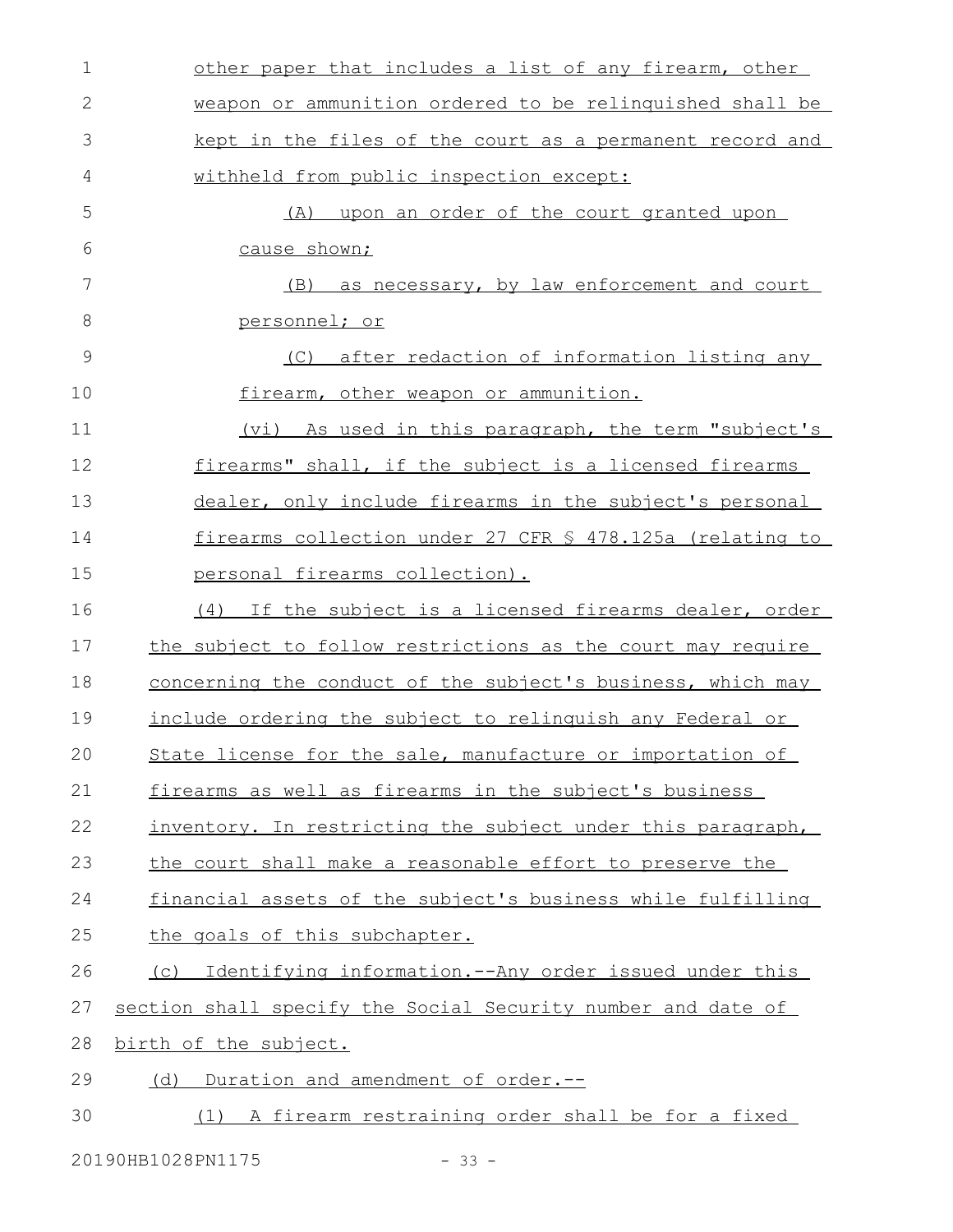other paper that includes a list of any firearm, other weapon or ammunition ordered to be relinquished shall be kept in the files of the court as a permanent record and withheld from public inspection except:

(A) upon an order of the court granted upon cause shown;

(B) as necessary, by law enforcement and court personnel; or

(C) after redaction of information listing any firearm, other weapon or ammunition.

(vi) As used in this paragraph, the term "subject's firearms" shall, if the subject is a licensed firearms dealer, only include firearms in the subject's personal firearms collection under 27 CFR § 478.125a (relating to personal firearms collection).

(4) If the subject is a licensed firearms dealer, order the subject to follow restrictions as the court may require concerning the conduct of the subject's business, which may include ordering the subject to relinquish any Federal or State license for the sale, manufacture or importation of firearms as well as firearms in the subject's business inventory. In restricting the subject under this paragraph, the court shall make a reasonable effort to preserve the financial assets of the subject's business while fulfilling the goals of this subchapter.

(c) Identifying information.--Any order issued under this section shall specify the Social Security number and date of birth of the subject.

(d) Duration and amendment of order.--

(1) A firearm restraining order shall be for a fixed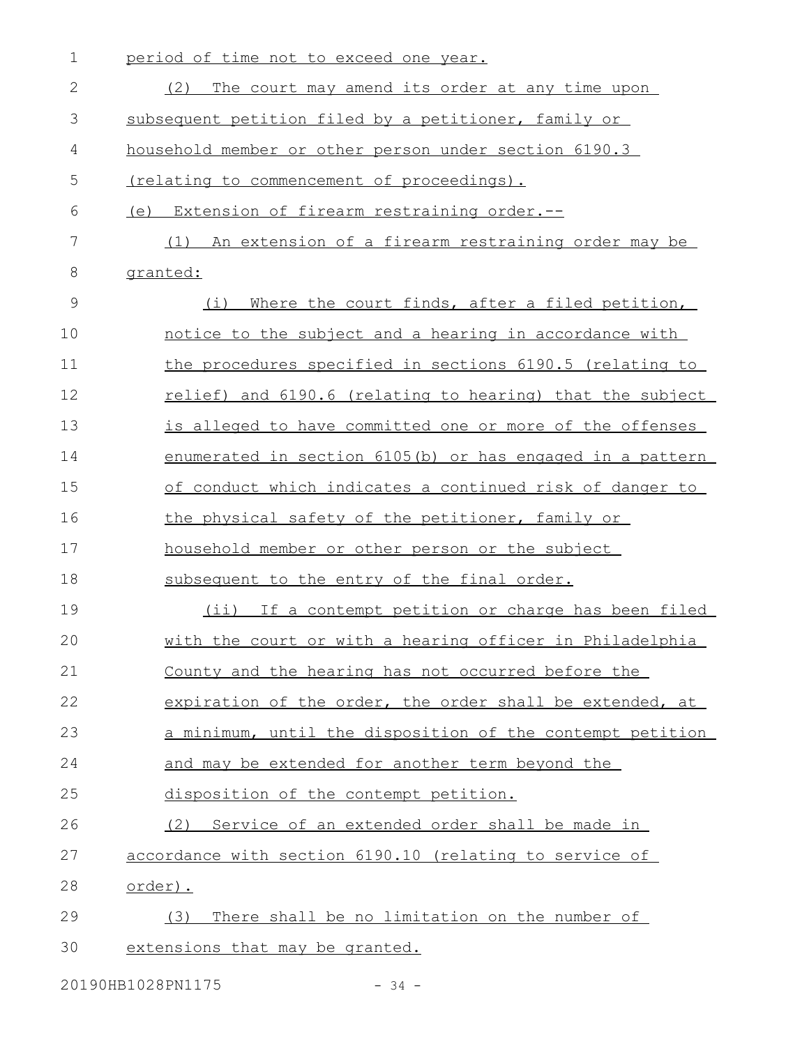period of time not to exceed one year.

(2) The court may amend its order at any time upon subsequent petition filed by a petitioner, family or household member or other person under section 6190.3 (relating to commencement of proceedings).

(e) Extension of firearm restraining order.--

(1) An extension of a firearm restraining order may be granted:

(i) Where the court finds, after a filed petition, notice to the subject and a hearing in accordance with the procedures specified in sections 6190.5 (relating to relief) and 6190.6 (relating to hearing) that the subject is alleged to have committed one or more of the offenses enumerated in section 6105(b) or has engaged in a pattern of conduct which indicates a continued risk of danger to the physical safety of the petitioner, family or household member or other person or the subject subsequent to the entry of the final order.

(ii) If a contempt petition or charge has been filed with the court or with a hearing officer in Philadelphia County and the hearing has not occurred before the expiration of the order, the order shall be extended, at a minimum, until the disposition of the contempt petition and may be extended for another term beyond the disposition of the contempt petition.

(2) Service of an extended order shall be made in accordance with section 6190.10 (relating to service of order).

(3) There shall be no limitation on the number of extensions that may be granted.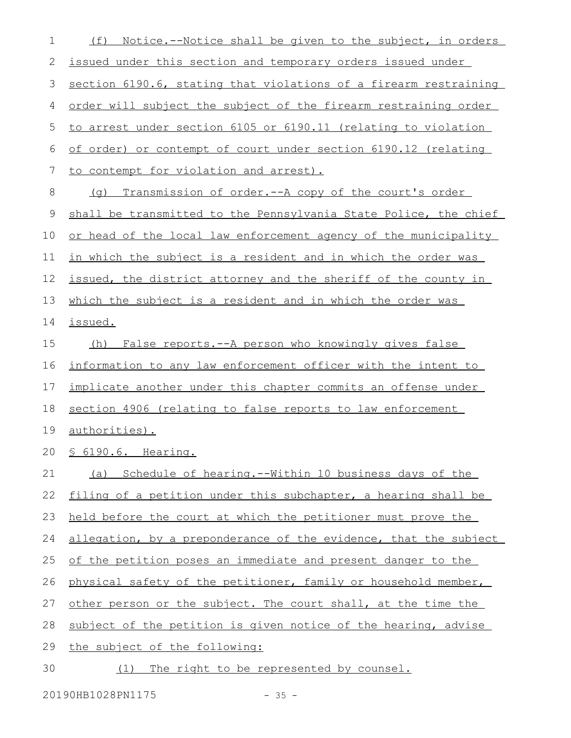(f) Notice.--Notice shall be given to the subject, in orders issued under this section and temporary orders issued under section 6190.6, stating that violations of a firearm restraining order will subject the subject of the firearm restraining order to arrest under section 6105 or 6190.11 (relating to violation of order) or contempt of court under section 6190.12 (relating to contempt for violation and arrest).

(g) Transmission of order.--A copy of the court's order shall be transmitted to the Pennsylvania State Police, the chief or head of the local law enforcement agency of the municipality in which the subject is a resident and in which the order was issued, the district attorney and the sheriff of the county in which the subject is a resident and in which the order was issued.

(h) False reports.--A person who knowingly gives false information to any law enforcement officer with the intent to implicate another under this chapter commits an offense under section 4906 (relating to false reports to law enforcement authorities).

§ 6190.6. Hearing.

(a) Schedule of hearing.--Within 10 business days of the filing of a petition under this subchapter, a hearing shall be held before the court at which the petitioner must prove the allegation, by a preponderance of the evidence, that the subject of the petition poses an immediate and present danger to the physical safety of the petitioner, family or household member, other person or the subject. The court shall, at the time the subject of the petition is given notice of the hearing, advise the subject of the following:

(1) The right to be represented by counsel.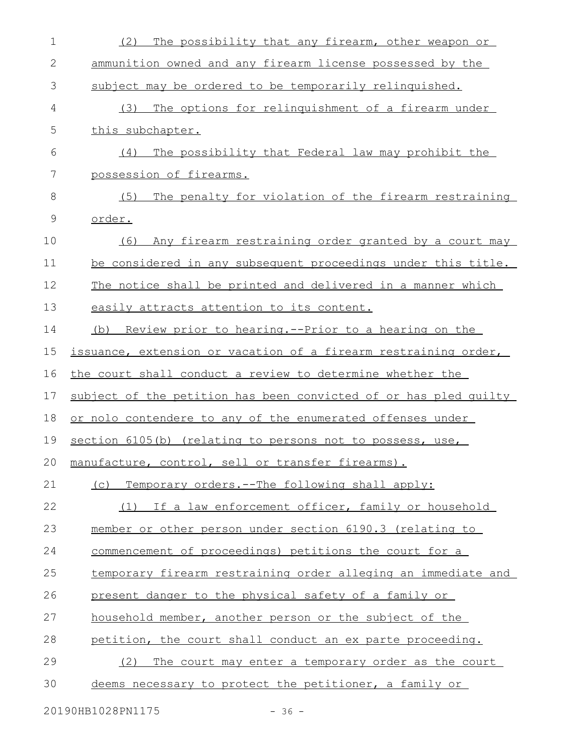(2) The possibility that any firearm, other weapon or ammunition owned and any firearm license possessed by the subject may be ordered to be temporarily relinquished.

(3) The options for relinquishment of a firearm under this subchapter.

(4) The possibility that Federal law may prohibit the possession of firearms.

(5) The penalty for violation of the firearm restraining order.

(6) Any firearm restraining order granted by a court may be considered in any subsequent proceedings under this title.

The notice shall be printed and delivered in a manner which easily attracts attention to its content.

(b) Review prior to hearing.--Prior to a hearing on the issuance, extension or vacation of a firearm restraining order, the court shall conduct a review to determine whether the subject of the petition has been convicted of or has pled guilty or nolo contendere to any of the enumerated offenses under section 6105(b) (relating to persons not to possess, use, manufacture, control, sell or transfer firearms).

(c) Temporary orders.--The following shall apply:

(1) If a law enforcement officer, family or household member or other person under section 6190.3 (relating to commencement of proceedings) petitions the court for a temporary firearm restraining order alleging an immediate and present danger to the physical safety of a family or household member, another person or the subject of the petition, the court shall conduct an ex parte proceeding.

(2) The court may enter a temporary order as the court deems necessary to protect the petitioner, a family or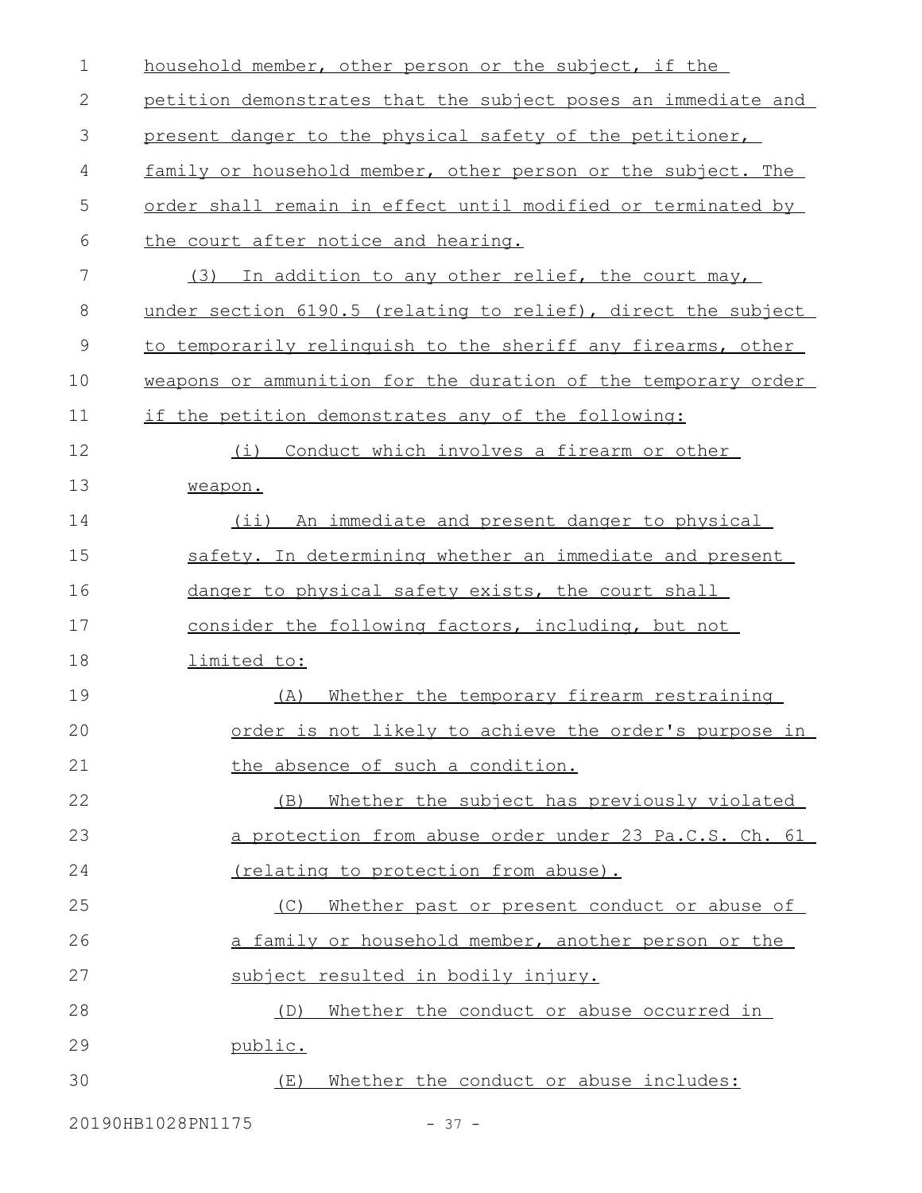household member, other person or the subject, if the petition demonstrates that the subject poses an immediate and present danger to the physical safety of the petitioner, family or household member, other person or the subject. The order shall remain in effect until modified or terminated by the court after notice and hearing.

(3) In addition to any other relief, the court may, under section 6190.5 (relating to relief), direct the subject to temporarily relinquish to the sheriff any firearms, other weapons or ammunition for the duration of the temporary order if the petition demonstrates any of the following:

(i) Conduct which involves a firearm or other weapon.

(ii) An immediate and present danger to physical safety. In determining whether an immediate and present danger to physical safety exists, the court shall consider the following factors, including, but not limited to:

(A) Whether the temporary firearm restraining order is not likely to achieve the order's purpose in the absence of such a condition.

(B) Whether the subject has previously violated a protection from abuse order under 23 Pa.C.S. Ch. 61 (relating to protection from abuse).

(C) Whether past or present conduct or abuse of a family or household member, another person or the subject resulted in bodily injury.

(D) Whether the conduct or abuse occurred in public.

(E) Whether the conduct or abuse includes: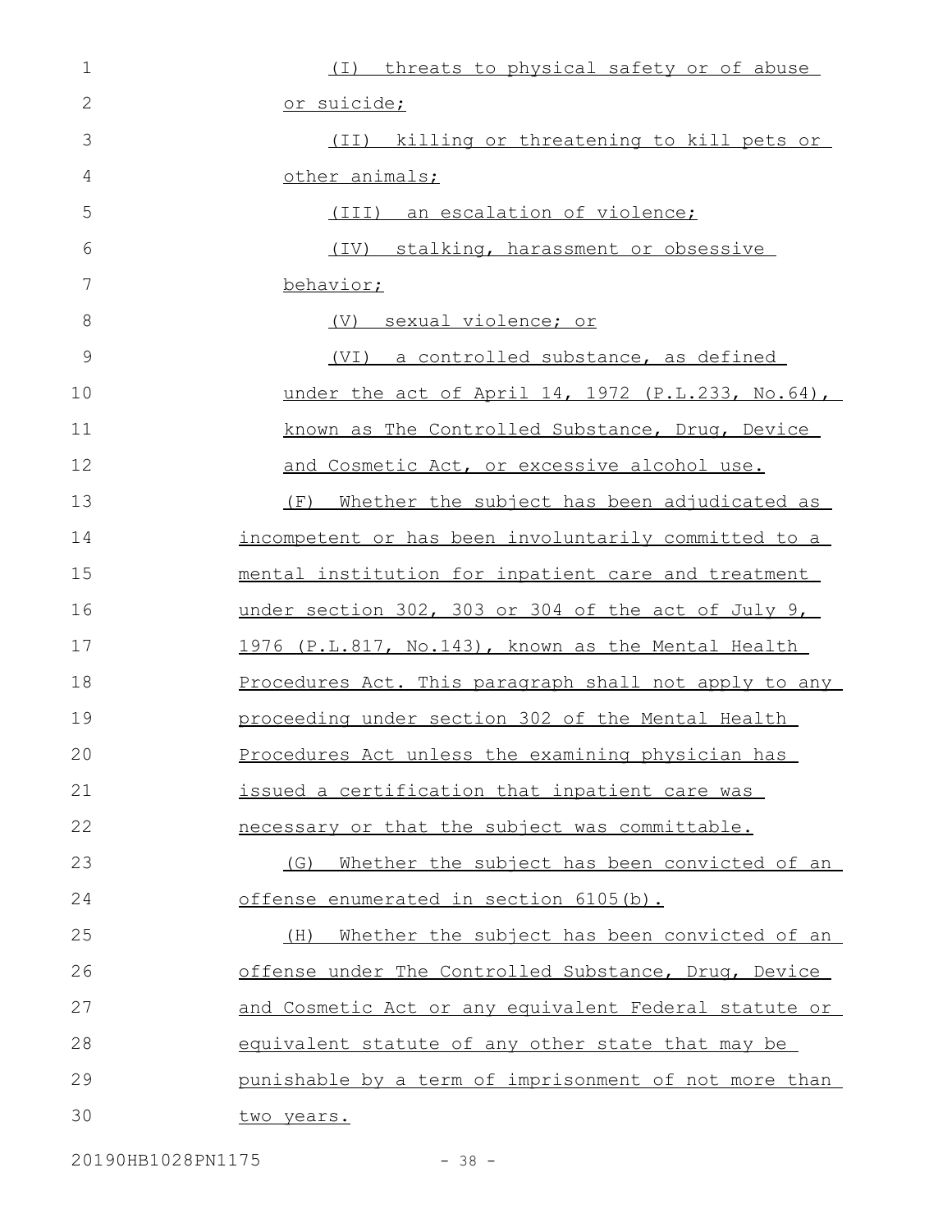(I) threats to physical safety or of abuse or suicide;

(II) killing or threatening to kill pets or other animals;

(III) an escalation of violence;

(IV) stalking, harassment or obsessive behavior;

(V) sexual violence; or

(VI) a controlled substance, as defined under the act of April 14, 1972 (P.L.233, No.64), known as The Controlled Substance, Drug, Device and Cosmetic Act, or excessive alcohol use.

(F) Whether the subject has been adjudicated as incompetent or has been involuntarily committed to a mental institution for inpatient care and treatment under section 302, 303 or 304 of the act of July 9, 1976 (P.L.817, No.143), known as the Mental Health Procedures Act. This paragraph shall not apply to any proceeding under section 302 of the Mental Health Procedures Act unless the examining physician has issued a certification that inpatient care was necessary or that the subject was committable.

(G) Whether the subject has been convicted of an offense enumerated in section 6105(b).

(H) Whether the subject has been convicted of an offense under The Controlled Substance, Drug, Device and Cosmetic Act or any equivalent Federal statute or equivalent statute of any other state that may be punishable by a term of imprisonment of not more than two years.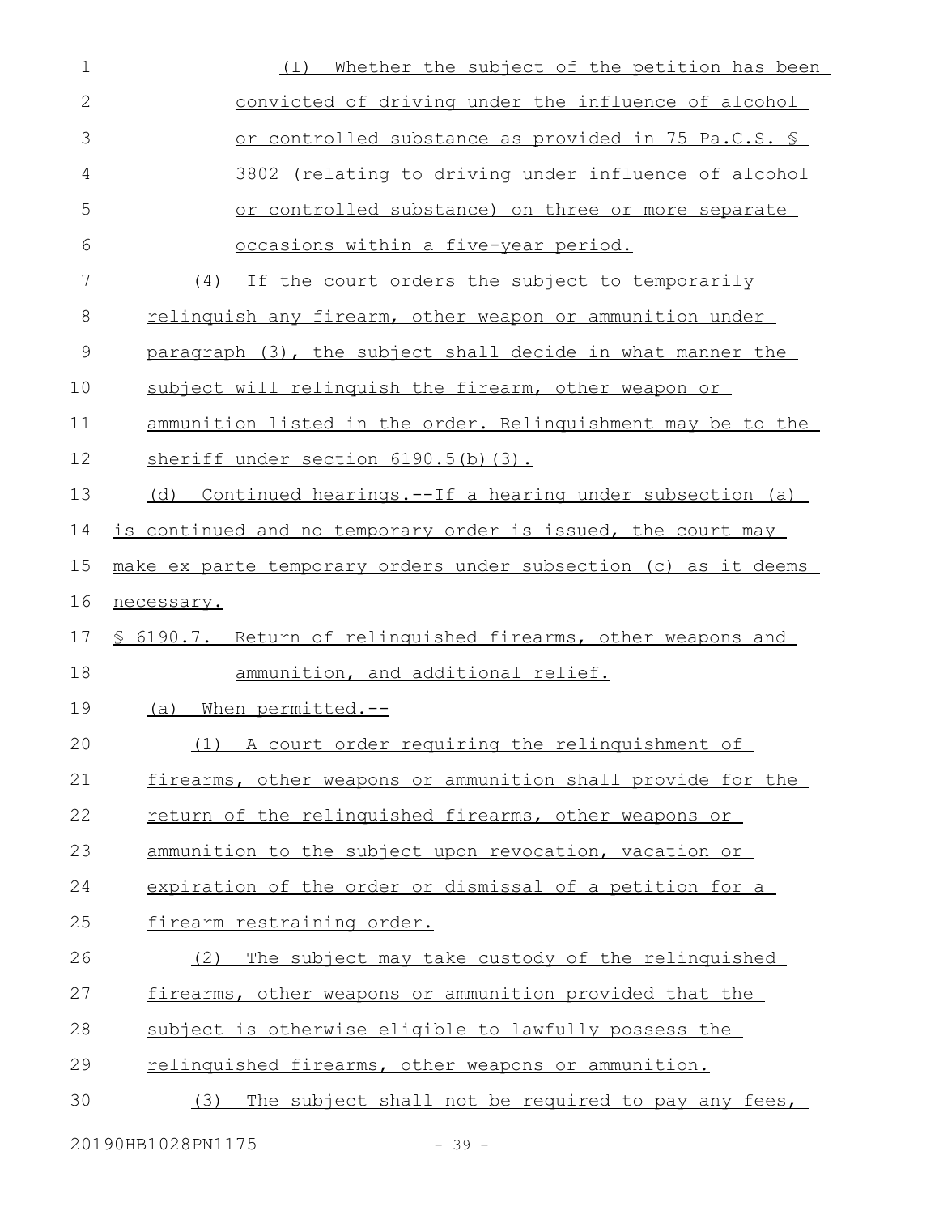(I) Whether the subject of the petition has been convicted of driving under the influence of alcohol or controlled substance as provided in 75 Pa.C.S. § 3802 (relating to driving under influence of alcohol or controlled substance) on three or more separate occasions within a five-year period.

(4) If the court orders the subject to temporarily relinquish any firearm, other weapon or ammunition under paragraph (3), the subject shall decide in what manner the subject will relinquish the firearm, other weapon or ammunition listed in the order. Relinquishment may be to the sheriff under section 6190.5(b)(3).

(d) Continued hearings.--If a hearing under subsection (a) is continued and no temporary order is issued, the court may make ex parte temporary orders under subsection (c) as it deems necessary.

§ 6190.7. Return of relinquished firearms, other weapons and ammunition, and additional relief.

(a) When permitted.--

(1) A court order requiring the relinquishment of firearms, other weapons or ammunition shall provide for the return of the relinquished firearms, other weapons or ammunition to the subject upon revocation, vacation or expiration of the order or dismissal of a petition for a firearm restraining order.

(2) The subject may take custody of the relinquished firearms, other weapons or ammunition provided that the subject is otherwise eligible to lawfully possess the relinquished firearms, other weapons or ammunition.

(3) The subject shall not be required to pay any fees,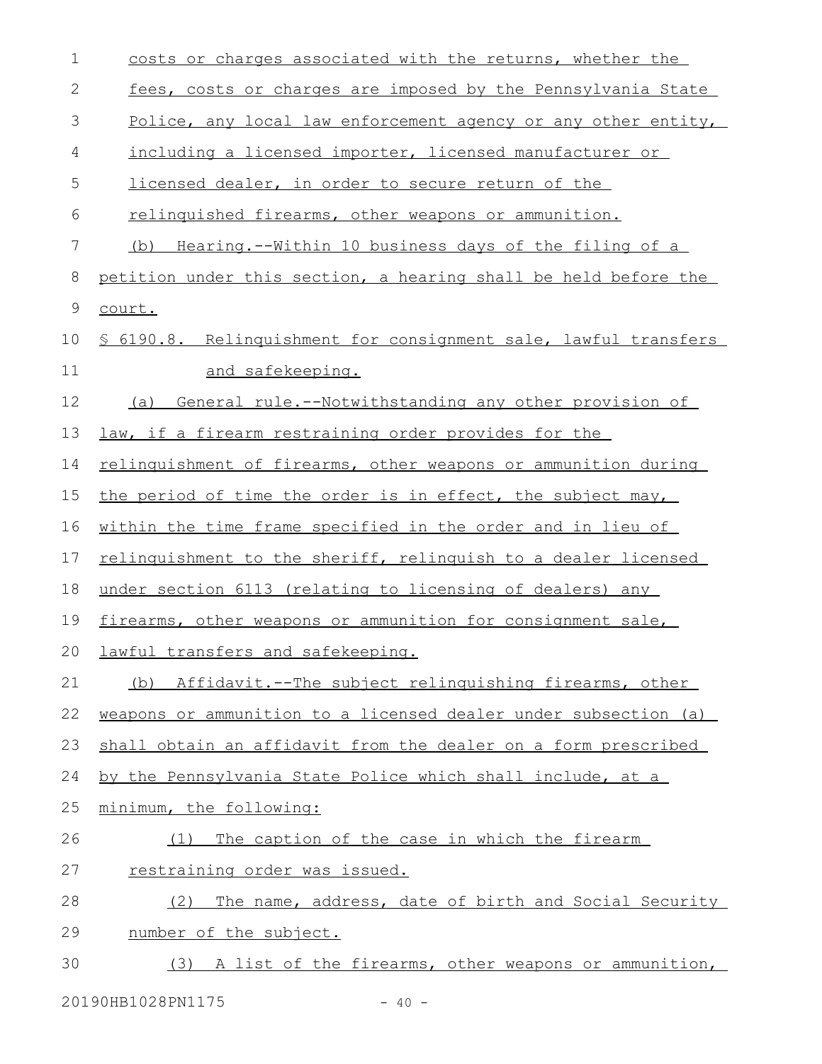costs or charges associated with the returns, whether the fees, costs or charges are imposed by the Pennsylvania State Police, any local law enforcement agency or any other entity, including a licensed importer, licensed manufacturer or licensed dealer, in order to secure return of the relinquished firearms, other weapons or ammunition.

(b) Hearing.--Within 10 business days of the filing of a petition under this section, a hearing shall be held before the court.

§ 6190.8. Relinquishment for consignment sale, lawful transfers and safekeeping.

(a) General rule.--Notwithstanding any other provision of law, if a firearm restraining order provides for the relinquishment of firearms, other weapons or ammunition during the period of time the order is in effect, the subject may, within the time frame specified in the order and in lieu of relinquishment to the sheriff, relinquish to a dealer licensed under section 6113 (relating to licensing of dealers) any firearms, other weapons or ammunition for consignment sale, lawful transfers and safekeeping.

(b) Affidavit.--The subject relinquishing firearms, other weapons or ammunition to a licensed dealer under subsection (a) shall obtain an affidavit from the dealer on a form prescribed by the Pennsylvania State Police which shall include, at a minimum, the following:

(1) The caption of the case in which the firearm restraining order was issued.

(2) The name, address, date of birth and Social Security number of the subject.

(3) A list of the firearms, other weapons or ammunition,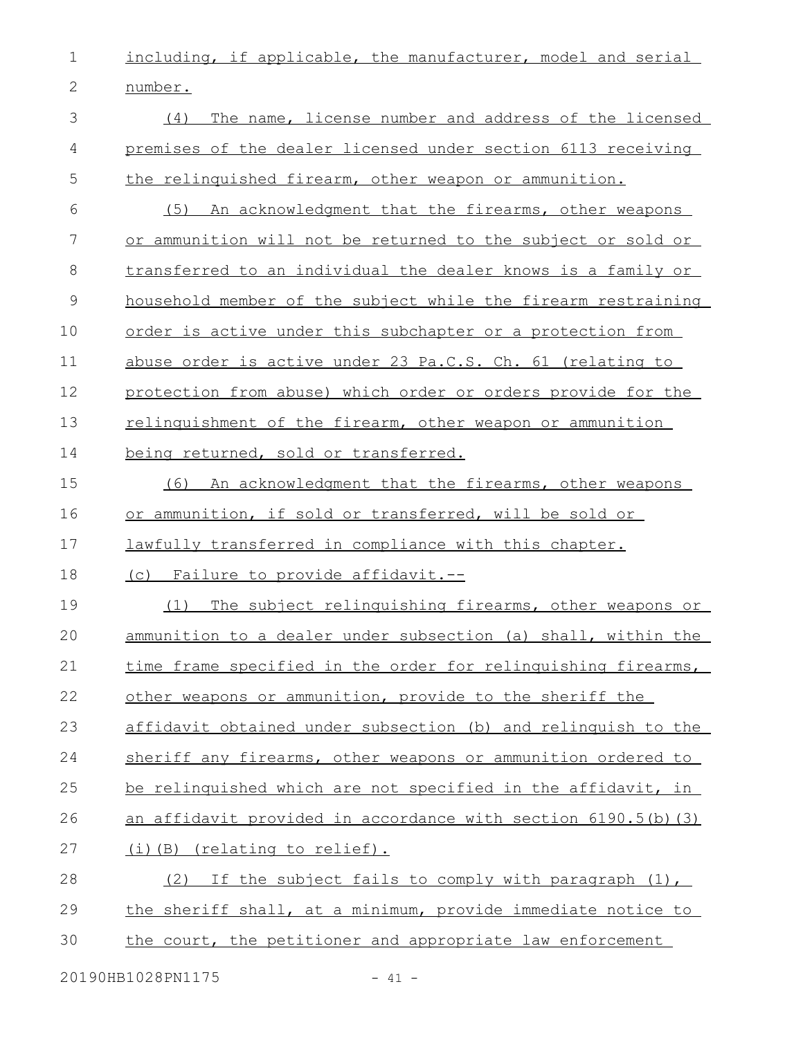including, if applicable, the manufacturer, model and serial number.

(4) The name, license number and address of the licensed premises of the dealer licensed under section 6113 receiving the relinquished firearm, other weapon or ammunition.

(5) An acknowledgment that the firearms, other weapons or ammunition will not be returned to the subject or sold or transferred to an individual the dealer knows is a family or household member of the subject while the firearm restraining order is active under this subchapter or a protection from abuse order is active under 23 Pa.C.S. Ch. 61 (relating to protection from abuse) which order or orders provide for the relinquishment of the firearm, other weapon or ammunition being returned, sold or transferred.

(6) An acknowledgment that the firearms, other weapons or ammunition, if sold or transferred, will be sold or lawfully transferred in compliance with this chapter.

(c) Failure to provide affidavit.--

(1) The subject relinquishing firearms, other weapons or ammunition to a dealer under subsection (a) shall, within the time frame specified in the order for relinquishing firearms, other weapons or ammunition, provide to the sheriff the affidavit obtained under subsection (b) and relinquish to the sheriff any firearms, other weapons or ammunition ordered to be relinquished which are not specified in the affidavit, in an affidavit provided in accordance with section 6190.5(b)(3)(i)(B) (relating to relief).

(2) If the subject fails to comply with paragraph (1), the sheriff shall, at a minimum, provide immediate notice to the court, the petitioner and appropriate law enforcement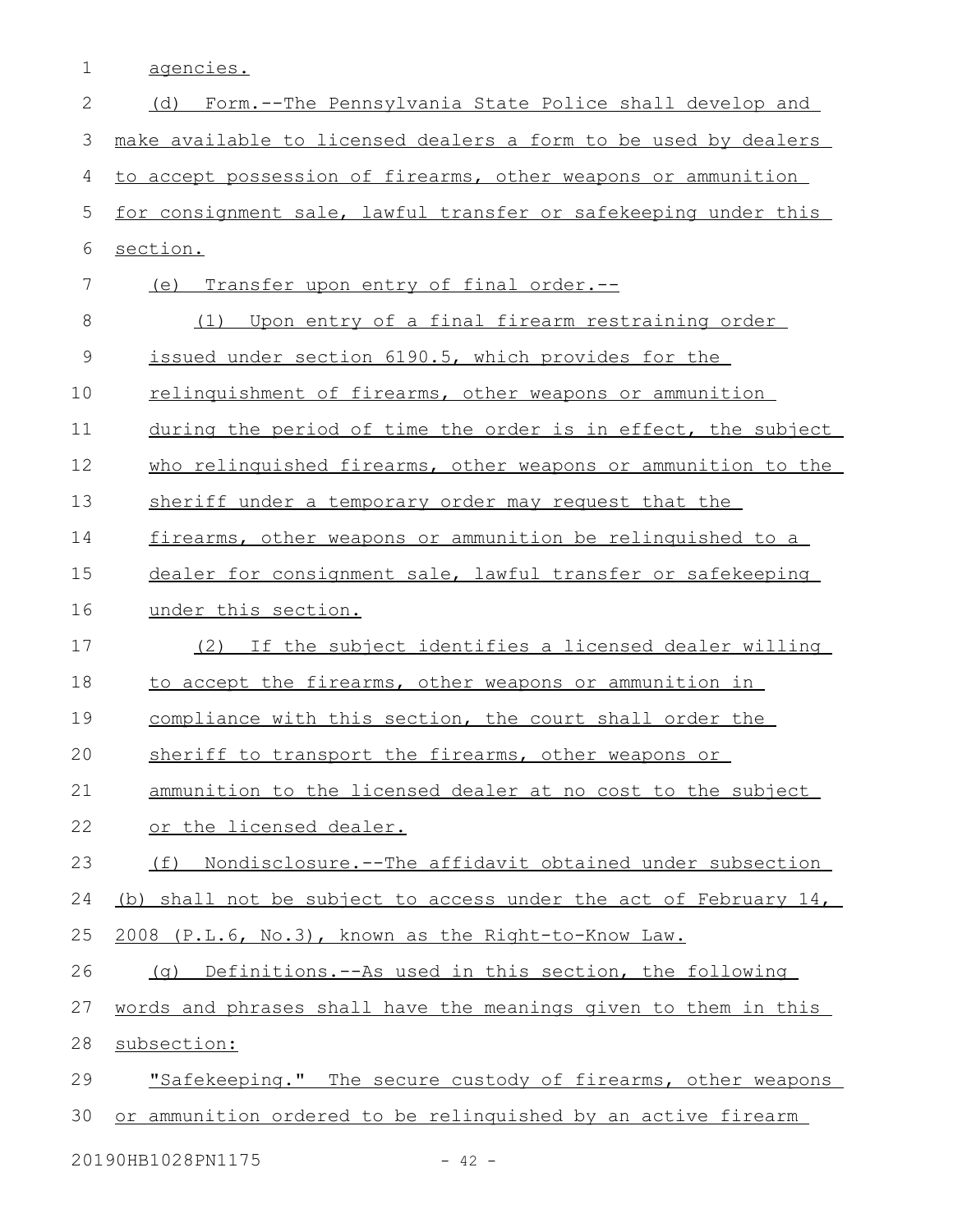agencies.

(d) Form.--The Pennsylvania State Police shall develop and make available to licensed dealers a form to be used by dealers to accept possession of firearms, other weapons or ammunition for consignment sale, lawful transfer or safekeeping under this section.

(e) Transfer upon entry of final order.--

(1) Upon entry of a final firearm restraining order issued under section 6190.5, which provides for the relinquishment of firearms, other weapons or ammunition during the period of time the order is in effect, the subject who relinquished firearms, other weapons or ammunition to the sheriff under a temporary order may request that the firearms, other weapons or ammunition be relinquished to a dealer for consignment sale, lawful transfer or safekeeping under this section.

(2) If the subject identifies a licensed dealer willing to accept the firearms, other weapons or ammunition in compliance with this section, the court shall order the sheriff to transport the firearms, other weapons or ammunition to the licensed dealer at no cost to the subject or the licensed dealer.

(f) Nondisclosure.--The affidavit obtained under subsection (b) shall not be subject to access under the act of February 14, 2008 (P.L.6, No.3), known as the Right-to-Know Law.

(g) Definitions.--As used in this section, the following words and phrases shall have the meanings given to them in this subsection:

"Safekeeping." The secure custody of firearms, other weapons or ammunition ordered to be relinquished by an active firearm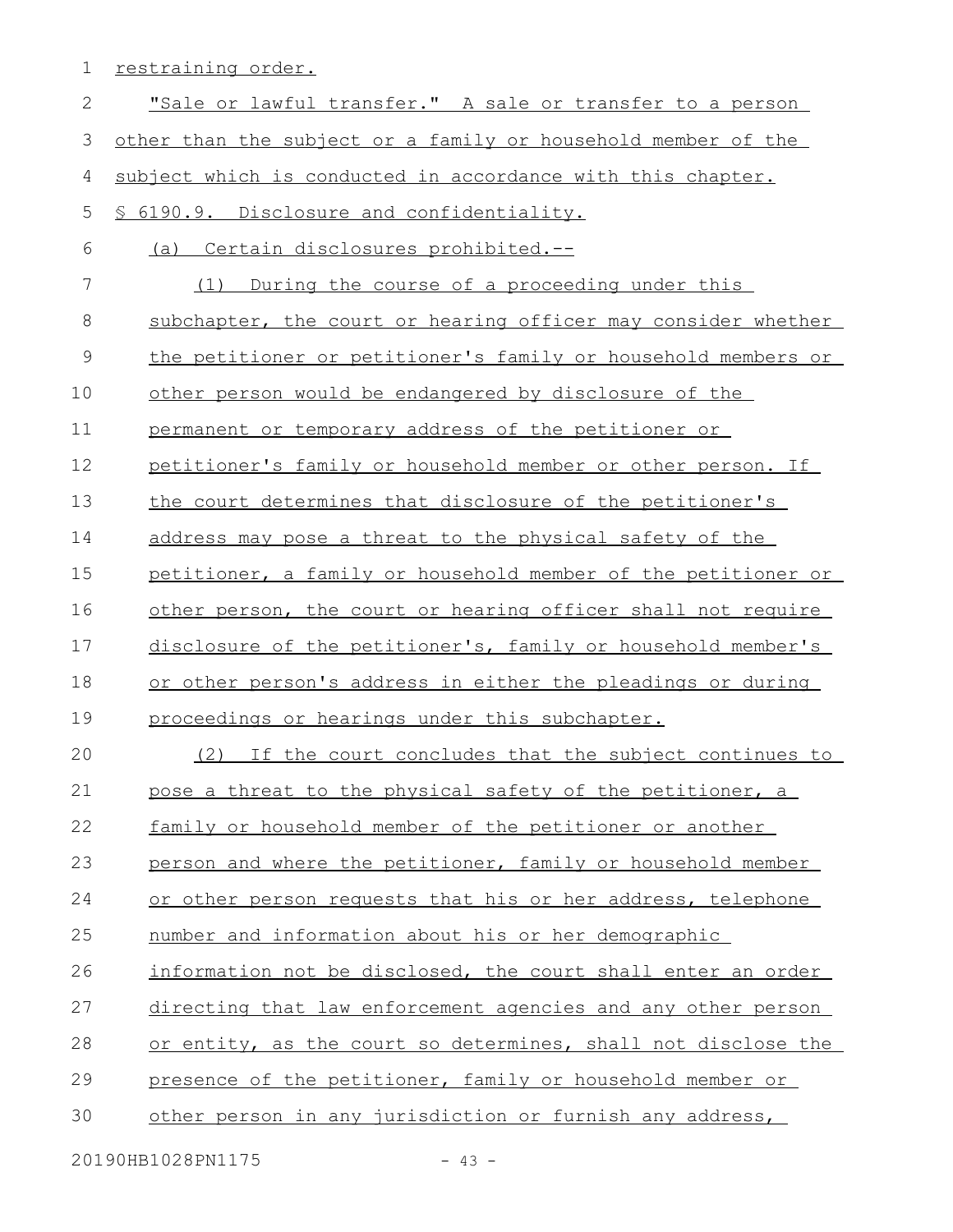restraining order.

"Sale or lawful transfer." A sale or transfer to a person other than the subject or a family or household member of the subject which is conducted in accordance with this chapter.

§ 6190.9. Disclosure and confidentiality.

(a) Certain disclosures prohibited.--

(1) During the course of a proceeding under this subchapter, the court or hearing officer may consider whether the petitioner or petitioner's family or household members or other person would be endangered by disclosure of the permanent or temporary address of the petitioner or petitioner's family or household member or other person. If the court determines that disclosure of the petitioner's address may pose a threat to the physical safety of the petitioner, a family or household member of the petitioner or other person, the court or hearing officer shall not require disclosure of the petitioner's, family or household member's or other person's address in either the pleadings or during proceedings or hearings under this subchapter.

(2) If the court concludes that the subject continues to pose a threat to the physical safety of the petitioner, a family or household member of the petitioner or another person and where the petitioner, family or household member or other person requests that his or her address, telephone number and information about his or her demographic information not be disclosed, the court shall enter an order directing that law enforcement agencies and any other person or entity, as the court so determines, shall not disclose the presence of the petitioner, family or household member or other person in any jurisdiction or furnish any address,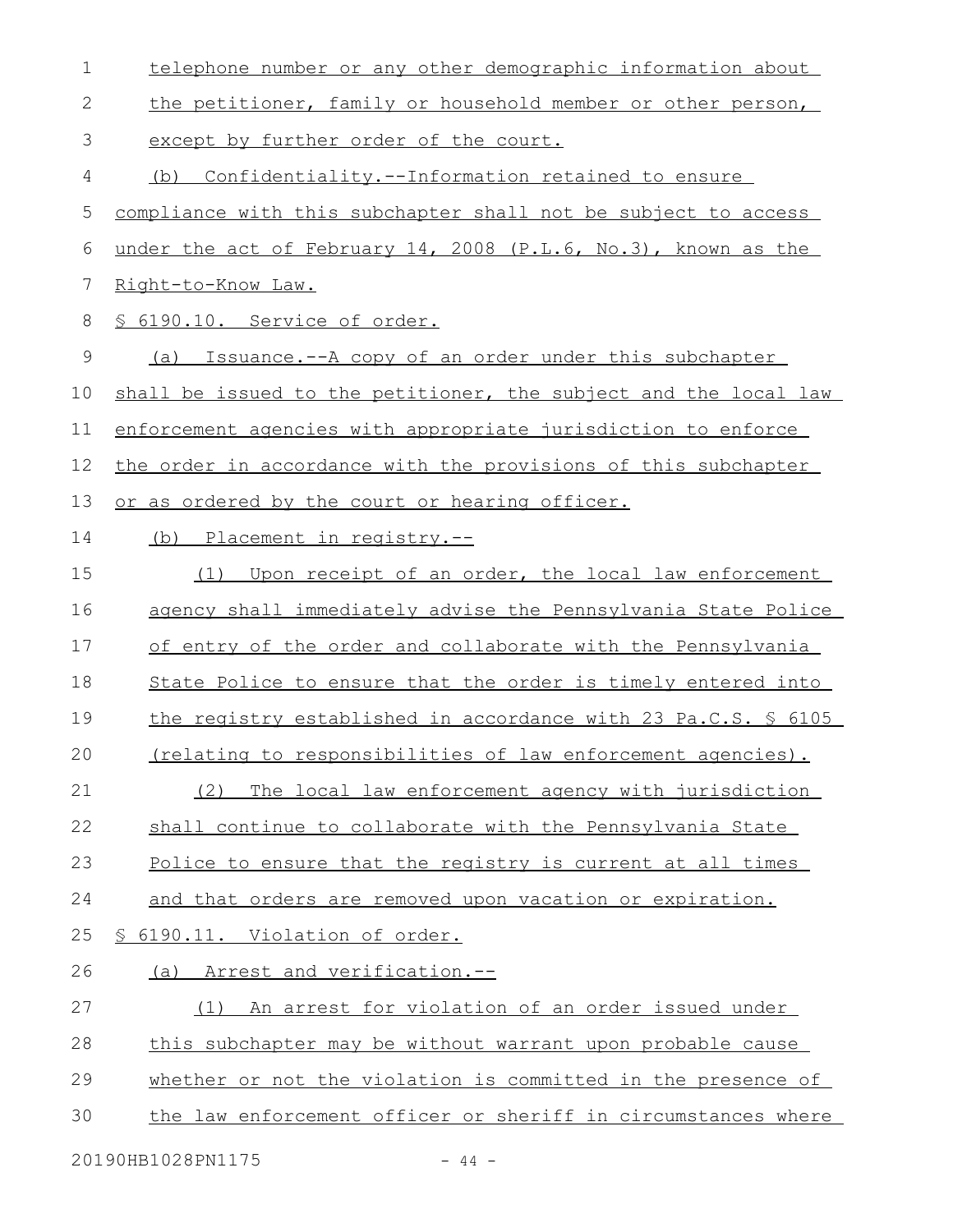telephone number or any other demographic information about the petitioner, family or household member or other person, except by further order of the court.

(b) Confidentiality.--Information retained to ensure compliance with this subchapter shall not be subject to access under the act of February 14, 2008 (P.L.6, No.3), known as the Right-to-Know Law.

§ 6190.10. Service of order.

(a) Issuance.--A copy of an order under this subchapter shall be issued to the petitioner, the subject and the local law enforcement agencies with appropriate jurisdiction to enforce the order in accordance with the provisions of this subchapter or as ordered by the court or hearing officer.

(b) Placement in registry.--

(1) Upon receipt of an order, the local law enforcement agency shall immediately advise the Pennsylvania State Police of entry of the order and collaborate with the Pennsylvania State Police to ensure that the order is timely entered into the registry established in accordance with 23 Pa.C.S. § 6105 (relating to responsibilities of law enforcement agencies).

(2) The local law enforcement agency with jurisdiction shall continue to collaborate with the Pennsylvania State Police to ensure that the registry is current at all times and that orders are removed upon vacation or expiration.

§ 6190.11. Violation of order.

(a) Arrest and verification.--

(1) An arrest for violation of an order issued under this subchapter may be without warrant upon probable cause whether or not the violation is committed in the presence of the law enforcement officer or sheriff in circumstances where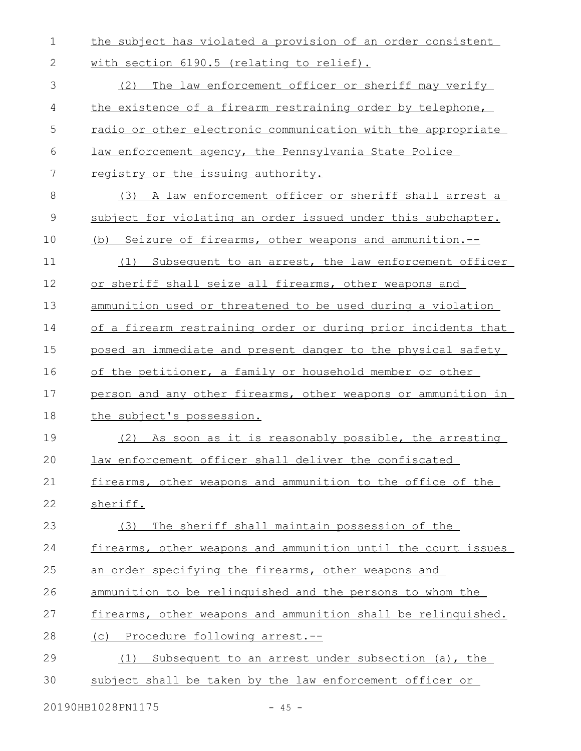the subject has violated a provision of an order consistent with section 6190.5 (relating to relief).

(2) The law enforcement officer or sheriff may verify the existence of a firearm restraining order by telephone, radio or other electronic communication with the appropriate law enforcement agency, the Pennsylvania State Police registry or the issuing authority.

(3) A law enforcement officer or sheriff shall arrest a subject for violating an order issued under this subchapter.

(b) Seizure of firearms, other weapons and ammunition.--

(1) Subsequent to an arrest, the law enforcement officer or sheriff shall seize all firearms, other weapons and ammunition used or threatened to be used during a violation of a firearm restraining order or during prior incidents that posed an immediate and present danger to the physical safety of the petitioner, a family or household member or other person and any other firearms, other weapons or ammunition in the subject's possession.

(2) As soon as it is reasonably possible, the arresting law enforcement officer shall deliver the confiscated firearms, other weapons and ammunition to the office of the sheriff.

(3) The sheriff shall maintain possession of the firearms, other weapons and ammunition until the court issues an order specifying the firearms, other weapons and ammunition to be relinquished and the persons to whom the firearms, other weapons and ammunition shall be relinquished.

(c) Procedure following arrest.--

(1) Subsequent to an arrest under subsection (a), the subject shall be taken by the law enforcement officer or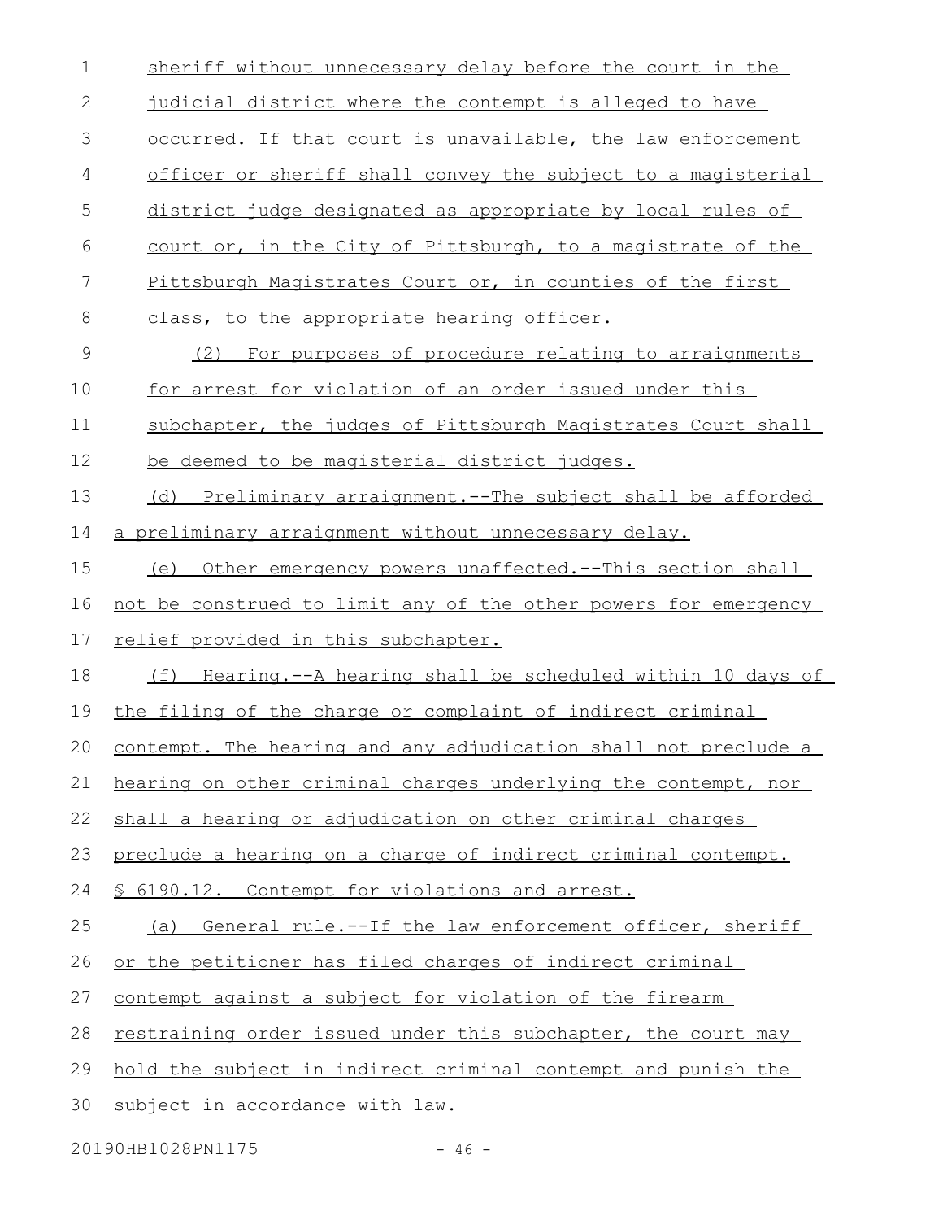sheriff without unnecessary delay before the court in the judicial district where the contempt is alleged to have occurred. If that court is unavailable, the law enforcement officer or sheriff shall convey the subject to a magisterial district judge designated as appropriate by local rules of court or, in the City of Pittsburgh, to a magistrate of the Pittsburgh Magistrates Court or, in counties of the first class, to the appropriate hearing officer.

(2) For purposes of procedure relating to arraignments for arrest for violation of an order issued under this subchapter, the judges of Pittsburgh Magistrates Court shall be deemed to be magisterial district judges.

(d) Preliminary arraignment.--The subject shall be afforded a preliminary arraignment without unnecessary delay.

(e) Other emergency powers unaffected.--This section shall not be construed to limit any of the other powers for emergency relief provided in this subchapter.

(f) Hearing.--A hearing shall be scheduled within 10 days of the filing of the charge or complaint of indirect criminal contempt. The hearing and any adjudication shall not preclude a hearing on other criminal charges underlying the contempt, nor shall a hearing or adjudication on other criminal charges preclude a hearing on a charge of indirect criminal contempt.

§ 6190.12. Contempt for violations and arrest.

(a) General rule.--If the law enforcement officer, sheriff or the petitioner has filed charges of indirect criminal contempt against a subject for violation of the firearm restraining order issued under this subchapter, the court may hold the subject in indirect criminal contempt and punish the subject in accordance with law.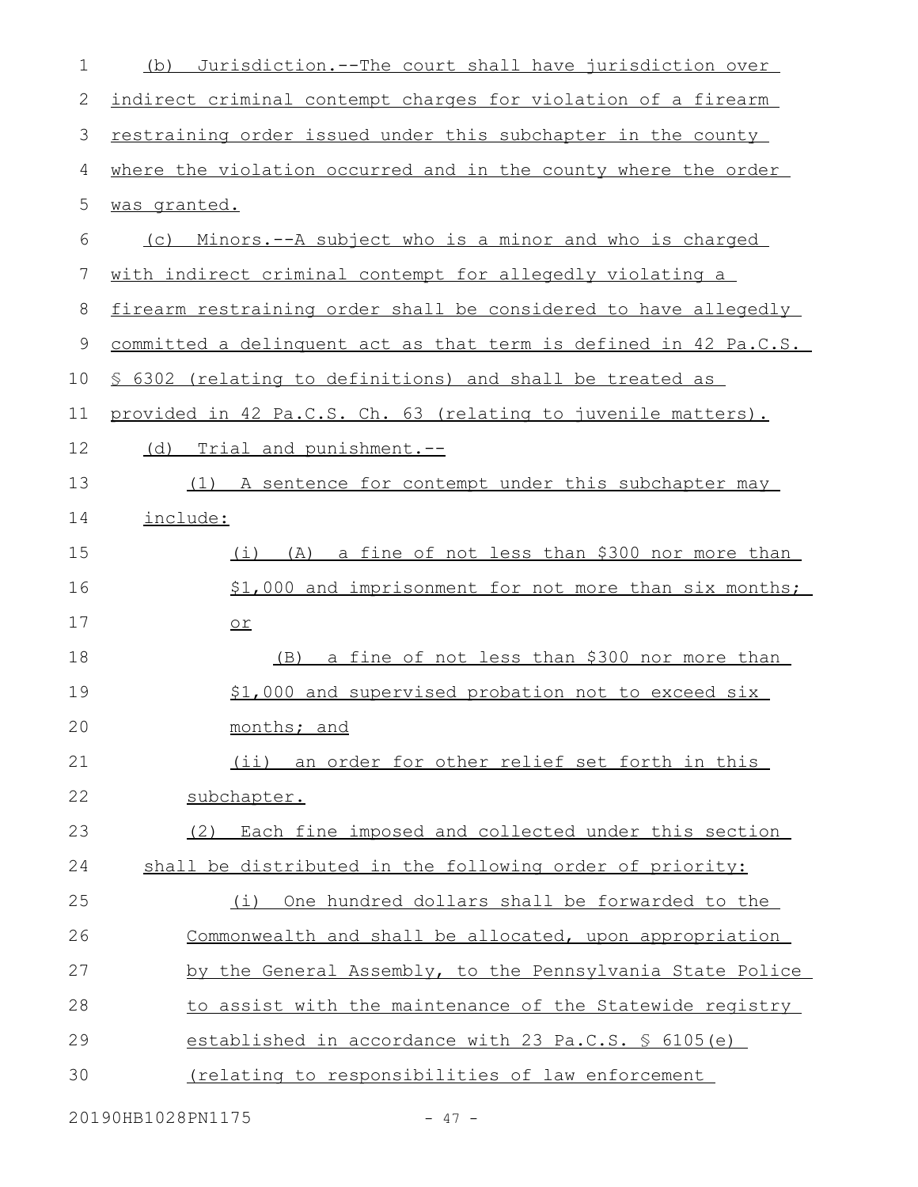(b) Jurisdiction.--The court shall have jurisdiction over indirect criminal contempt charges for violation of a firearm restraining order issued under this subchapter in the county where the violation occurred and in the county where the order was granted.

(c) Minors.--A subject who is a minor and who is charged with indirect criminal contempt for allegedly violating a firearm restraining order shall be considered to have allegedly committed a delinquent act as that term is defined in 42 Pa.C.S. § 6302 (relating to definitions) and shall be treated as provided in 42 Pa.C.S. Ch. 63 (relating to juvenile matters).

(d) Trial and punishment.--

(1) A sentence for contempt under this subchapter may include:

(i) (A) a fine of not less than $300 nor more than $1,000 and imprisonment for not more than six months; or

(B) a fine of not less than $300 nor more than $1,000 and supervised probation not to exceed six months; and

(ii) an order for other relief set forth in this subchapter.

(2) Each fine imposed and collected under this section shall be distributed in the following order of priority:

(i) One hundred dollars shall be forwarded to the Commonwealth and shall be allocated, upon appropriation by the General Assembly, to the Pennsylvania State Police to assist with the maintenance of the Statewide registry established in accordance with 23 Pa.C.S. § 6105(e) (relating to responsibilities of law enforcement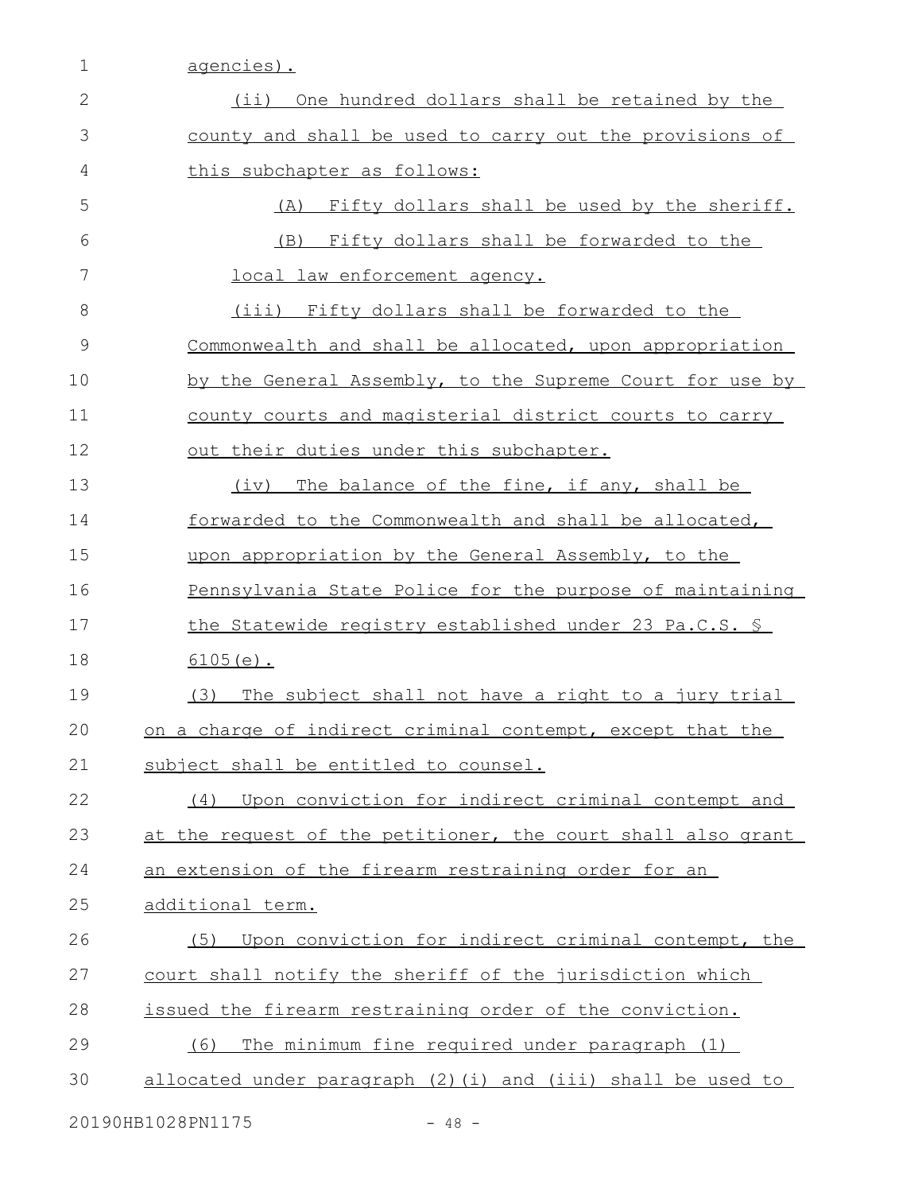agencies).

(ii) One hundred dollars shall be retained by the county and shall be used to carry out the provisions of this subchapter as follows:

(A) Fifty dollars shall be used by the sheriff.

(B) Fifty dollars shall be forwarded to the local law enforcement agency.

(iii) Fifty dollars shall be forwarded to the Commonwealth and shall be allocated, upon appropriation by the General Assembly, to the Supreme Court for use by county courts and magisterial district courts to carry out their duties under this subchapter.

(iv) The balance of the fine, if any, shall be forwarded to the Commonwealth and shall be allocated, upon appropriation by the General Assembly, to the Pennsylvania State Police for the purpose of maintaining the Statewide registry established under 23 Pa.C.S. § 6105(e).

(3) The subject shall not have a right to a jury trial on a charge of indirect criminal contempt, except that the subject shall be entitled to counsel.

(4) Upon conviction for indirect criminal contempt and at the request of the petitioner, the court shall also grant an extension of the firearm restraining order for an additional term.

(5) Upon conviction for indirect criminal contempt, the court shall notify the sheriff of the jurisdiction which issued the firearm restraining order of the conviction.

(6) The minimum fine required under paragraph (1) allocated under paragraph (2)(i) and (iii) shall be used to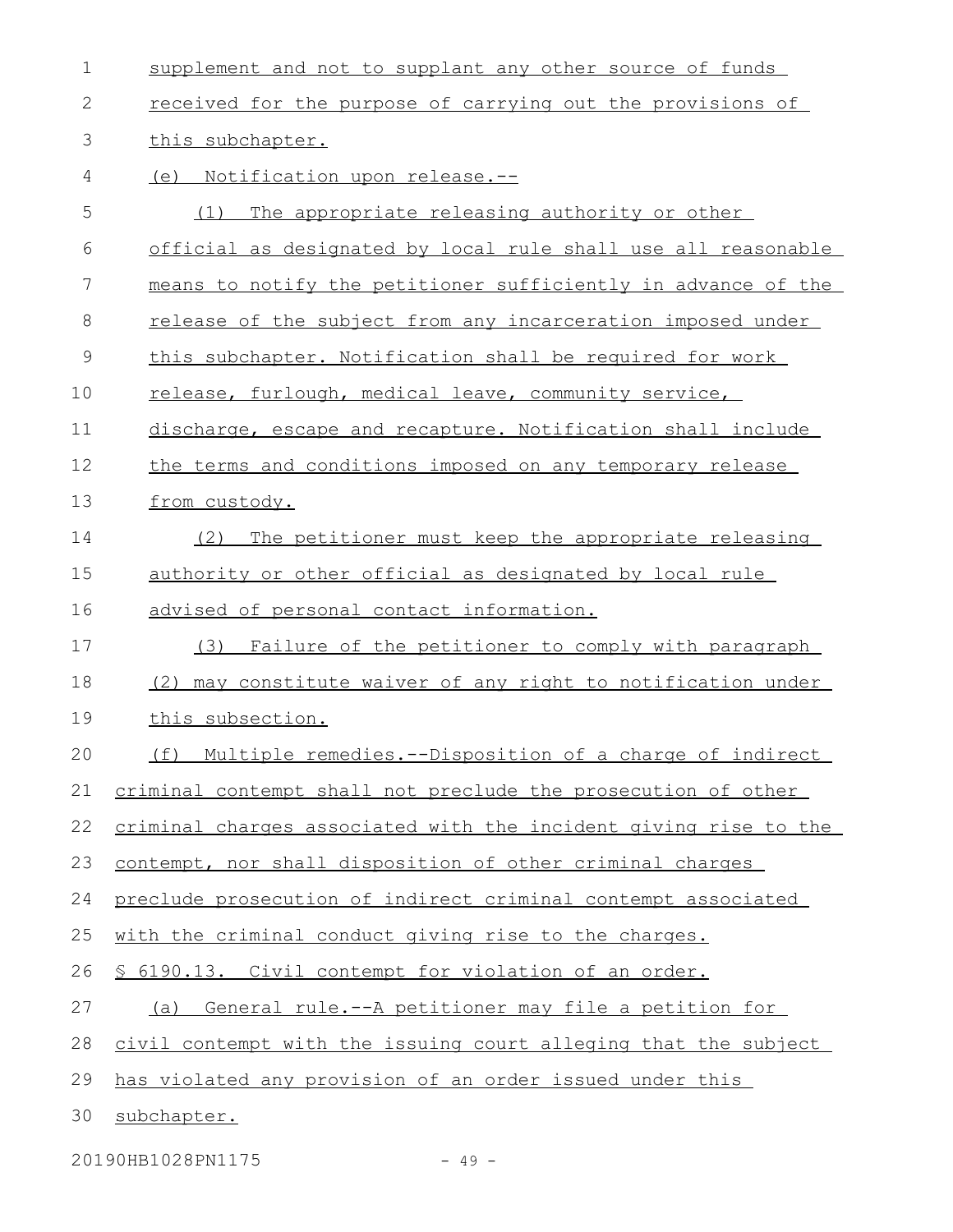supplement and not to supplant any other source of funds received for the purpose of carrying out the provisions of this subchapter.

(e) Notification upon release.--

(1) The appropriate releasing authority or other official as designated by local rule shall use all reasonable means to notify the petitioner sufficiently in advance of the release of the subject from any incarceration imposed under this subchapter. Notification shall be required for work release, furlough, medical leave, community service, discharge, escape and recapture. Notification shall include the terms and conditions imposed on any temporary release from custody.

(2) The petitioner must keep the appropriate releasing authority or other official as designated by local rule advised of personal contact information.

(3) Failure of the petitioner to comply with paragraph (2) may constitute waiver of any right to notification under this subsection.

(f) Multiple remedies.--Disposition of a charge of indirect criminal contempt shall not preclude the prosecution of other criminal charges associated with the incident giving rise to the contempt, nor shall disposition of other criminal charges preclude prosecution of indirect criminal contempt associated with the criminal conduct giving rise to the charges.

§ 6190.13. Civil contempt for violation of an order.

(a) General rule.--A petitioner may file a petition for civil contempt with the issuing court alleging that the subject has violated any provision of an order issued under this subchapter.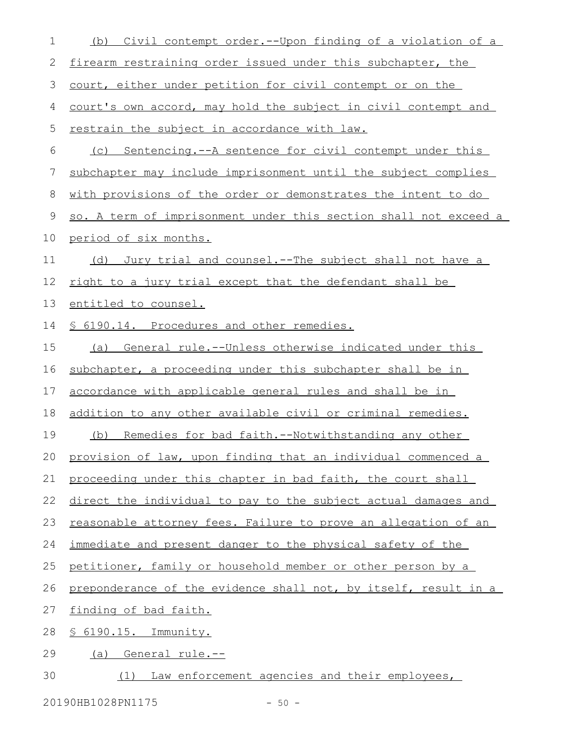(b) Civil contempt order.--Upon finding of a violation of a firearm restraining order issued under this subchapter, the court, either under petition for civil contempt or on the court's own accord, may hold the subject in civil contempt and restrain the subject in accordance with law.

(c) Sentencing.--A sentence for civil contempt under this subchapter may include imprisonment until the subject complies with provisions of the order or demonstrates the intent to do so. A term of imprisonment under this section shall not exceed a period of six months.

(d) Jury trial and counsel.--The subject shall not have a right to a jury trial except that the defendant shall be entitled to counsel.

§ 6190.14. Procedures and other remedies.

(a) General rule.--Unless otherwise indicated under this subchapter, a proceeding under this subchapter shall be in accordance with applicable general rules and shall be in addition to any other available civil or criminal remedies.

(b) Remedies for bad faith.--Notwithstanding any other provision of law, upon finding that an individual commenced a proceeding under this chapter in bad faith, the court shall direct the individual to pay to the subject actual damages and reasonable attorney fees. Failure to prove an allegation of an immediate and present danger to the physical safety of the petitioner, family or household member or other person by a preponderance of the evidence shall not, by itself, result in a finding of bad faith.

§ 6190.15. Immunity.

(a) General rule.--

(1) Law enforcement agencies and their employees,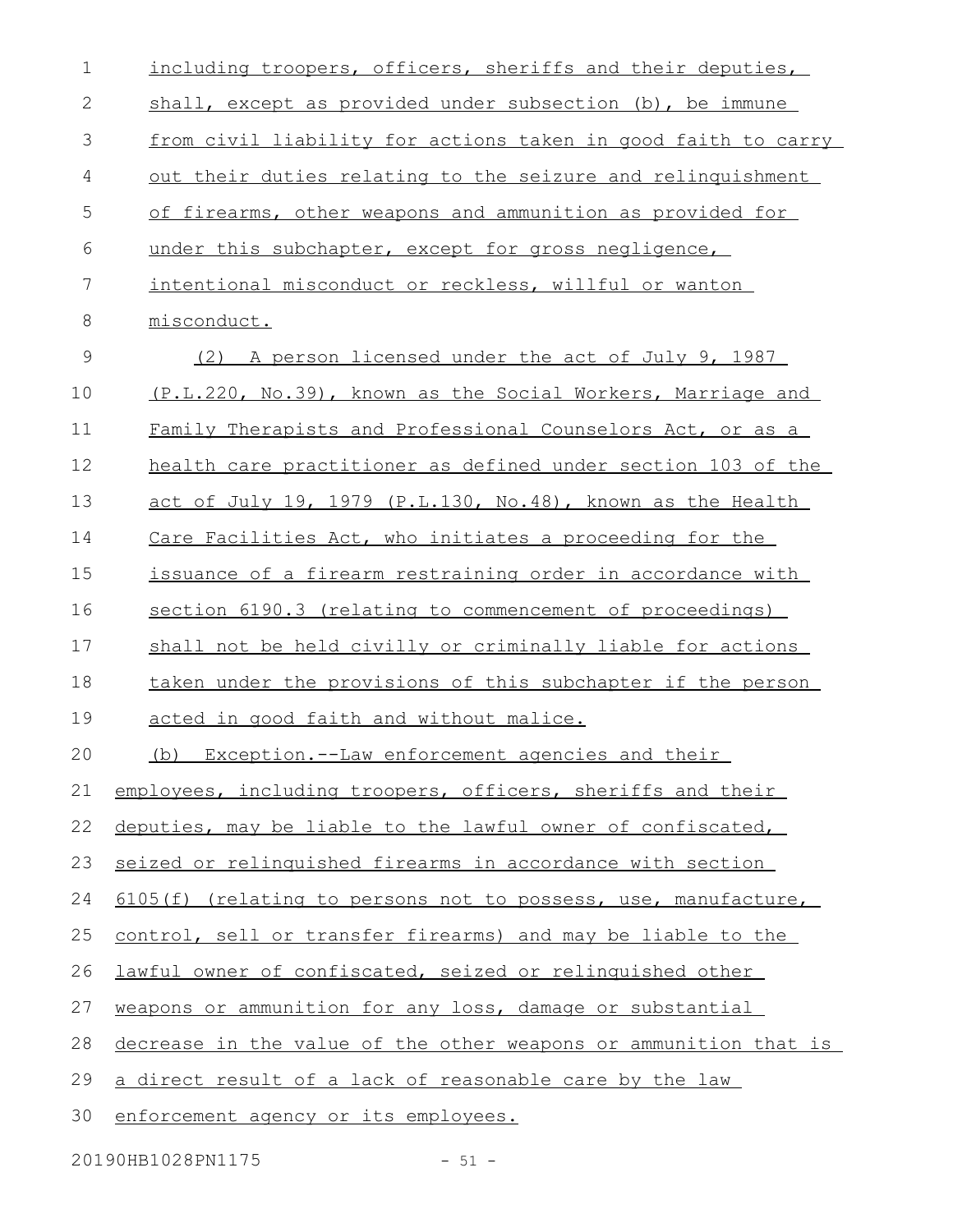including troopers, officers, sheriffs and their deputies, shall, except as provided under subsection (b), be immune from civil liability for actions taken in good faith to carry out their duties relating to the seizure and relinquishment of firearms, other weapons and ammunition as provided for under this subchapter, except for gross negligence, intentional misconduct or reckless, willful or wanton misconduct.

(2) A person licensed under the act of July 9, 1987 (P.L.220, No.39), known as the Social Workers, Marriage and Family Therapists and Professional Counselors Act, or as a health care practitioner as defined under section 103 of the act of July 19, 1979 (P.L.130, No.48), known as the Health Care Facilities Act, who initiates a proceeding for the issuance of a firearm restraining order in accordance with section 6190.3 (relating to commencement of proceedings) shall not be held civilly or criminally liable for actions taken under the provisions of this subchapter if the person acted in good faith and without malice.

(b) Exception.--Law enforcement agencies and their employees, including troopers, officers, sheriffs and their deputies, may be liable to the lawful owner of confiscated, seized or relinquished firearms in accordance with section 6105(f) (relating to persons not to possess, use, manufacture, control, sell or transfer firearms) and may be liable to the lawful owner of confiscated, seized or relinquished other weapons or ammunition for any loss, damage or substantial decrease in the value of the other weapons or ammunition that is a direct result of a lack of reasonable care by the law enforcement agency or its employees.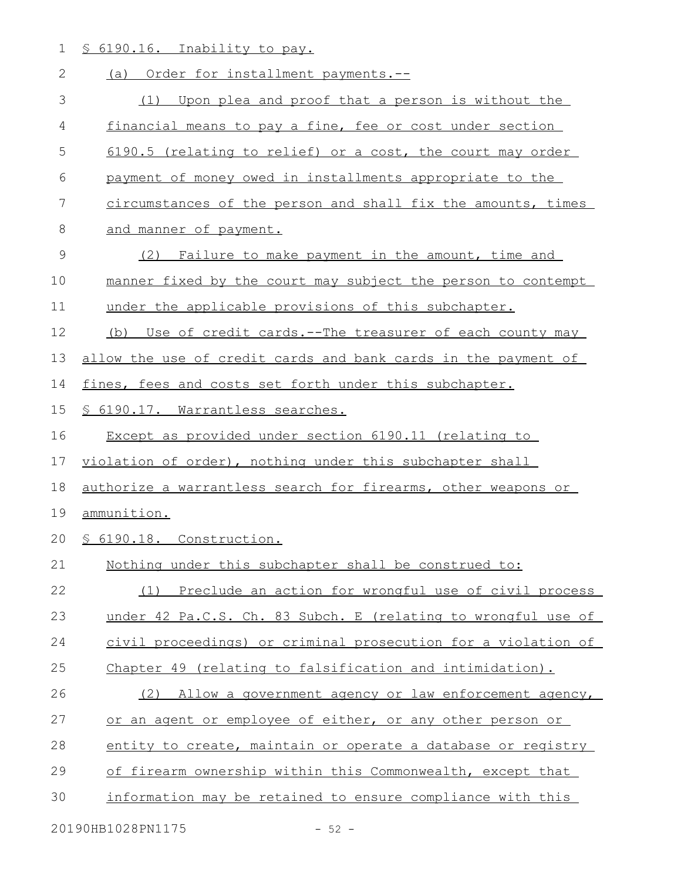§ 6190.16. Inability to pay.

(a) Order for installment payments.--

(1) Upon plea and proof that a person is without the financial means to pay a fine, fee or cost under section 6190.5 (relating to relief) or a cost, the court may order payment of money owed in installments appropriate to the circumstances of the person and shall fix the amounts, times and manner of payment.

(2) Failure to make payment in the amount, time and manner fixed by the court may subject the person to contempt under the applicable provisions of this subchapter.

(b) Use of credit cards.--The treasurer of each county may allow the use of credit cards and bank cards in the payment of fines, fees and costs set forth under this subchapter.

§ 6190.17. Warrantless searches.

Except as provided under section 6190.11 (relating to violation of order), nothing under this subchapter shall authorize a warrantless search for firearms, other weapons or ammunition.

§ 6190.18. Construction.

Nothing under this subchapter shall be construed to:

(1) Preclude an action for wrongful use of civil process under 42 Pa.C.S. Ch. 83 Subch. E (relating to wrongful use of civil proceedings) or criminal prosecution for a violation of Chapter 49 (relating to falsification and intimidation).

(2) Allow a government agency or law enforcement agency, or an agent or employee of either, or any other person or entity to create, maintain or operate a database or registry of firearm ownership within this Commonwealth, except that information may be retained to ensure compliance with this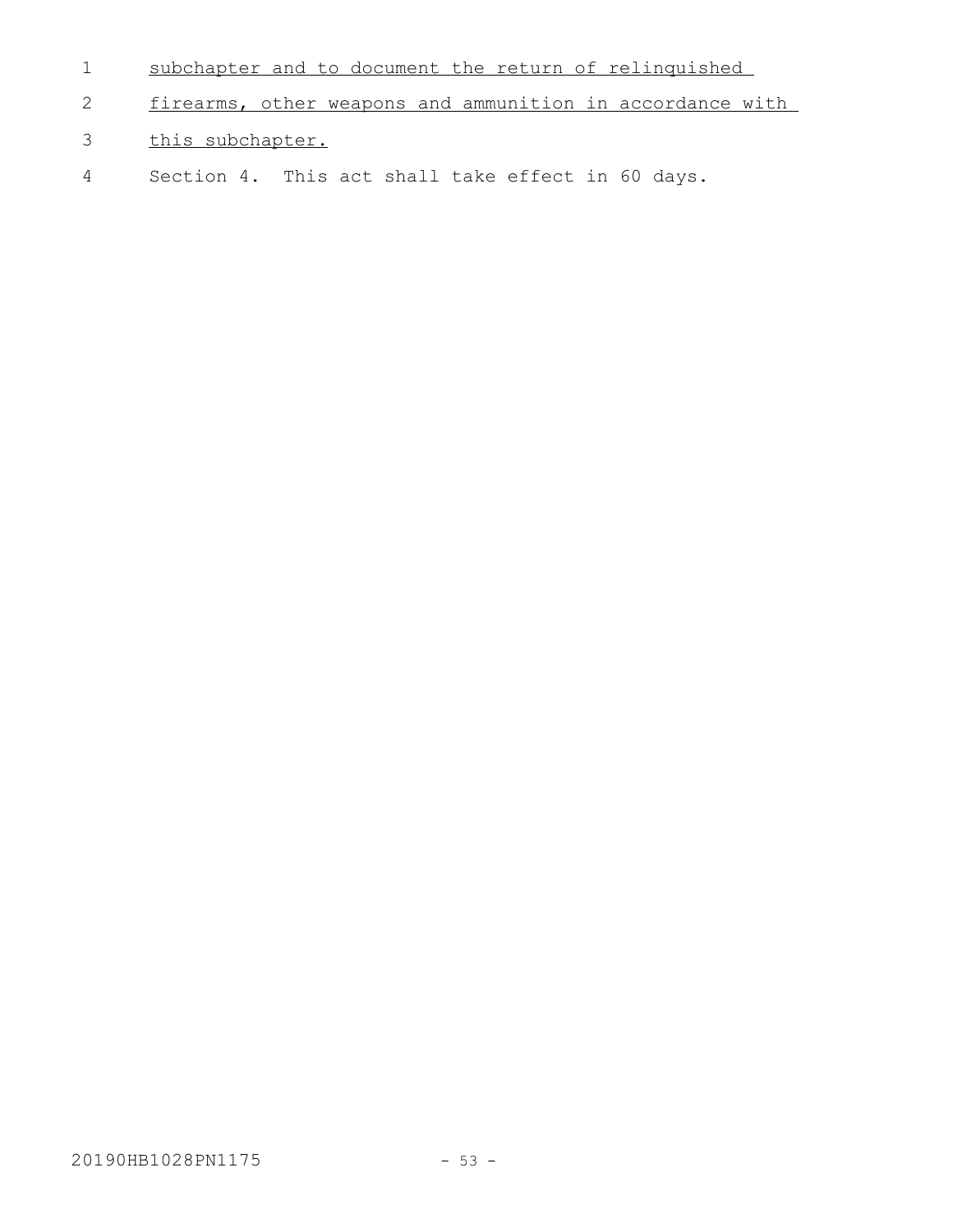subchapter and to document the return of relinquished firearms, other weapons and ammunition in accordance with this subchapter.

Section 4. This act shall take effect in 60 days.